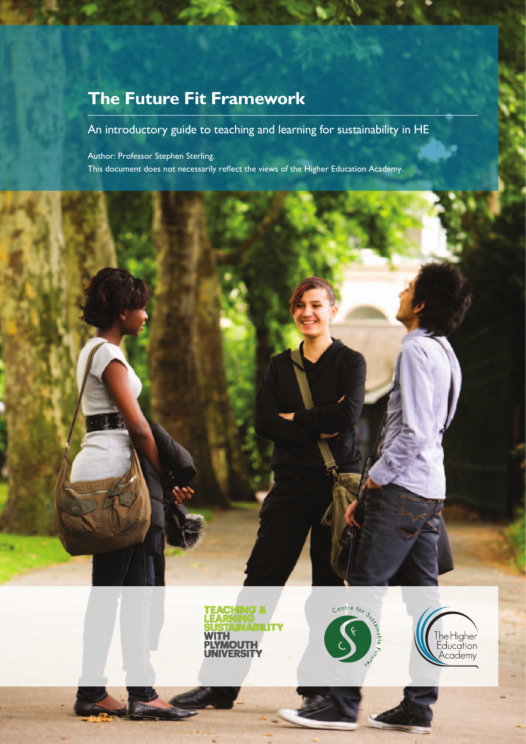# The Future Fit Framework

An introductory guide to teaching and learning for sustainability in HE

Author: Professor Stephen Sterling.
This document does not necessarily reflect the views of the Higher Education Academy.

TEACHING & LEARNING SUSTAINABILITY WITH PLYMOUTH UNIVERSITY

Centre for Sustainable Futures

The Higher Education Academy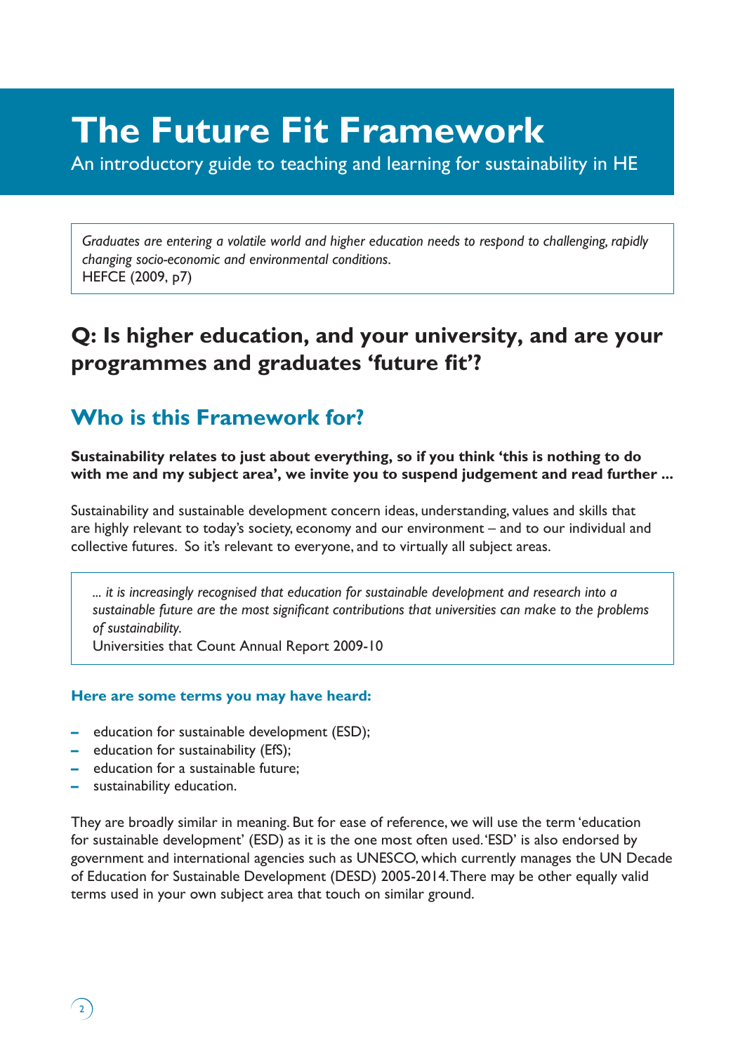# The Future Fit Framework

An introductory guide to teaching and learning for sustainability in HE

> *Graduates are entering a volatile world and higher education needs to respond to challenging, rapidly changing socio-economic and environmental conditions.*
> HEFCE (2009, p7)

## Q: Is higher education, and your university, and are your programmes and graduates 'future fit'?

## Who is this Framework for?

**Sustainability relates to just about everything, so if you think 'this is nothing to do with me and my subject area', we invite you to suspend judgement and read further ...**

Sustainability and sustainable development concern ideas, understanding, values and skills that are highly relevant to today's society, economy and our environment – and to our individual and collective futures. So it's relevant to everyone, and to virtually all subject areas.

> *... it is increasingly recognised that education for sustainable development and research into a sustainable future are the most significant contributions that universities can make to the problems of sustainability.*
> Universities that Count Annual Report 2009-10

### Here are some terms you may have heard:

- education for sustainable development (ESD);
- education for sustainability (EfS);
- education for a sustainable future;
- sustainability education.

They are broadly similar in meaning. But for ease of reference, we will use the term 'education for sustainable development' (ESD) as it is the one most often used. 'ESD' is also endorsed by government and international agencies such as UNESCO, which currently manages the UN Decade of Education for Sustainable Development (DESD) 2005-2014. There may be other equally valid terms used in your own subject area that touch on similar ground.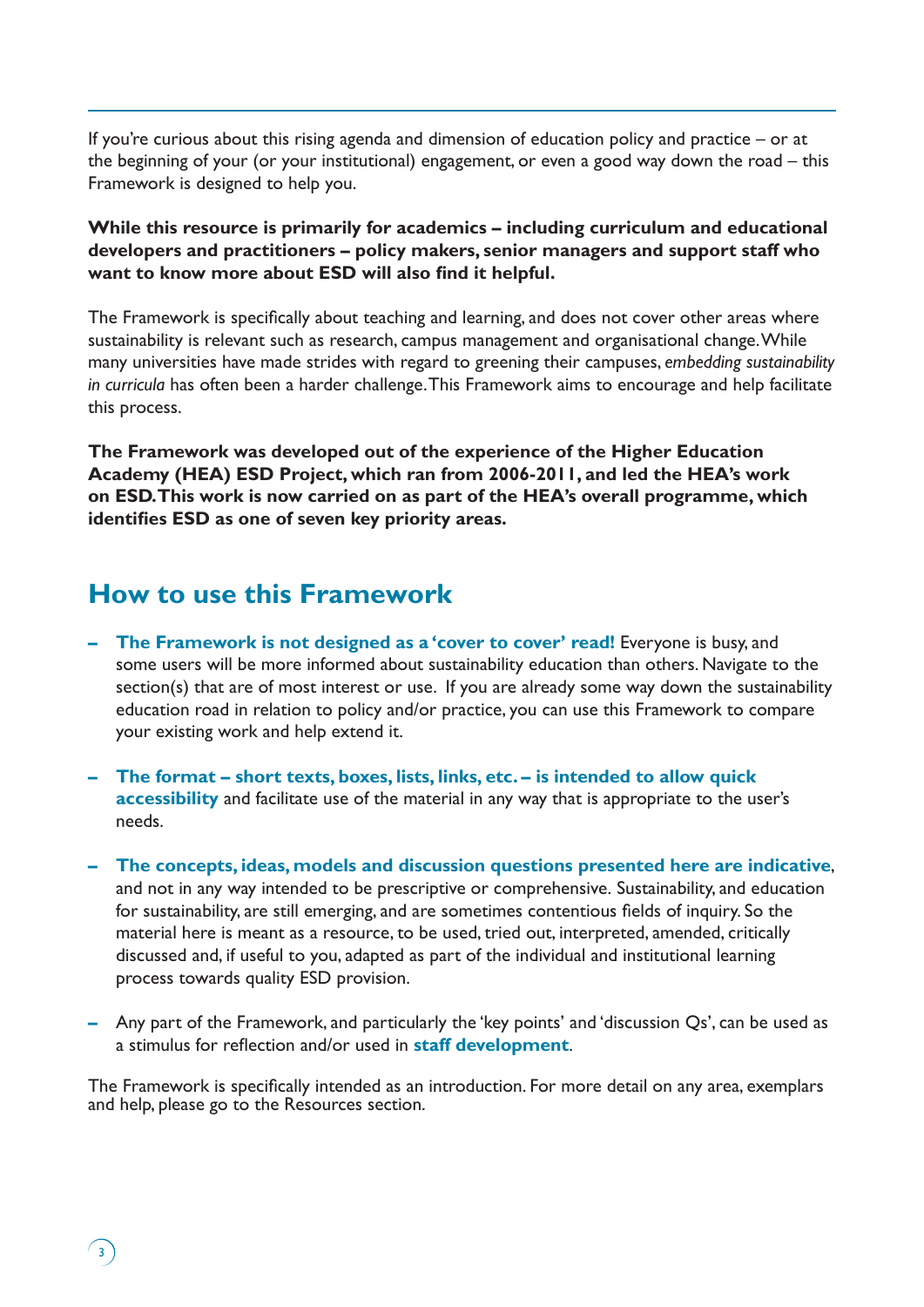If you're curious about this rising agenda and dimension of education policy and practice – or at the beginning of your (or your institutional) engagement, or even a good way down the road – this Framework is designed to help you.

**While this resource is primarily for academics – including curriculum and educational developers and practitioners – policy makers, senior managers and support staff who want to know more about ESD will also find it helpful.**

The Framework is specifically about teaching and learning, and does not cover other areas where sustainability is relevant such as research, campus management and organisational change. While many universities have made strides with regard to greening their campuses, *embedding sustainability in curricula* has often been a harder challenge. This Framework aims to encourage and help facilitate this process.

**The Framework was developed out of the experience of the Higher Education Academy (HEA) ESD Project, which ran from 2006-2011, and led the HEA's work on ESD. This work is now carried on as part of the HEA's overall programme, which identifies ESD as one of seven key priority areas.**

## How to use this Framework

- **The Framework is not designed as a 'cover to cover' read!** Everyone is busy, and some users will be more informed about sustainability education than others. Navigate to the section(s) that are of most interest or use. If you are already some way down the sustainability education road in relation to policy and/or practice, you can use this Framework to compare your existing work and help extend it.
- **The format – short texts, boxes, lists, links, etc. – is intended to allow quick accessibility** and facilitate use of the material in any way that is appropriate to the user's needs.
- **The concepts, ideas, models and discussion questions presented here are indicative**, and not in any way intended to be prescriptive or comprehensive. Sustainability, and education for sustainability, are still emerging, and are sometimes contentious fields of inquiry. So the material here is meant as a resource, to be used, tried out, interpreted, amended, critically discussed and, if useful to you, adapted as part of the individual and institutional learning process towards quality ESD provision.
- Any part of the Framework, and particularly the 'key points' and 'discussion Qs', can be used as a stimulus for reflection and/or used in **staff development**.

The Framework is specifically intended as an introduction. For more detail on any area, exemplars and help, please go to the Resources section.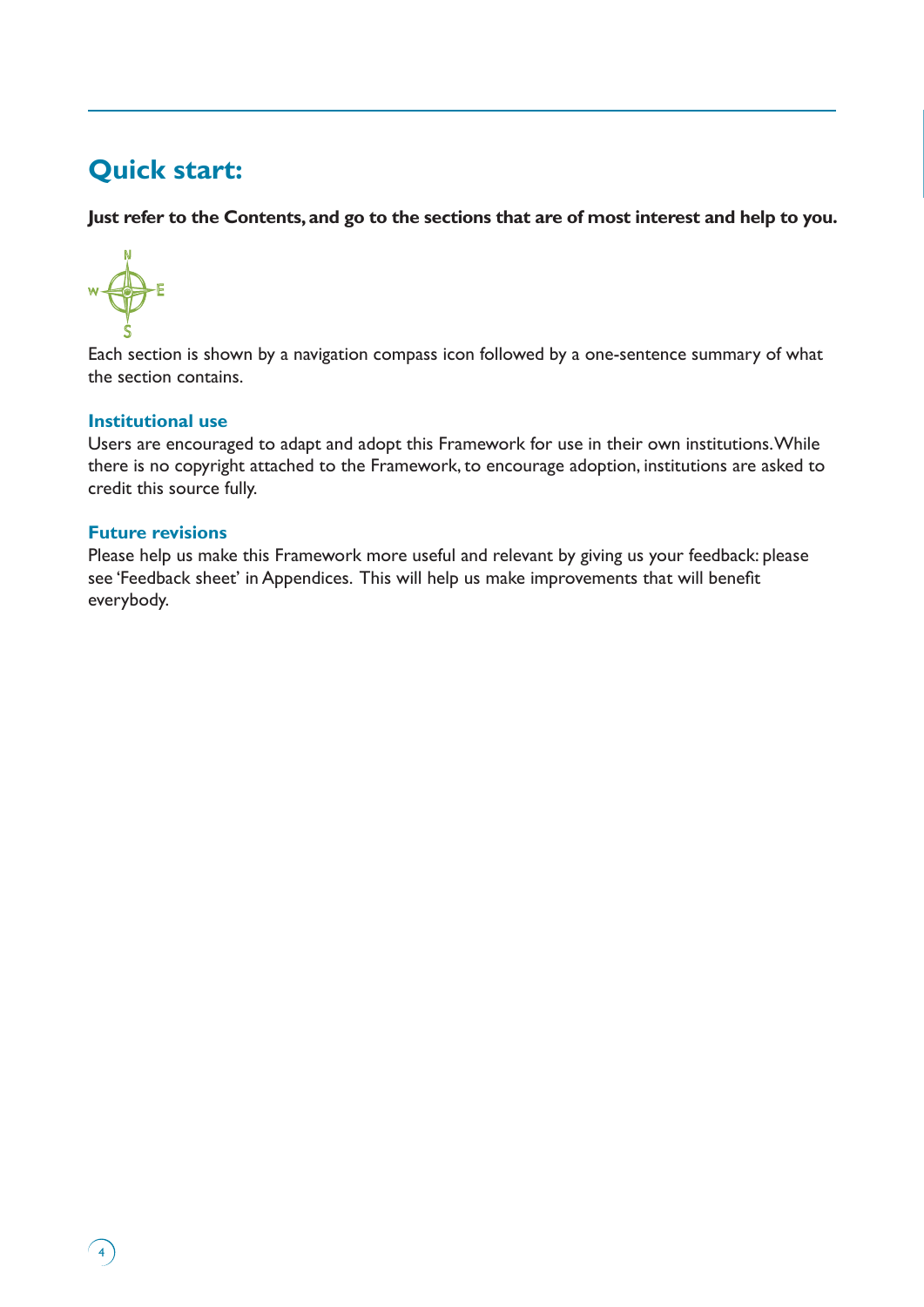# Quick start:

**Just refer to the Contents, and go to the sections that are of most interest and help to you.**

Each section is shown by a navigation compass icon followed by a one-sentence summary of what the section contains.

### Institutional use

Users are encouraged to adapt and adopt this Framework for use in their own institutions. While there is no copyright attached to the Framework, to encourage adoption, institutions are asked to credit this source fully.

### Future revisions

Please help us make this Framework more useful and relevant by giving us your feedback: please see 'Feedback sheet' in Appendices. This will help us make improvements that will benefit everybody.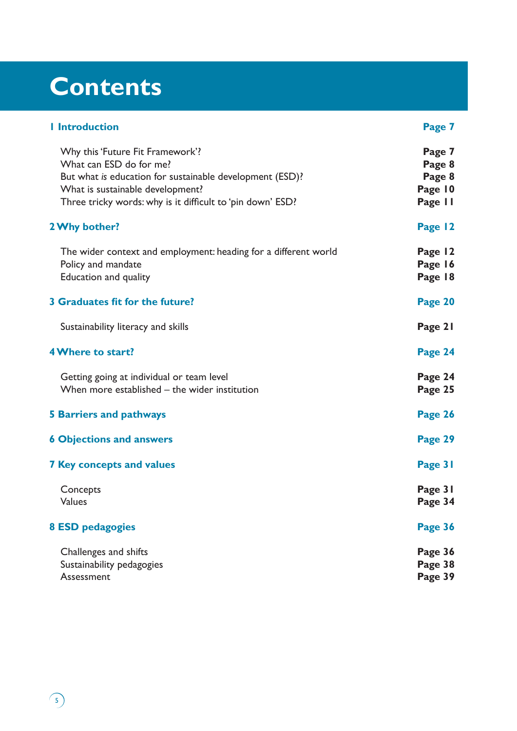# Contents

| | |
|---|---|
| **1 Introduction** | **Page 7** |
| Why this 'Future Fit Framework'? | **Page 7** |
| What can ESD do for me? | **Page 8** |
| But what *is* education for sustainable development (ESD)? | **Page 8** |
| What is sustainable development? | **Page 10** |
| Three tricky words: why is it difficult to 'pin down' ESD? | **Page 11** |
| **2 Why bother?** | **Page 12** |
| The wider context and employment: heading for a different world | **Page 12** |
| Policy and mandate | **Page 16** |
| Education and quality | **Page 18** |
| **3 Graduates fit for the future?** | **Page 20** |
| Sustainability literacy and skills | **Page 21** |
| **4 Where to start?** | **Page 24** |
| Getting going at individual or team level | **Page 24** |
| When more established – the wider institution | **Page 25** |
| **5 Barriers and pathways** | **Page 26** |
| **6 Objections and answers** | **Page 29** |
| **7 Key concepts and values** | **Page 31** |
| Concepts | **Page 31** |
| Values | **Page 34** |
| **8 ESD pedagogies** | **Page 36** |
| Challenges and shifts | **Page 36** |
| Sustainability pedagogies | **Page 38** |
| Assessment | **Page 39** |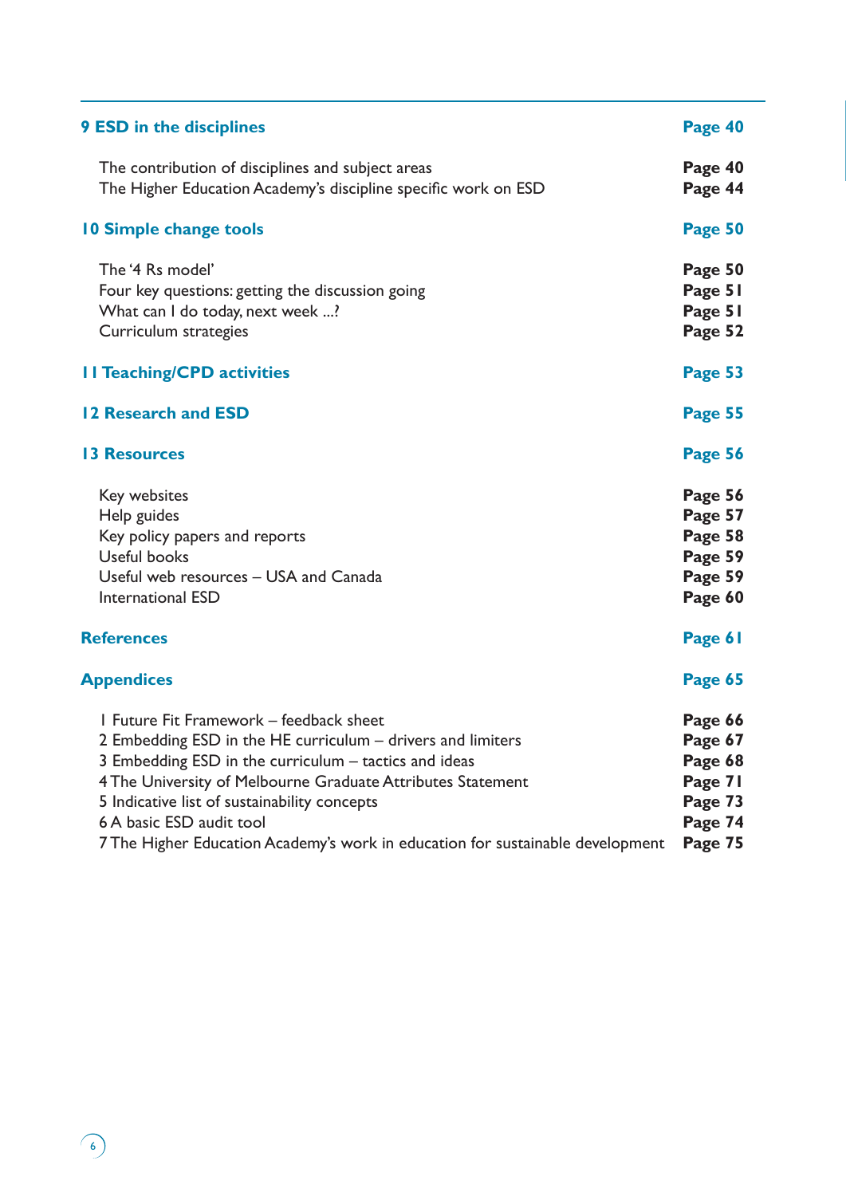| | |
|---|---|
| **9 ESD in the disciplines** | **Page 40** |
| The contribution of disciplines and subject areas | **Page 40** |
| The Higher Education Academy's discipline specific work on ESD | **Page 44** |
| **10 Simple change tools** | **Page 50** |
| The '4 Rs model' | **Page 50** |
| Four key questions: getting the discussion going | **Page 51** |
| What can I do today, next week ...? | **Page 51** |
| Curriculum strategies | **Page 52** |
| **11 Teaching/CPD activities** | **Page 53** |
| **12 Research and ESD** | **Page 55** |
| **13 Resources** | **Page 56** |
| Key websites | **Page 56** |
| Help guides | **Page 57** |
| Key policy papers and reports | **Page 58** |
| Useful books | **Page 59** |
| Useful web resources – USA and Canada | **Page 59** |
| International ESD | **Page 60** |
| **References** | **Page 61** |
| **Appendices** | **Page 65** |
| 1 Future Fit Framework – feedback sheet | **Page 66** |
| 2 Embedding ESD in the HE curriculum – drivers and limiters | **Page 67** |
| 3 Embedding ESD in the curriculum – tactics and ideas | **Page 68** |
| 4 The University of Melbourne Graduate Attributes Statement | **Page 71** |
| 5 Indicative list of sustainability concepts | **Page 73** |
| 6 A basic ESD audit tool | **Page 74** |
| 7 The Higher Education Academy's work in education for sustainable development | **Page 75** |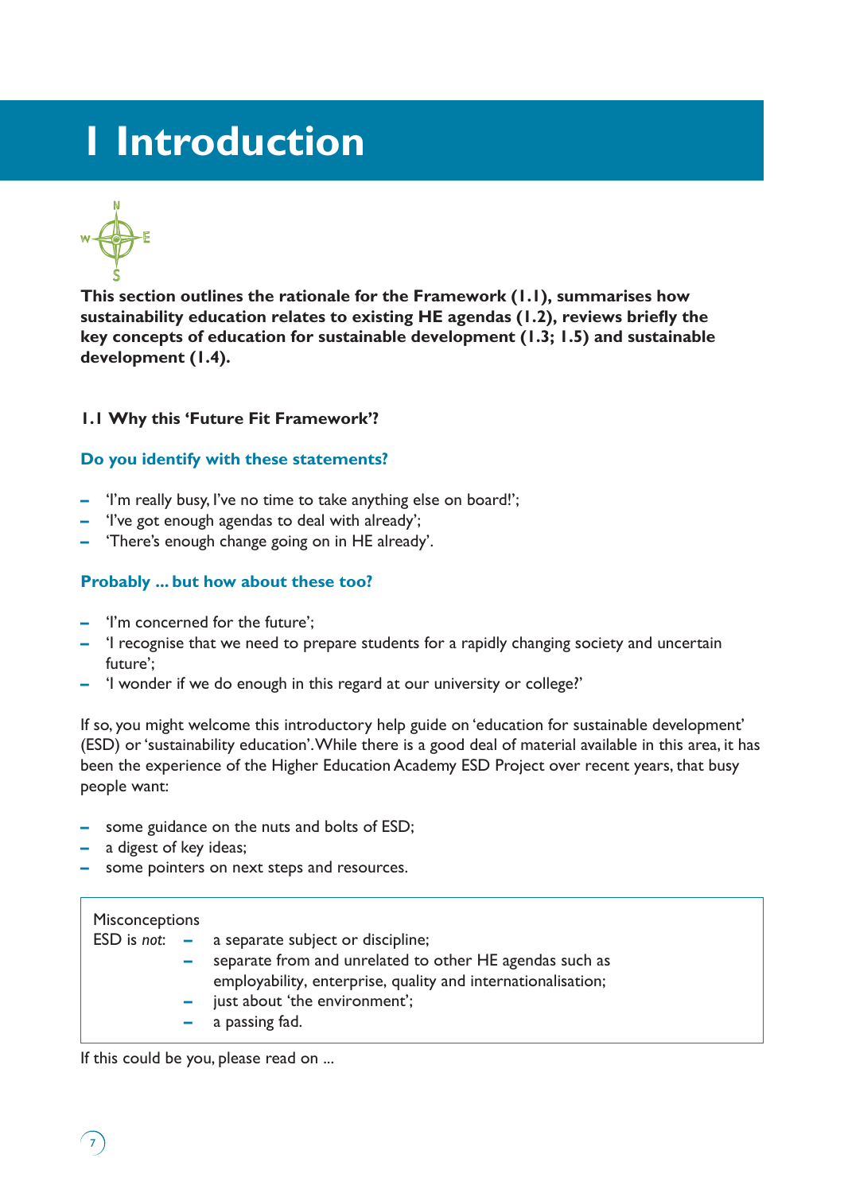# 1 Introduction

**This section outlines the rationale for the Framework (1.1), summarises how sustainability education relates to existing HE agendas (1.2), reviews briefly the key concepts of education for sustainable development (1.3; 1.5) and sustainable development (1.4).**

### 1.1 Why this 'Future Fit Framework'?

**Do you identify with these statements?**

- 'I'm really busy, I've no time to take anything else on board!';
- 'I've got enough agendas to deal with already';
- 'There's enough change going on in HE already'.

**Probably ... but how about these too?**

- 'I'm concerned for the future';
- 'I recognise that we need to prepare students for a rapidly changing society and uncertain future';
- 'I wonder if we do enough in this regard at our university or college?'

If so, you might welcome this introductory help guide on 'education for sustainable development' (ESD) or 'sustainability education'. While there is a good deal of material available in this area, it has been the experience of the Higher Education Academy ESD Project over recent years, that busy people want:

- some guidance on the nuts and bolts of ESD;
- a digest of key ideas;
- some pointers on next steps and resources.

Misconceptions

ESD is *not*:

- a separate subject or discipline;
- separate from and unrelated to other HE agendas such as employability, enterprise, quality and internationalisation;
- just about 'the environment';
- a passing fad.

If this could be you, please read on ...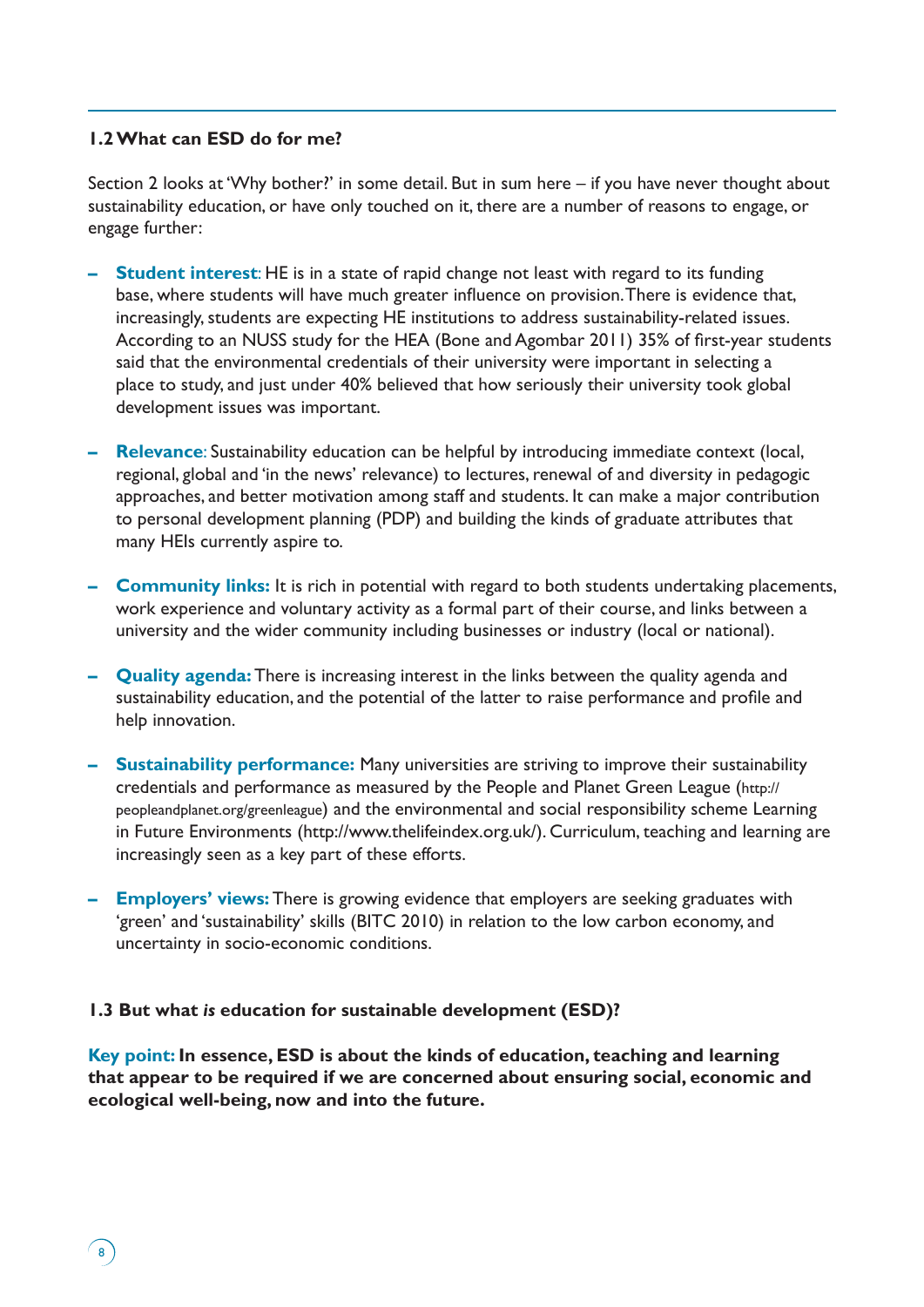### 1.2 What can ESD do for me?

Section 2 looks at 'Why bother?' in some detail. But in sum here – if you have never thought about sustainability education, or have only touched on it, there are a number of reasons to engage, or engage further:

- **Student interest**: HE is in a state of rapid change not least with regard to its funding base, where students will have much greater influence on provision. There is evidence that, increasingly, students are expecting HE institutions to address sustainability-related issues. According to an NUSS study for the HEA (Bone and Agombar 2011) 35% of first-year students said that the environmental credentials of their university were important in selecting a place to study, and just under 40% believed that how seriously their university took global development issues was important.

- **Relevance**: Sustainability education can be helpful by introducing immediate context (local, regional, global and 'in the news' relevance) to lectures, renewal of and diversity in pedagogic approaches, and better motivation among staff and students. It can make a major contribution to personal development planning (PDP) and building the kinds of graduate attributes that many HEIs currently aspire to.

- **Community links:** It is rich in potential with regard to both students undertaking placements, work experience and voluntary activity as a formal part of their course, and links between a university and the wider community including businesses or industry (local or national).

- **Quality agenda:** There is increasing interest in the links between the quality agenda and sustainability education, and the potential of the latter to raise performance and profile and help innovation.

- **Sustainability performance:** Many universities are striving to improve their sustainability credentials and performance as measured by the People and Planet Green League (http://peopleandplanet.org/greenleague) and the environmental and social responsibility scheme Learning in Future Environments (http://www.thelifeindex.org.uk/). Curriculum, teaching and learning are increasingly seen as a key part of these efforts.

- **Employers' views:** There is growing evidence that employers are seeking graduates with 'green' and 'sustainability' skills (BITC 2010) in relation to the low carbon economy, and uncertainty in socio-economic conditions.

### 1.3 But what *is* education for sustainable development (ESD)?

**Key point: In essence, ESD is about the kinds of education, teaching and learning that appear to be required if we are concerned about ensuring social, economic and ecological well-being, now and into the future.**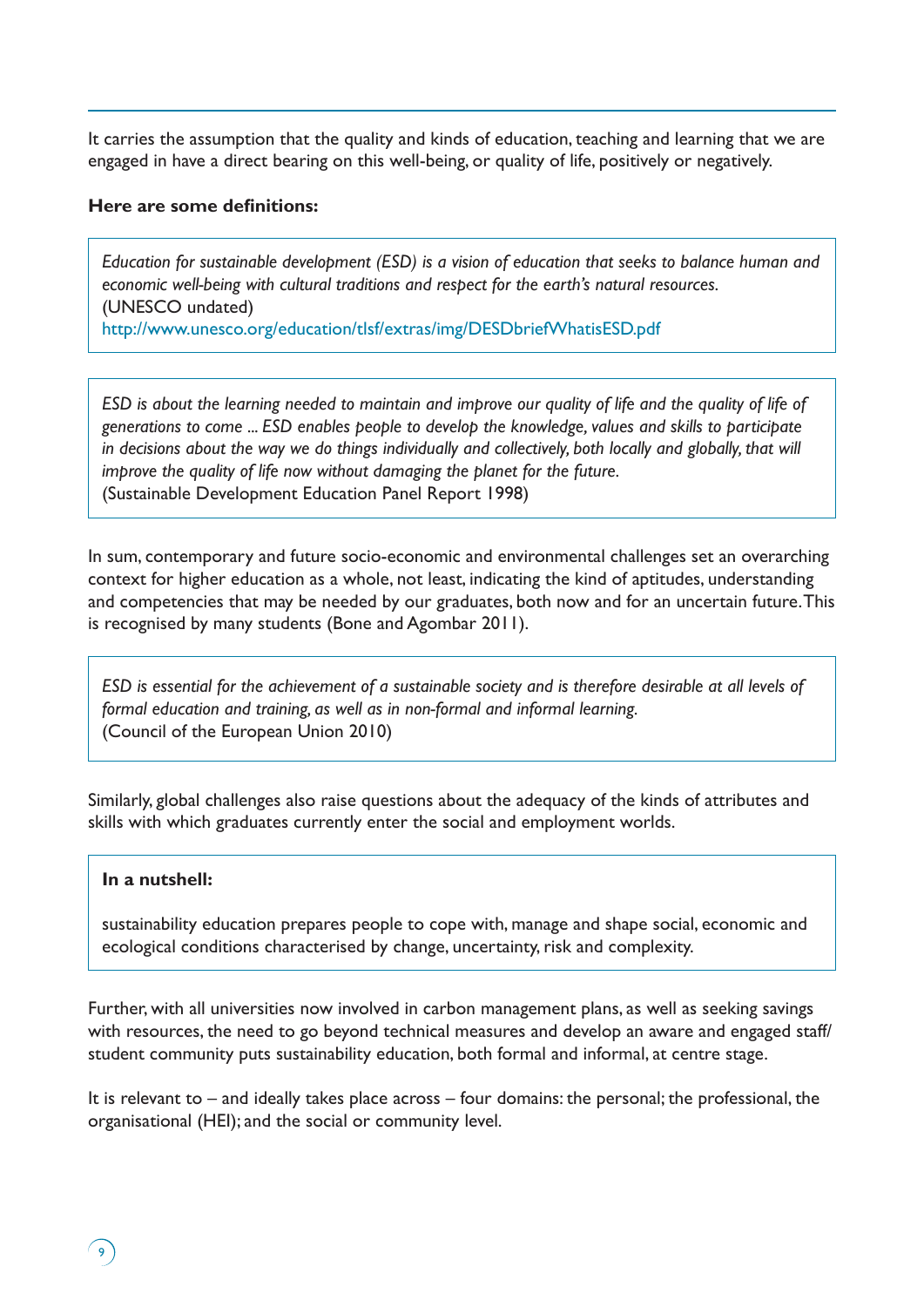It carries the assumption that the quality and kinds of education, teaching and learning that we are engaged in have a direct bearing on this well-being, or quality of life, positively or negatively.

**Here are some definitions:**

> *Education for sustainable development (ESD) is a vision of education that seeks to balance human and economic well-being with cultural traditions and respect for the earth's natural resources.*
> (UNESCO undated)
> http://www.unesco.org/education/tlsf/extras/img/DESDbriefWhatisESD.pdf

> *ESD is about the learning needed to maintain and improve our quality of life and the quality of life of generations to come ... ESD enables people to develop the knowledge, values and skills to participate in decisions about the way we do things individually and collectively, both locally and globally, that will improve the quality of life now without damaging the planet for the future.*
> (Sustainable Development Education Panel Report 1998)

In sum, contemporary and future socio-economic and environmental challenges set an overarching context for higher education as a whole, not least, indicating the kind of aptitudes, understanding and competencies that may be needed by our graduates, both now and for an uncertain future. This is recognised by many students (Bone and Agombar 2011).

> *ESD is essential for the achievement of a sustainable society and is therefore desirable at all levels of formal education and training, as well as in non-formal and informal learning.*
> (Council of the European Union 2010)

Similarly, global challenges also raise questions about the adequacy of the kinds of attributes and skills with which graduates currently enter the social and employment worlds.

> **In a nutshell:**
>
> sustainability education prepares people to cope with, manage and shape social, economic and ecological conditions characterised by change, uncertainty, risk and complexity.

Further, with all universities now involved in carbon management plans, as well as seeking savings with resources, the need to go beyond technical measures and develop an aware and engaged staff/ student community puts sustainability education, both formal and informal, at centre stage.

It is relevant to – and ideally takes place across – four domains: the personal; the professional, the organisational (HEI); and the social or community level.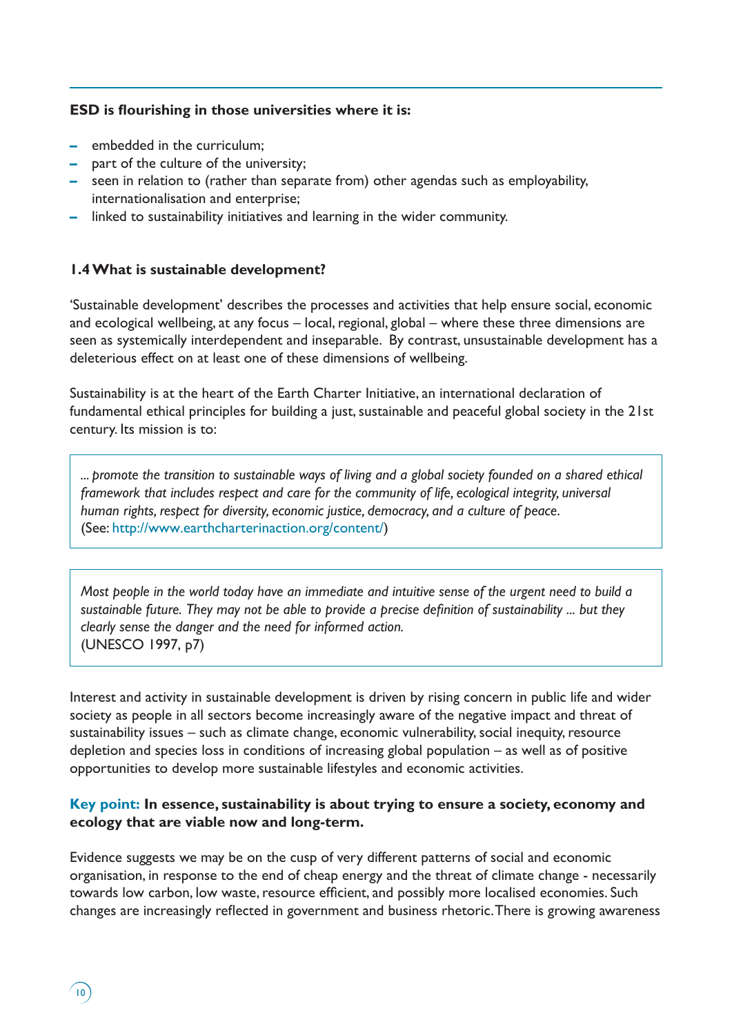**ESD is flourishing in those universities where it is:**

- embedded in the curriculum;
- part of the culture of the university;
- seen in relation to (rather than separate from) other agendas such as employability, internationalisation and enterprise;
- linked to sustainability initiatives and learning in the wider community.

### 1.4 What is sustainable development?

'Sustainable development' describes the processes and activities that help ensure social, economic and ecological wellbeing, at any focus – local, regional, global – where these three dimensions are seen as systemically interdependent and inseparable. By contrast, unsustainable development has a deleterious effect on at least one of these dimensions of wellbeing.

Sustainability is at the heart of the Earth Charter Initiative, an international declaration of fundamental ethical principles for building a just, sustainable and peaceful global society in the 21st century. Its mission is to:

> *... promote the transition to sustainable ways of living and a global society founded on a shared ethical framework that includes respect and care for the community of life, ecological integrity, universal human rights, respect for diversity, economic justice, democracy, and a culture of peace.*
> (See: http://www.earthcharterinaction.org/content/)

> *Most people in the world today have an immediate and intuitive sense of the urgent need to build a sustainable future. They may not be able to provide a precise definition of sustainability ... but they clearly sense the danger and the need for informed action.*
> (UNESCO 1997, p7)

Interest and activity in sustainable development is driven by rising concern in public life and wider society as people in all sectors become increasingly aware of the negative impact and threat of sustainability issues – such as climate change, economic vulnerability, social inequity, resource depletion and species loss in conditions of increasing global population – as well as of positive opportunities to develop more sustainable lifestyles and economic activities.

**Key point: In essence, sustainability is about trying to ensure a society, economy and ecology that are viable now and long-term.**

Evidence suggests we may be on the cusp of very different patterns of social and economic organisation, in response to the end of cheap energy and the threat of climate change - necessarily towards low carbon, low waste, resource efficient, and possibly more localised economies. Such changes are increasingly reflected in government and business rhetoric. There is growing awareness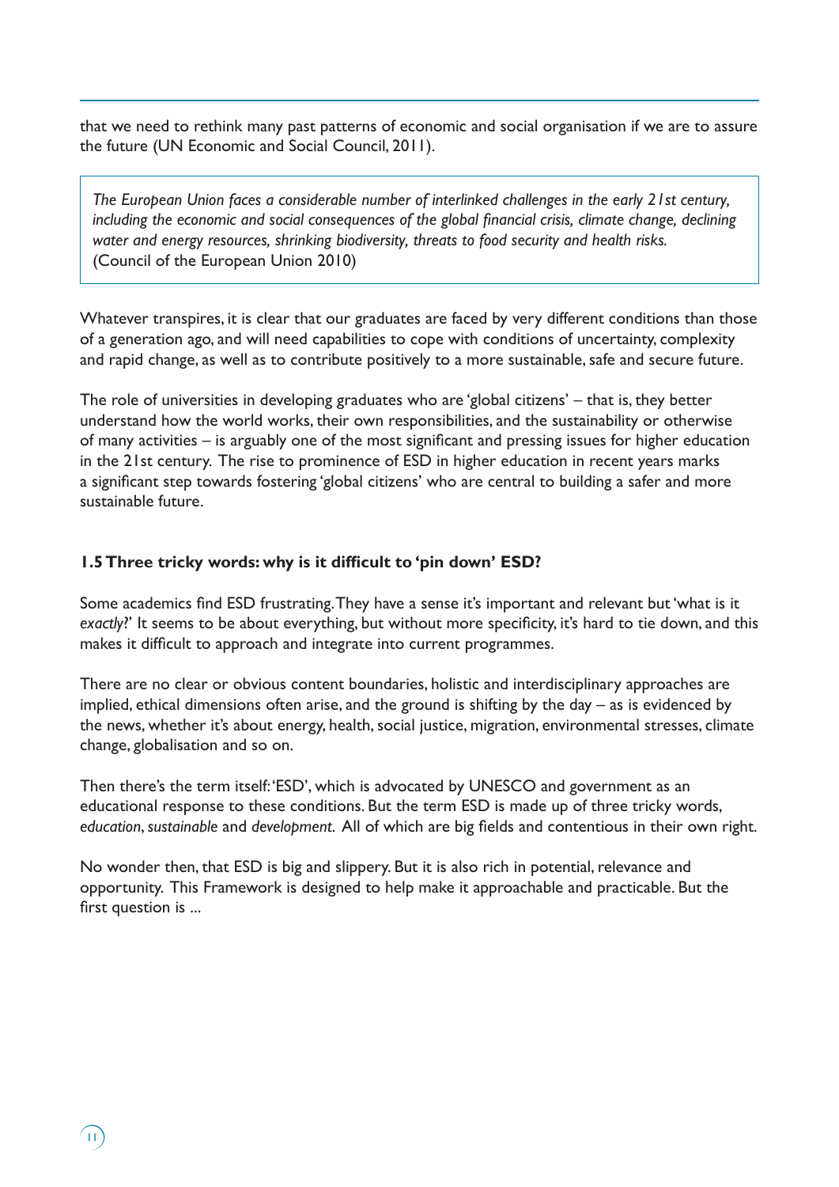that we need to rethink many past patterns of economic and social organisation if we are to assure the future (UN Economic and Social Council, 2011).

> *The European Union faces a considerable number of interlinked challenges in the early 21st century, including the economic and social consequences of the global financial crisis, climate change, declining water and energy resources, shrinking biodiversity, threats to food security and health risks.*
> (Council of the European Union 2010)

Whatever transpires, it is clear that our graduates are faced by very different conditions than those of a generation ago, and will need capabilities to cope with conditions of uncertainty, complexity and rapid change, as well as to contribute positively to a more sustainable, safe and secure future.

The role of universities in developing graduates who are 'global citizens' – that is, they better understand how the world works, their own responsibilities, and the sustainability or otherwise of many activities – is arguably one of the most significant and pressing issues for higher education in the 21st century. The rise to prominence of ESD in higher education in recent years marks a significant step towards fostering 'global citizens' who are central to building a safer and more sustainable future.

### 1.5 Three tricky words: why is it difficult to 'pin down' ESD?

Some academics find ESD frustrating. They have a sense it's important and relevant but 'what is it *exactly*?' It seems to be about everything, but without more specificity, it's hard to tie down, and this makes it difficult to approach and integrate into current programmes.

There are no clear or obvious content boundaries, holistic and interdisciplinary approaches are implied, ethical dimensions often arise, and the ground is shifting by the day – as is evidenced by the news, whether it's about energy, health, social justice, migration, environmental stresses, climate change, globalisation and so on.

Then there's the term itself: 'ESD', which is advocated by UNESCO and government as an educational response to these conditions. But the term ESD is made up of three tricky words, *education*, *sustainable* and *development*. All of which are big fields and contentious in their own right.

No wonder then, that ESD is big and slippery. But it is also rich in potential, relevance and opportunity. This Framework is designed to help make it approachable and practicable. But the first question is ...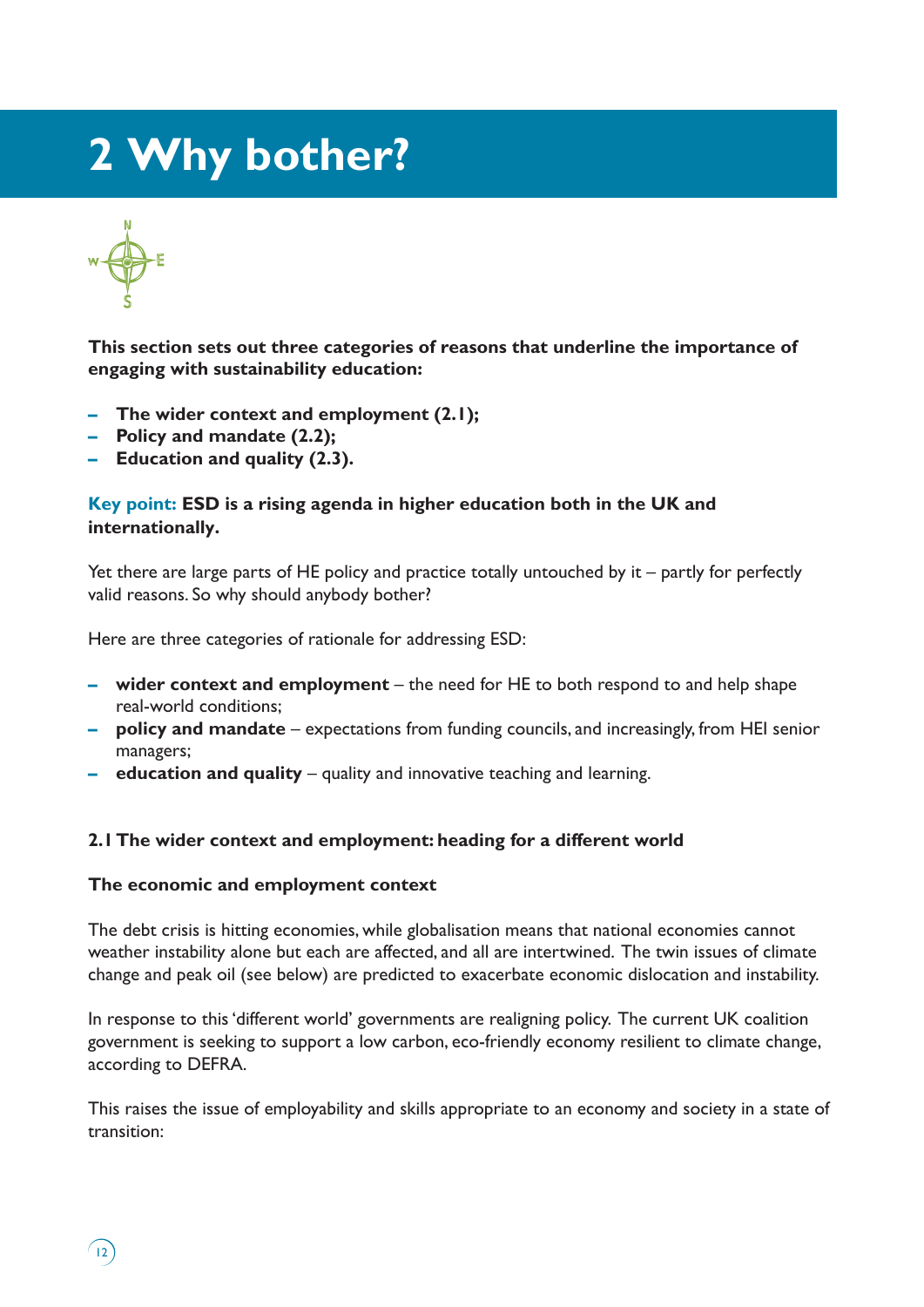# 2 Why bother?

**This section sets out three categories of reasons that underline the importance of engaging with sustainability education:**

- **The wider context and employment (2.1);**
- **Policy and mandate (2.2);**
- **Education and quality (2.3).**

**Key point: ESD is a rising agenda in higher education both in the UK and internationally.**

Yet there are large parts of HE policy and practice totally untouched by it – partly for perfectly valid reasons. So why should anybody bother?

Here are three categories of rationale for addressing ESD:

- **wider context and employment** – the need for HE to both respond to and help shape real-world conditions;
- **policy and mandate** – expectations from funding councils, and increasingly, from HEI senior managers;
- **education and quality** – quality and innovative teaching and learning.

### 2.1 The wider context and employment: heading for a different world

#### The economic and employment context

The debt crisis is hitting economies, while globalisation means that national economies cannot weather instability alone but each are affected, and all are intertwined. The twin issues of climate change and peak oil (see below) are predicted to exacerbate economic dislocation and instability.

In response to this 'different world' governments are realigning policy. The current UK coalition government is seeking to support a low carbon, eco-friendly economy resilient to climate change, according to DEFRA.

This raises the issue of employability and skills appropriate to an economy and society in a state of transition: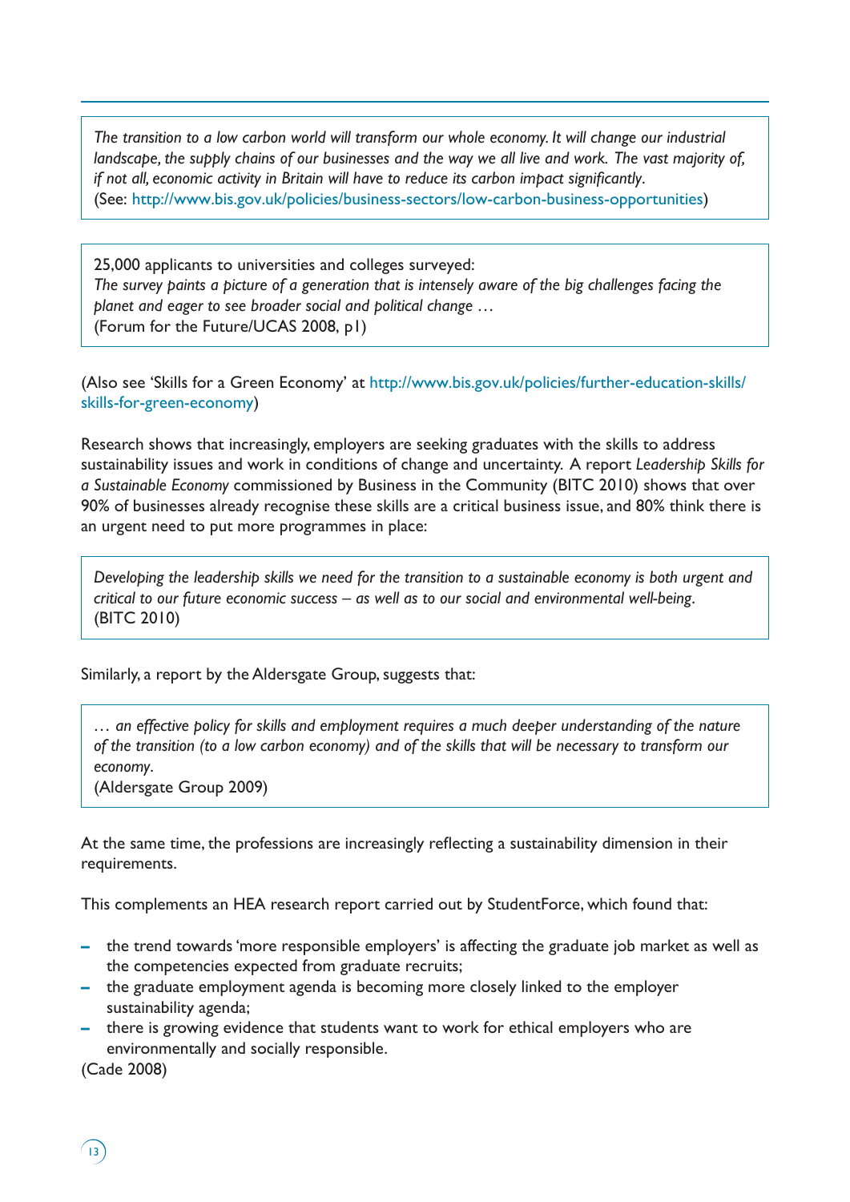> *The transition to a low carbon world will transform our whole economy. It will change our industrial landscape, the supply chains of our businesses and the way we all live and work. The vast majority of, if not all, economic activity in Britain will have to reduce its carbon impact significantly.*
> (See: http://www.bis.gov.uk/policies/business-sectors/low-carbon-business-opportunities)

> 25,000 applicants to universities and colleges surveyed:
> *The survey paints a picture of a generation that is intensely aware of the big challenges facing the planet and eager to see broader social and political change …*
> (Forum for the Future/UCAS 2008, p1)

(Also see 'Skills for a Green Economy' at http://www.bis.gov.uk/policies/further-education-skills/skills-for-green-economy)

Research shows that increasingly, employers are seeking graduates with the skills to address sustainability issues and work in conditions of change and uncertainty. A report *Leadership Skills for a Sustainable Economy* commissioned by Business in the Community (BITC 2010) shows that over 90% of businesses already recognise these skills are a critical business issue, and 80% think there is an urgent need to put more programmes in place:

> *Developing the leadership skills we need for the transition to a sustainable economy is both urgent and critical to our future economic success – as well as to our social and environmental well-being.*
> (BITC 2010)

Similarly, a report by the Aldersgate Group, suggests that:

> *… an effective policy for skills and employment requires a much deeper understanding of the nature of the transition (to a low carbon economy) and of the skills that will be necessary to transform our economy.*
> (Aldersgate Group 2009)

At the same time, the professions are increasingly reflecting a sustainability dimension in their requirements.

This complements an HEA research report carried out by StudentForce, which found that:

- the trend towards 'more responsible employers' is affecting the graduate job market as well as the competencies expected from graduate recruits;
- the graduate employment agenda is becoming more closely linked to the employer sustainability agenda;
- there is growing evidence that students want to work for ethical employers who are environmentally and socially responsible.

(Cade 2008)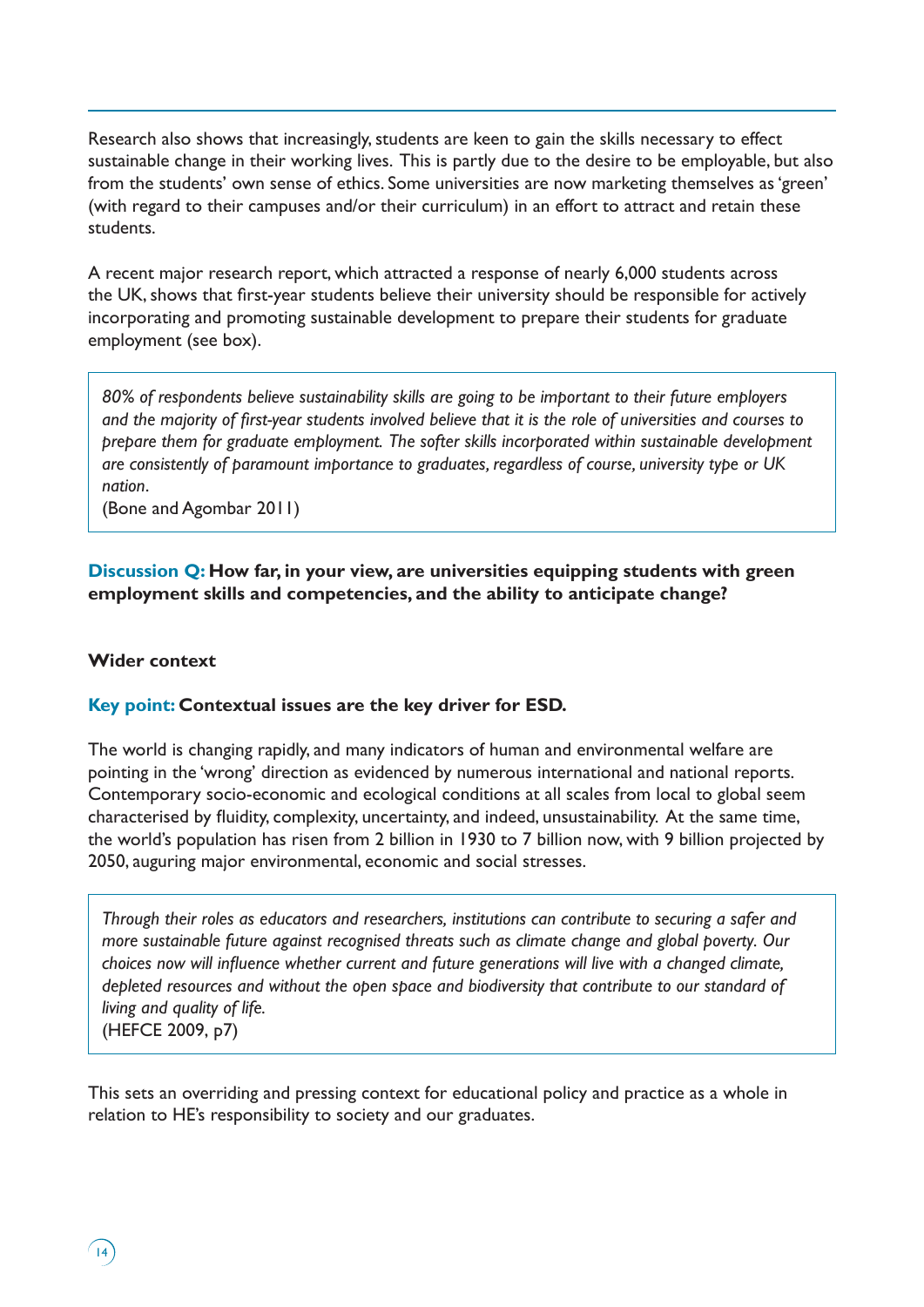Research also shows that increasingly, students are keen to gain the skills necessary to effect sustainable change in their working lives. This is partly due to the desire to be employable, but also from the students' own sense of ethics. Some universities are now marketing themselves as 'green' (with regard to their campuses and/or their curriculum) in an effort to attract and retain these students.

A recent major research report, which attracted a response of nearly 6,000 students across the UK, shows that first-year students believe their university should be responsible for actively incorporating and promoting sustainable development to prepare their students for graduate employment (see box).

> *80% of respondents believe sustainability skills are going to be important to their future employers and the majority of first-year students involved believe that it is the role of universities and courses to prepare them for graduate employment. The softer skills incorporated within sustainable development are consistently of paramount importance to graduates, regardless of course, university type or UK nation.*
> (Bone and Agombar 2011)

**Discussion Q: How far, in your view, are universities equipping students with green employment skills and competencies, and the ability to anticipate change?**

### Wider context

**Key point: Contextual issues are the key driver for ESD.**

The world is changing rapidly, and many indicators of human and environmental welfare are pointing in the 'wrong' direction as evidenced by numerous international and national reports. Contemporary socio-economic and ecological conditions at all scales from local to global seem characterised by fluidity, complexity, uncertainty, and indeed, unsustainability. At the same time, the world's population has risen from 2 billion in 1930 to 7 billion now, with 9 billion projected by 2050, auguring major environmental, economic and social stresses.

> *Through their roles as educators and researchers, institutions can contribute to securing a safer and more sustainable future against recognised threats such as climate change and global poverty. Our choices now will influence whether current and future generations will live with a changed climate, depleted resources and without the open space and biodiversity that contribute to our standard of living and quality of life.*
> (HEFCE 2009, p7)

This sets an overriding and pressing context for educational policy and practice as a whole in relation to HE's responsibility to society and our graduates.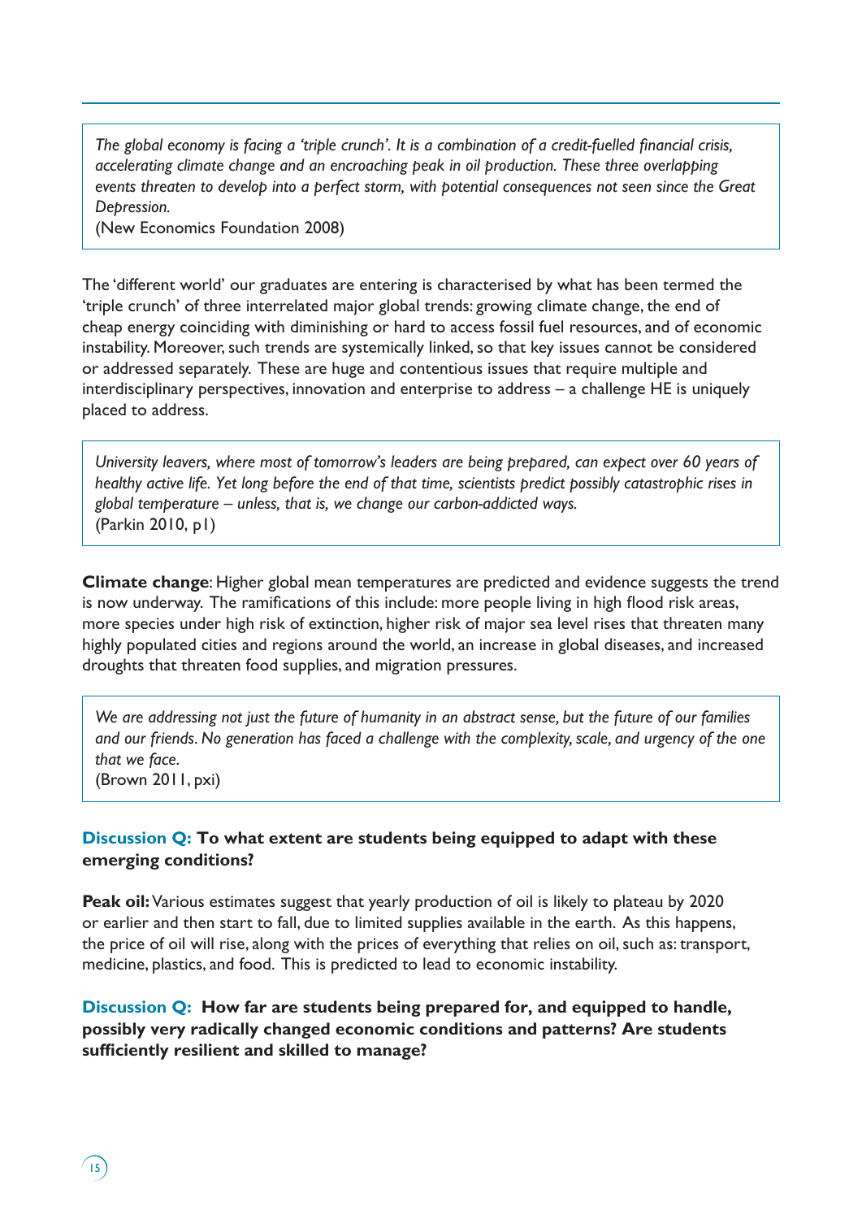> *The global economy is facing a 'triple crunch'. It is a combination of a credit-fuelled financial crisis, accelerating climate change and an encroaching peak in oil production. These three overlapping events threaten to develop into a perfect storm, with potential consequences not seen since the Great Depression.*
> (New Economics Foundation 2008)

The 'different world' our graduates are entering is characterised by what has been termed the 'triple crunch' of three interrelated major global trends: growing climate change, the end of cheap energy coinciding with diminishing or hard to access fossil fuel resources, and of economic instability. Moreover, such trends are systemically linked, so that key issues cannot be considered or addressed separately. These are huge and contentious issues that require multiple and interdisciplinary perspectives, innovation and enterprise to address – a challenge HE is uniquely placed to address.

> *University leavers, where most of tomorrow's leaders are being prepared, can expect over 60 years of healthy active life. Yet long before the end of that time, scientists predict possibly catastrophic rises in global temperature – unless, that is, we change our carbon-addicted ways.*
> (Parkin 2010, p1)

**Climate change**: Higher global mean temperatures are predicted and evidence suggests the trend is now underway. The ramifications of this include: more people living in high flood risk areas, more species under high risk of extinction, higher risk of major sea level rises that threaten many highly populated cities and regions around the world, an increase in global diseases, and increased droughts that threaten food supplies, and migration pressures.

> *We are addressing not just the future of humanity in an abstract sense, but the future of our families and our friends. No generation has faced a challenge with the complexity, scale, and urgency of the one that we face.*
> (Brown 2011, pxi)

**Discussion Q: To what extent are students being equipped to adapt with these emerging conditions?**

**Peak oil:** Various estimates suggest that yearly production of oil is likely to plateau by 2020 or earlier and then start to fall, due to limited supplies available in the earth. As this happens, the price of oil will rise, along with the prices of everything that relies on oil, such as: transport, medicine, plastics, and food. This is predicted to lead to economic instability.

**Discussion Q: How far are students being prepared for, and equipped to handle, possibly very radically changed economic conditions and patterns? Are students sufficiently resilient and skilled to manage?**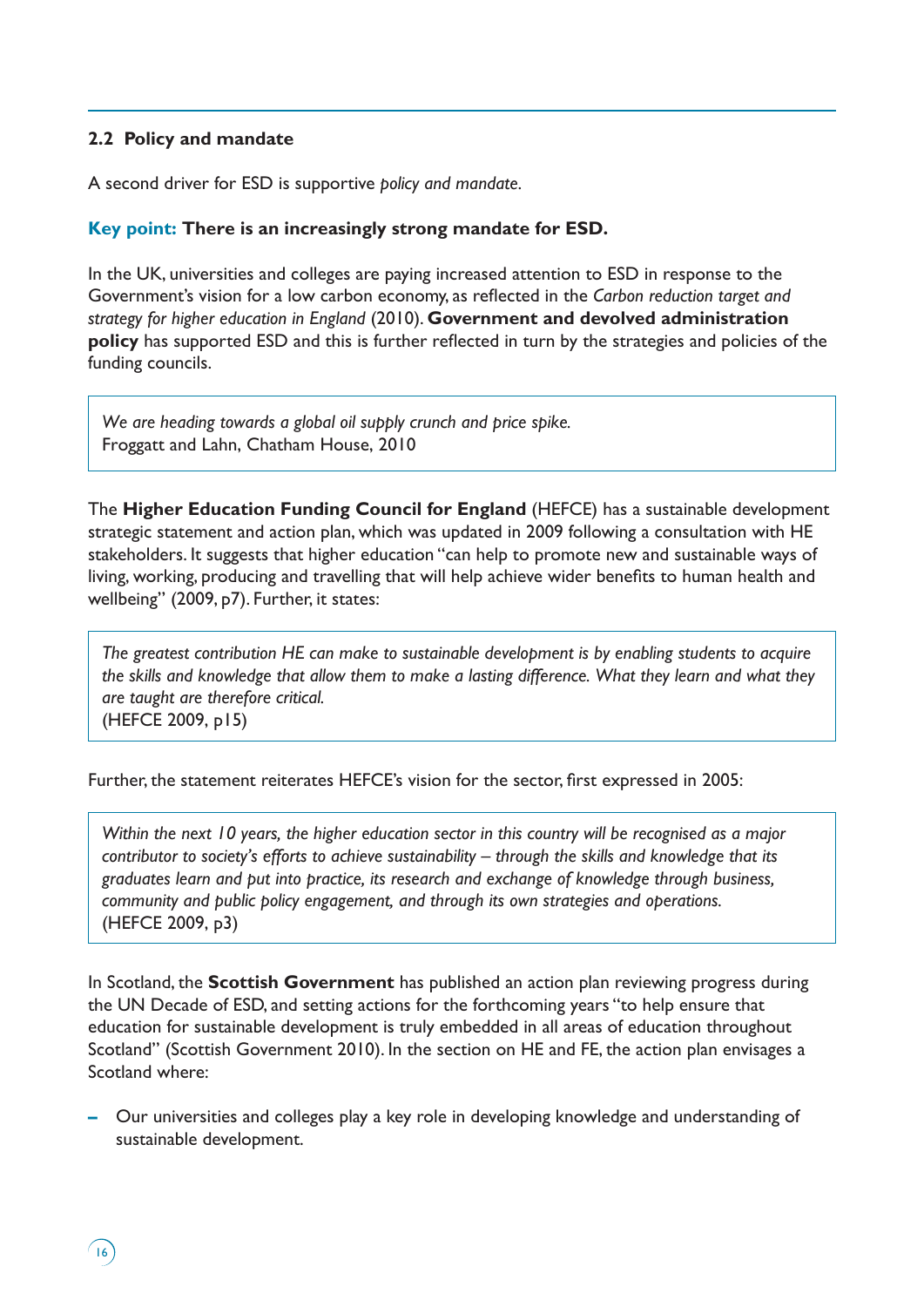## 2.2 Policy and mandate

A second driver for ESD is supportive *policy and mandate*.

**Key point: There is an increasingly strong mandate for ESD.**

In the UK, universities and colleges are paying increased attention to ESD in response to the Government's vision for a low carbon economy, as reflected in the *Carbon reduction target and strategy for higher education in England* (2010). **Government and devolved administration policy** has supported ESD and this is further reflected in turn by the strategies and policies of the funding councils.

> *We are heading towards a global oil supply crunch and price spike.*
> Froggatt and Lahn, Chatham House, 2010

The **Higher Education Funding Council for England** (HEFCE) has a sustainable development strategic statement and action plan, which was updated in 2009 following a consultation with HE stakeholders. It suggests that higher education "can help to promote new and sustainable ways of living, working, producing and travelling that will help achieve wider benefits to human health and wellbeing" (2009, p7). Further, it states:

> *The greatest contribution HE can make to sustainable development is by enabling students to acquire the skills and knowledge that allow them to make a lasting difference. What they learn and what they are taught are therefore critical.*
> (HEFCE 2009, p15)

Further, the statement reiterates HEFCE's vision for the sector, first expressed in 2005:

> *Within the next 10 years, the higher education sector in this country will be recognised as a major contributor to society's efforts to achieve sustainability – through the skills and knowledge that its graduates learn and put into practice, its research and exchange of knowledge through business, community and public policy engagement, and through its own strategies and operations.*
> (HEFCE 2009, p3)

In Scotland, the **Scottish Government** has published an action plan reviewing progress during the UN Decade of ESD, and setting actions for the forthcoming years "to help ensure that education for sustainable development is truly embedded in all areas of education throughout Scotland" (Scottish Government 2010). In the section on HE and FE, the action plan envisages a Scotland where:

- Our universities and colleges play a key role in developing knowledge and understanding of sustainable development.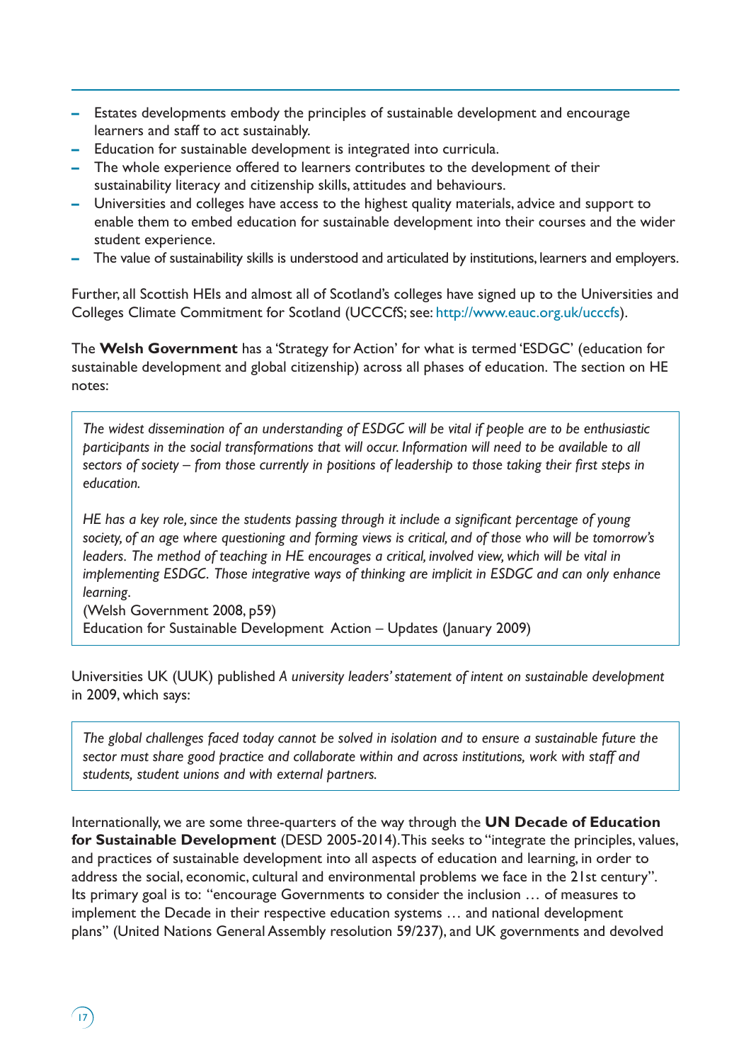- Estates developments embody the principles of sustainable development and encourage learners and staff to act sustainably.
- Education for sustainable development is integrated into curricula.
- The whole experience offered to learners contributes to the development of their sustainability literacy and citizenship skills, attitudes and behaviours.
- Universities and colleges have access to the highest quality materials, advice and support to enable them to embed education for sustainable development into their courses and the wider student experience.
- The value of sustainability skills is understood and articulated by institutions, learners and employers.

Further, all Scottish HEIs and almost all of Scotland's colleges have signed up to the Universities and Colleges Climate Commitment for Scotland (UCCCfS; see: http://www.eauc.org.uk/ucccfs).

The **Welsh Government** has a 'Strategy for Action' for what is termed 'ESDGC' (education for sustainable development and global citizenship) across all phases of education. The section on HE notes:

> *The widest dissemination of an understanding of ESDGC will be vital if people are to be enthusiastic participants in the social transformations that will occur. Information will need to be available to all sectors of society – from those currently in positions of leadership to those taking their first steps in education.*
>
> *HE has a key role, since the students passing through it include a significant percentage of young society, of an age where questioning and forming views is critical, and of those who will be tomorrow's leaders. The method of teaching in HE encourages a critical, involved view, which will be vital in implementing ESDGC. Those integrative ways of thinking are implicit in ESDGC and can only enhance learning.*
> (Welsh Government 2008, p59)
> Education for Sustainable Development Action – Updates (January 2009)

Universities UK (UUK) published *A university leaders' statement of intent on sustainable development* in 2009, which says:

> *The global challenges faced today cannot be solved in isolation and to ensure a sustainable future the sector must share good practice and collaborate within and across institutions, work with staff and students, student unions and with external partners.*

Internationally, we are some three-quarters of the way through the **UN Decade of Education for Sustainable Development** (DESD 2005-2014). This seeks to "integrate the principles, values, and practices of sustainable development into all aspects of education and learning, in order to address the social, economic, cultural and environmental problems we face in the 21st century". Its primary goal is to: "encourage Governments to consider the inclusion … of measures to implement the Decade in their respective education systems … and national development plans" (United Nations General Assembly resolution 59/237), and UK governments and devolved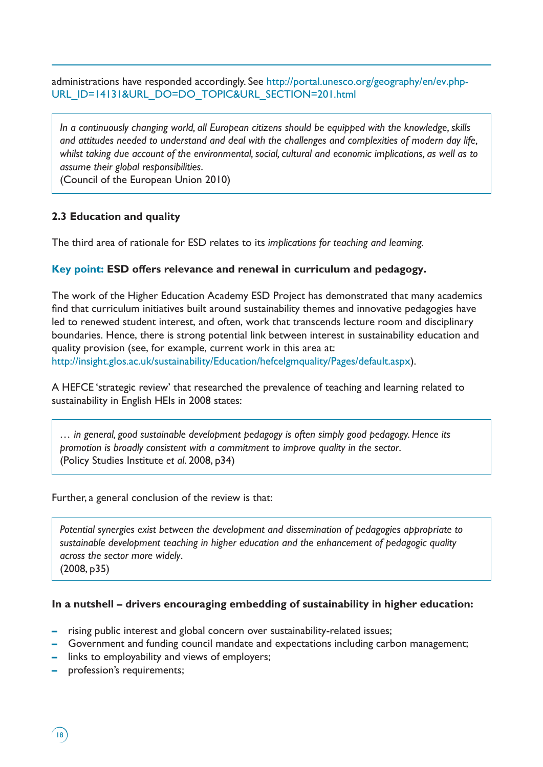administrations have responded accordingly. See http://portal.unesco.org/geography/en/ev.php-URL_ID=14131&URL_DO=DO_TOPIC&URL_SECTION=201.html

> *In a continuously changing world, all European citizens should be equipped with the knowledge, skills and attitudes needed to understand and deal with the challenges and complexities of modern day life, whilst taking due account of the environmental, social, cultural and economic implications, as well as to assume their global responsibilities.*
> (Council of the European Union 2010)

### 2.3 Education and quality

The third area of rationale for ESD relates to its *implications for teaching and learning.*

**Key point: ESD offers relevance and renewal in curriculum and pedagogy.**

The work of the Higher Education Academy ESD Project has demonstrated that many academics find that curriculum initiatives built around sustainability themes and innovative pedagogies have led to renewed student interest, and often, work that transcends lecture room and disciplinary boundaries. Hence, there is strong potential link between interest in sustainability education and quality provision (see, for example, current work in this area at: http://insight.glos.ac.uk/sustainability/Education/hefcelgmquality/Pages/default.aspx).

A HEFCE 'strategic review' that researched the prevalence of teaching and learning related to sustainability in English HEIs in 2008 states:

> *… in general, good sustainable development pedagogy is often simply good pedagogy. Hence its promotion is broadly consistent with a commitment to improve quality in the sector.*
> (Policy Studies Institute *et al*. 2008, p34)

Further, a general conclusion of the review is that:

> *Potential synergies exist between the development and dissemination of pedagogies appropriate to sustainable development teaching in higher education and the enhancement of pedagogic quality across the sector more widely.*
> (2008, p35)

**In a nutshell – drivers encouraging embedding of sustainability in higher education:**

- rising public interest and global concern over sustainability-related issues;
- Government and funding council mandate and expectations including carbon management;
- links to employability and views of employers;
- profession's requirements;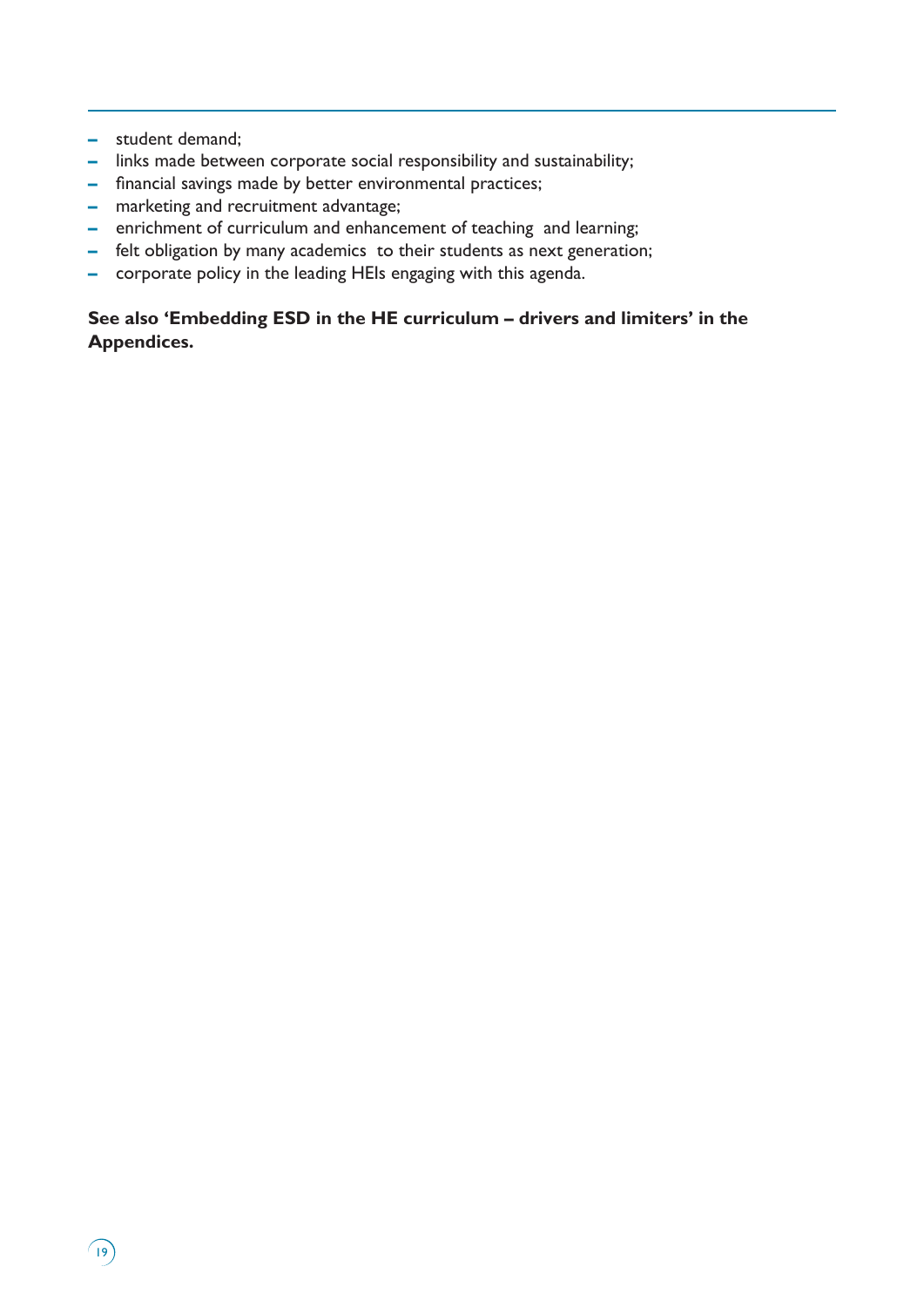- student demand;
- links made between corporate social responsibility and sustainability;
- financial savings made by better environmental practices;
- marketing and recruitment advantage;
- enrichment of curriculum and enhancement of teaching and learning;
- felt obligation by many academics to their students as next generation;
- corporate policy in the leading HEIs engaging with this agenda.

**See also 'Embedding ESD in the HE curriculum – drivers and limiters' in the Appendices.**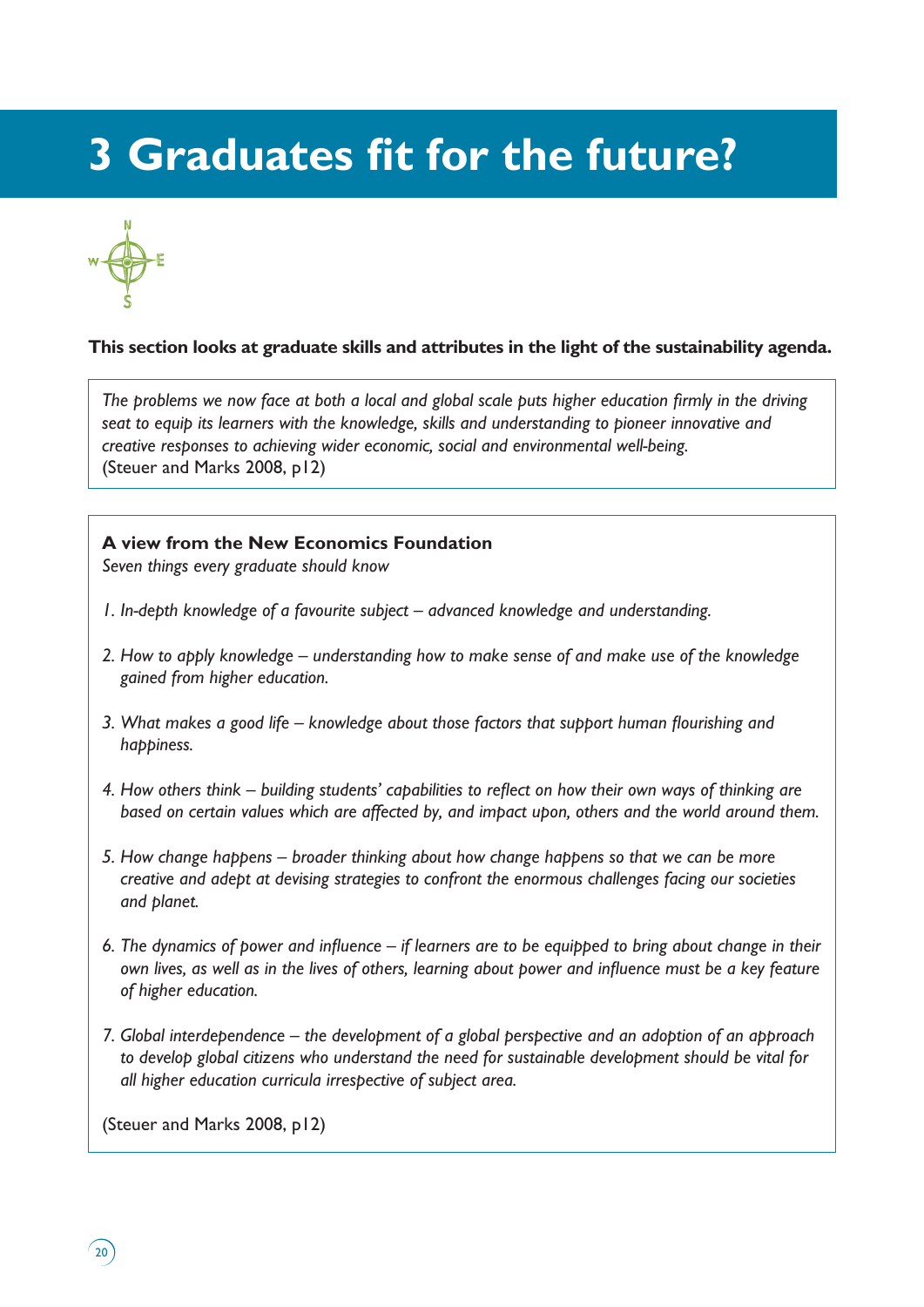# 3 Graduates fit for the future?

**This section looks at graduate skills and attributes in the light of the sustainability agenda.**

*The problems we now face at both a local and global scale puts higher education firmly in the driving seat to equip its learners with the knowledge, skills and understanding to pioneer innovative and creative responses to achieving wider economic, social and environmental well-being.*
(Steuer and Marks 2008, p12)

**A view from the New Economics Foundation**
*Seven things every graduate should know*

1. *In-depth knowledge of a favourite subject – advanced knowledge and understanding.*

2. *How to apply knowledge – understanding how to make sense of and make use of the knowledge gained from higher education.*

3. *What makes a good life – knowledge about those factors that support human flourishing and happiness.*

4. *How others think – building students' capabilities to reflect on how their own ways of thinking are based on certain values which are affected by, and impact upon, others and the world around them.*

5. *How change happens – broader thinking about how change happens so that we can be more creative and adept at devising strategies to confront the enormous challenges facing our societies and planet.*

6. *The dynamics of power and influence – if learners are to be equipped to bring about change in their own lives, as well as in the lives of others, learning about power and influence must be a key feature of higher education.*

7. *Global interdependence – the development of a global perspective and an adoption of an approach to develop global citizens who understand the need for sustainable development should be vital for all higher education curricula irrespective of subject area.*

(Steuer and Marks 2008, p12)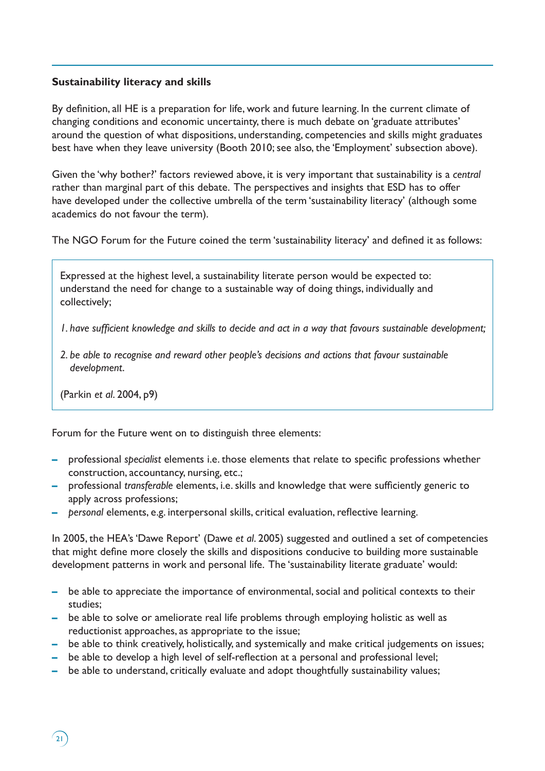**Sustainability literacy and skills**

By definition, all HE is a preparation for life, work and future learning. In the current climate of changing conditions and economic uncertainty, there is much debate on 'graduate attributes' around the question of what dispositions, understanding, competencies and skills might graduates best have when they leave university (Booth 2010; see also, the 'Employment' subsection above).

Given the 'why bother?' factors reviewed above, it is very important that sustainability is a *central* rather than marginal part of this debate. The perspectives and insights that ESD has to offer have developed under the collective umbrella of the term 'sustainability literacy' (although some academics do not favour the term).

The NGO Forum for the Future coined the term 'sustainability literacy' and defined it as follows:

> Expressed at the highest level, a sustainability literate person would be expected to: understand the need for change to a sustainable way of doing things, individually and collectively;
>
> *1. have sufficient knowledge and skills to decide and act in a way that favours sustainable development;*
>
> *2. be able to recognise and reward other people's decisions and actions that favour sustainable development.*
>
> (Parkin *et al*. 2004, p9)

Forum for the Future went on to distinguish three elements:

- professional *specialist* elements i.e. those elements that relate to specific professions whether construction, accountancy, nursing, etc.;
- professional *transferable* elements, i.e. skills and knowledge that were sufficiently generic to apply across professions;
- *personal* elements, e.g. interpersonal skills, critical evaluation, reflective learning.

In 2005, the HEA's 'Dawe Report' (Dawe *et al*. 2005) suggested and outlined a set of competencies that might define more closely the skills and dispositions conducive to building more sustainable development patterns in work and personal life. The 'sustainability literate graduate' would:

- be able to appreciate the importance of environmental, social and political contexts to their studies;
- be able to solve or ameliorate real life problems through employing holistic as well as reductionist approaches, as appropriate to the issue;
- be able to think creatively, holistically, and systemically and make critical judgements on issues;
- be able to develop a high level of self-reflection at a personal and professional level;
- be able to understand, critically evaluate and adopt thoughtfully sustainability values;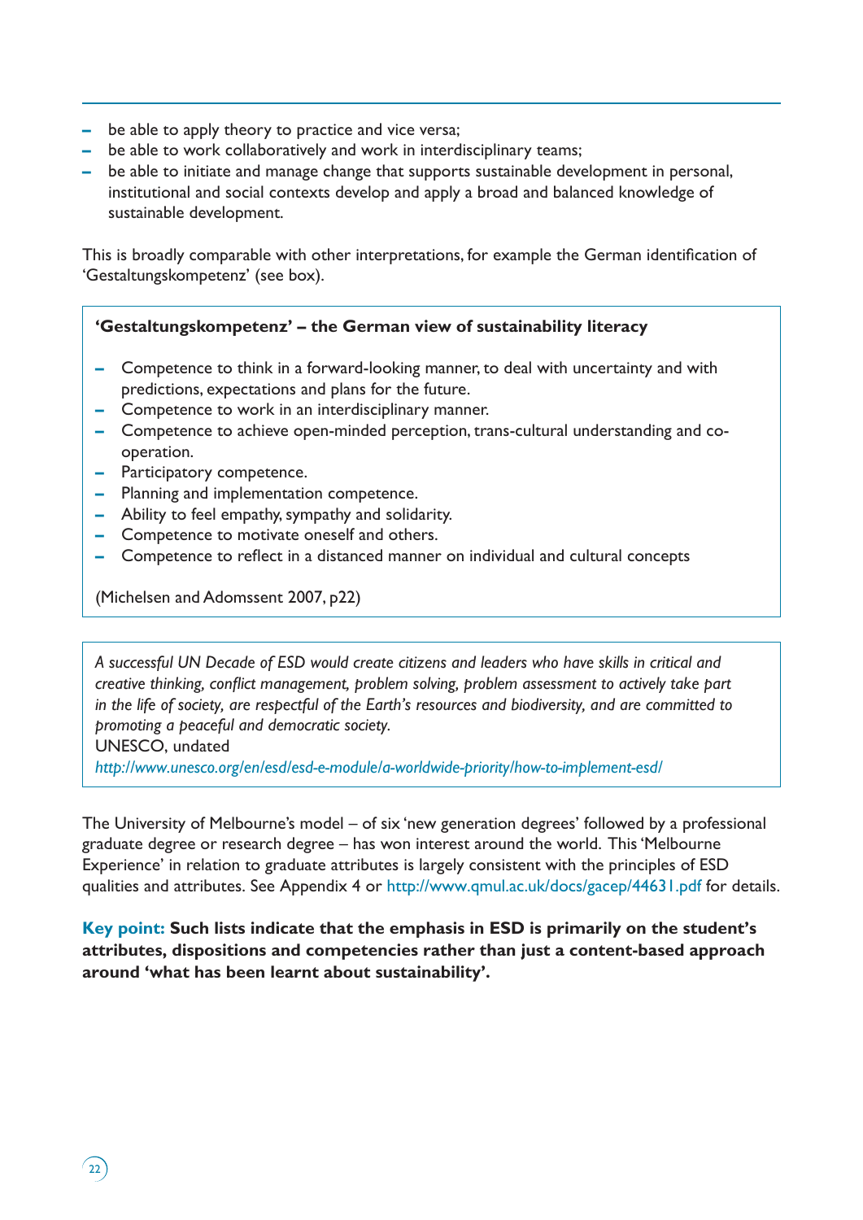- be able to apply theory to practice and vice versa;
- be able to work collaboratively and work in interdisciplinary teams;
- be able to initiate and manage change that supports sustainable development in personal, institutional and social contexts develop and apply a broad and balanced knowledge of sustainable development.

This is broadly comparable with other interpretations, for example the German identification of 'Gestaltungskompetenz' (see box).

**'Gestaltungskompetenz' – the German view of sustainability literacy**

- Competence to think in a forward-looking manner, to deal with uncertainty and with predictions, expectations and plans for the future.
- Competence to work in an interdisciplinary manner.
- Competence to achieve open-minded perception, trans-cultural understanding and co-operation.
- Participatory competence.
- Planning and implementation competence.
- Ability to feel empathy, sympathy and solidarity.
- Competence to motivate oneself and others.
- Competence to reflect in a distanced manner on individual and cultural concepts

(Michelsen and Adomssent 2007, p22)

*A successful UN Decade of ESD would create citizens and leaders who have skills in critical and creative thinking, conflict management, problem solving, problem assessment to actively take part in the life of society, are respectful of the Earth's resources and biodiversity, and are committed to promoting a peaceful and democratic society.*
UNESCO, undated
*http://www.unesco.org/en/esd/esd-e-module/a-worldwide-priority/how-to-implement-esd/*

The University of Melbourne's model – of six 'new generation degrees' followed by a professional graduate degree or research degree – has won interest around the world. This 'Melbourne Experience' in relation to graduate attributes is largely consistent with the principles of ESD qualities and attributes. See Appendix 4 or http://www.qmul.ac.uk/docs/gacep/44631.pdf for details.

**Key point: Such lists indicate that the emphasis in ESD is primarily on the student's attributes, dispositions and competencies rather than just a content-based approach around 'what has been learnt about sustainability'.**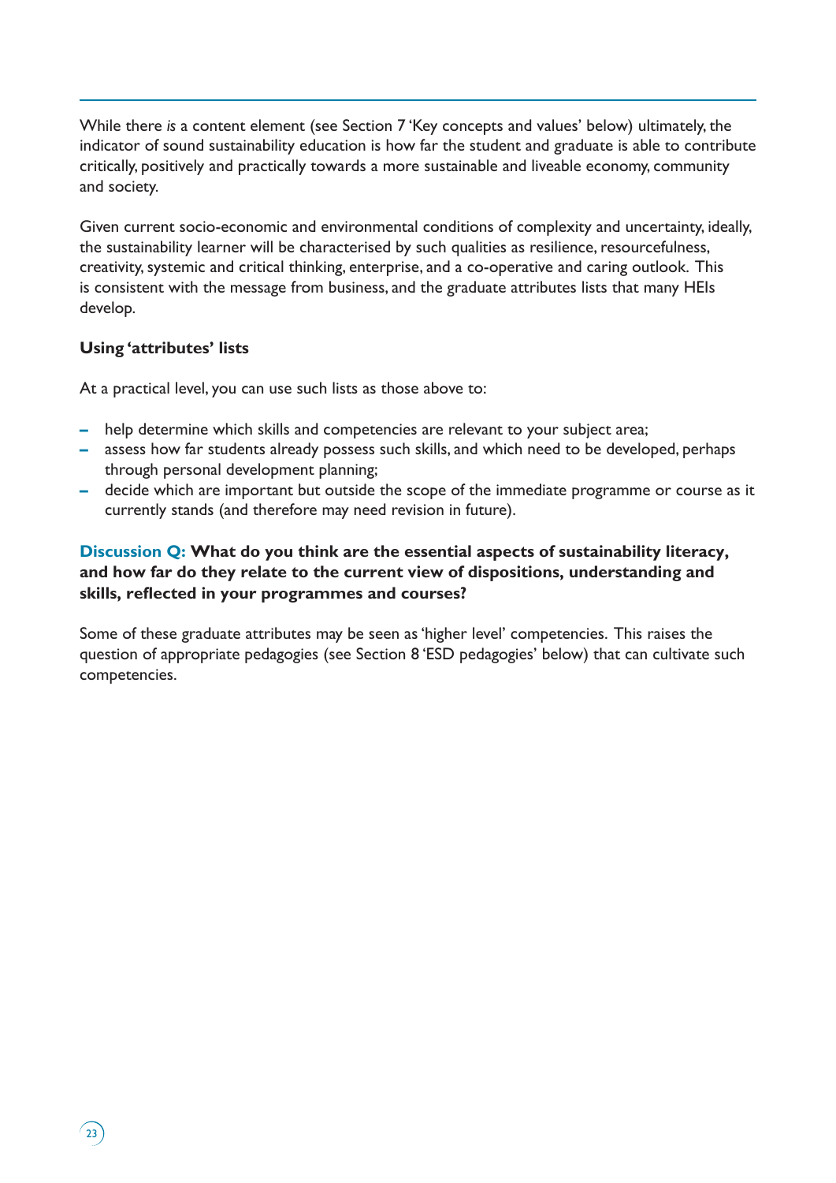While there *is* a content element (see Section 7 'Key concepts and values' below) ultimately, the indicator of sound sustainability education is how far the student and graduate is able to contribute critically, positively and practically towards a more sustainable and liveable economy, community and society.

Given current socio-economic and environmental conditions of complexity and uncertainty, ideally, the sustainability learner will be characterised by such qualities as resilience, resourcefulness, creativity, systemic and critical thinking, enterprise, and a co-operative and caring outlook. This is consistent with the message from business, and the graduate attributes lists that many HEIs develop.

**Using 'attributes' lists**

At a practical level, you can use such lists as those above to:

- help determine which skills and competencies are relevant to your subject area;
- assess how far students already possess such skills, and which need to be developed, perhaps through personal development planning;
- decide which are important but outside the scope of the immediate programme or course as it currently stands (and therefore may need revision in future).

**Discussion Q: What do you think are the essential aspects of sustainability literacy, and how far do they relate to the current view of dispositions, understanding and skills, reflected in your programmes and courses?**

Some of these graduate attributes may be seen as 'higher level' competencies. This raises the question of appropriate pedagogies (see Section 8 'ESD pedagogies' below) that can cultivate such competencies.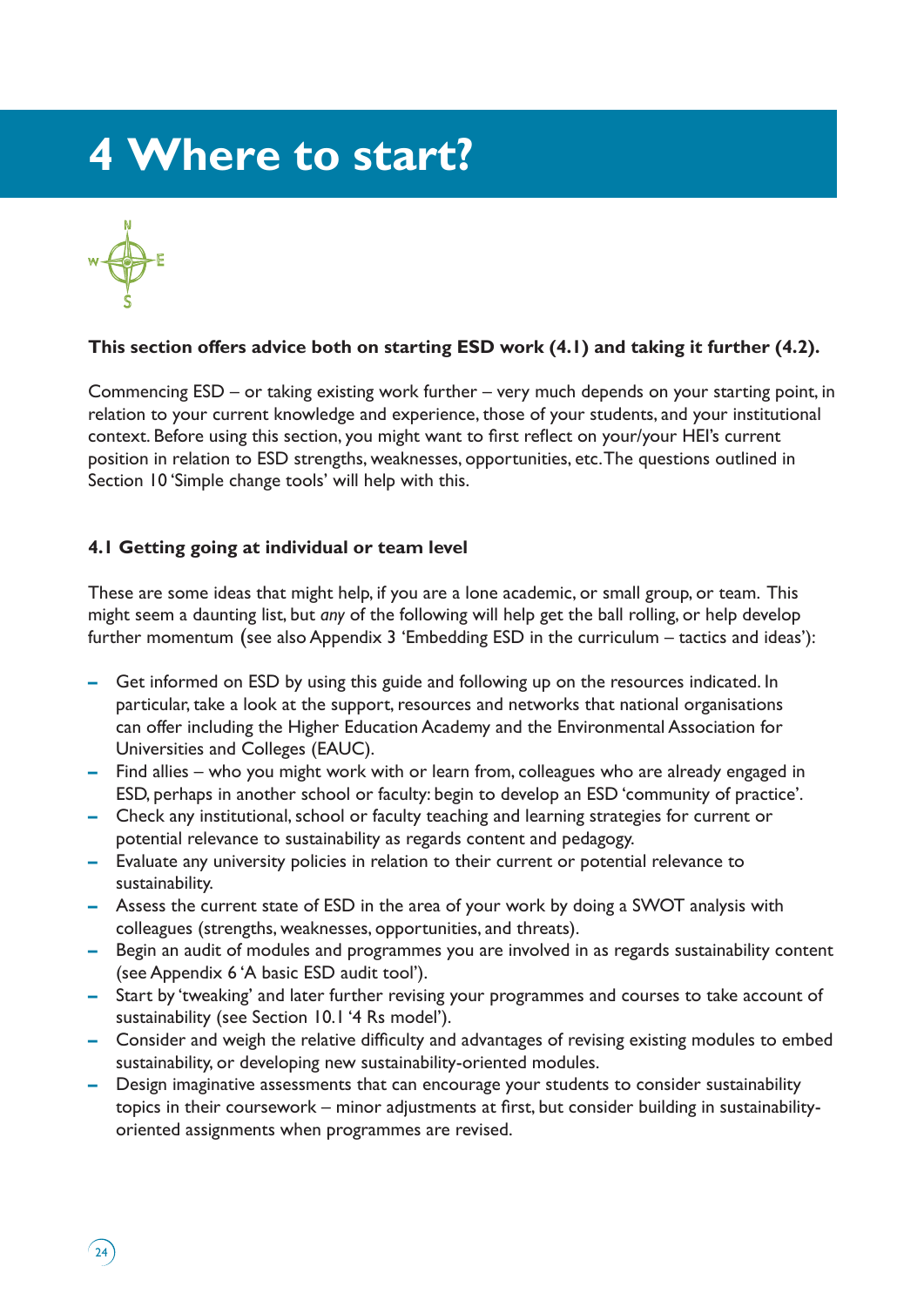# 4 Where to start?

**This section offers advice both on starting ESD work (4.1) and taking it further (4.2).**

Commencing ESD – or taking existing work further – very much depends on your starting point, in relation to your current knowledge and experience, those of your students, and your institutional context. Before using this section, you might want to first reflect on your/your HEI's current position in relation to ESD strengths, weaknesses, opportunities, etc. The questions outlined in Section 10 'Simple change tools' will help with this.

### 4.1 Getting going at individual or team level

These are some ideas that might help, if you are a lone academic, or small group, or team. This might seem a daunting list, but *any* of the following will help get the ball rolling, or help develop further momentum (see also Appendix 3 'Embedding ESD in the curriculum – tactics and ideas'):

- Get informed on ESD by using this guide and following up on the resources indicated. In particular, take a look at the support, resources and networks that national organisations can offer including the Higher Education Academy and the Environmental Association for Universities and Colleges (EAUC).
- Find allies – who you might work with or learn from, colleagues who are already engaged in ESD, perhaps in another school or faculty: begin to develop an ESD 'community of practice'.
- Check any institutional, school or faculty teaching and learning strategies for current or potential relevance to sustainability as regards content and pedagogy.
- Evaluate any university policies in relation to their current or potential relevance to sustainability.
- Assess the current state of ESD in the area of your work by doing a SWOT analysis with colleagues (strengths, weaknesses, opportunities, and threats).
- Begin an audit of modules and programmes you are involved in as regards sustainability content (see Appendix 6 'A basic ESD audit tool').
- Start by 'tweaking' and later further revising your programmes and courses to take account of sustainability (see Section 10.1 '4 Rs model').
- Consider and weigh the relative difficulty and advantages of revising existing modules to embed sustainability, or developing new sustainability-oriented modules.
- Design imaginative assessments that can encourage your students to consider sustainability topics in their coursework – minor adjustments at first, but consider building in sustainability-oriented assignments when programmes are revised.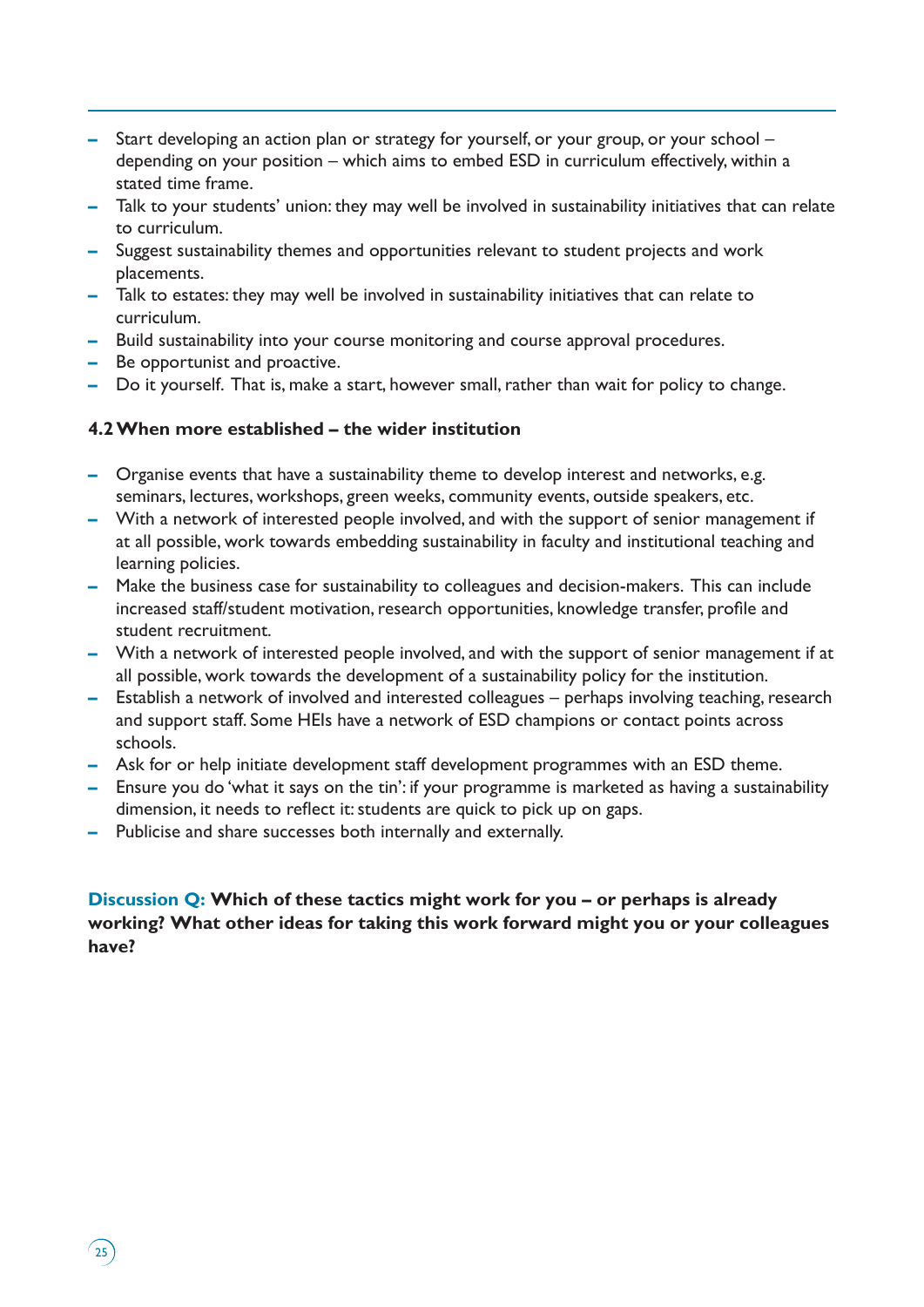- Start developing an action plan or strategy for yourself, or your group, or your school – depending on your position – which aims to embed ESD in curriculum effectively, within a stated time frame.
- Talk to your students' union: they may well be involved in sustainability initiatives that can relate to curriculum.
- Suggest sustainability themes and opportunities relevant to student projects and work placements.
- Talk to estates: they may well be involved in sustainability initiatives that can relate to curriculum.
- Build sustainability into your course monitoring and course approval procedures.
- Be opportunist and proactive.
- Do it yourself. That is, make a start, however small, rather than wait for policy to change.

### 4.2 When more established – the wider institution

- Organise events that have a sustainability theme to develop interest and networks, e.g. seminars, lectures, workshops, green weeks, community events, outside speakers, etc.
- With a network of interested people involved, and with the support of senior management if at all possible, work towards embedding sustainability in faculty and institutional teaching and learning policies.
- Make the business case for sustainability to colleagues and decision-makers. This can include increased staff/student motivation, research opportunities, knowledge transfer, profile and student recruitment.
- With a network of interested people involved, and with the support of senior management if at all possible, work towards the development of a sustainability policy for the institution.
- Establish a network of involved and interested colleagues – perhaps involving teaching, research and support staff. Some HEIs have a network of ESD champions or contact points across schools.
- Ask for or help initiate development staff development programmes with an ESD theme.
- Ensure you do 'what it says on the tin': if your programme is marketed as having a sustainability dimension, it needs to reflect it: students are quick to pick up on gaps.
- Publicise and share successes both internally and externally.

**Discussion Q: Which of these tactics might work for you – or perhaps is already working? What other ideas for taking this work forward might you or your colleagues have?**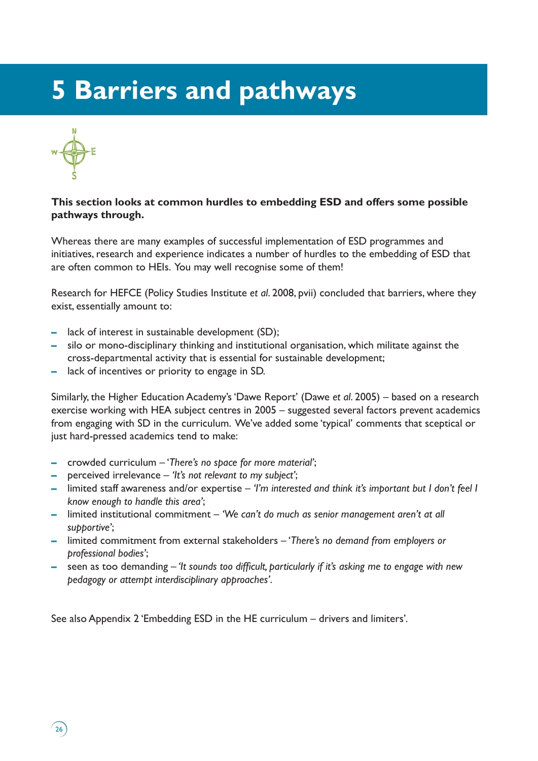# 5 Barriers and pathways

**This section looks at common hurdles to embedding ESD and offers some possible pathways through.**

Whereas there are many examples of successful implementation of ESD programmes and initiatives, research and experience indicates a number of hurdles to the embedding of ESD that are often common to HEIs. You may well recognise some of them!

Research for HEFCE (Policy Studies Institute *et al*. 2008, pvii) concluded that barriers, where they exist, essentially amount to:

- lack of interest in sustainable development (SD);
- silo or mono-disciplinary thinking and institutional organisation, which militate against the cross-departmental activity that is essential for sustainable development;
- lack of incentives or priority to engage in SD.

Similarly, the Higher Education Academy's 'Dawe Report' (Dawe *et al*. 2005) – based on a research exercise working with HEA subject centres in 2005 – suggested several factors prevent academics from engaging with SD in the curriculum. We've added some 'typical' comments that sceptical or just hard-pressed academics tend to make:

- crowded curriculum – *'There's no space for more material'*;
- perceived irrelevance – *'It's not relevant to my subject'*;
- limited staff awareness and/or expertise – *'I'm interested and think it's important but I don't feel I know enough to handle this area'*;
- limited institutional commitment – *'We can't do much as senior management aren't at all supportive'*;
- limited commitment from external stakeholders – *'There's no demand from employers or professional bodies'*;
- seen as too demanding – *'It sounds too difficult, particularly if it's asking me to engage with new pedagogy or attempt interdisciplinary approaches'*.

See also Appendix 2 'Embedding ESD in the HE curriculum – drivers and limiters'.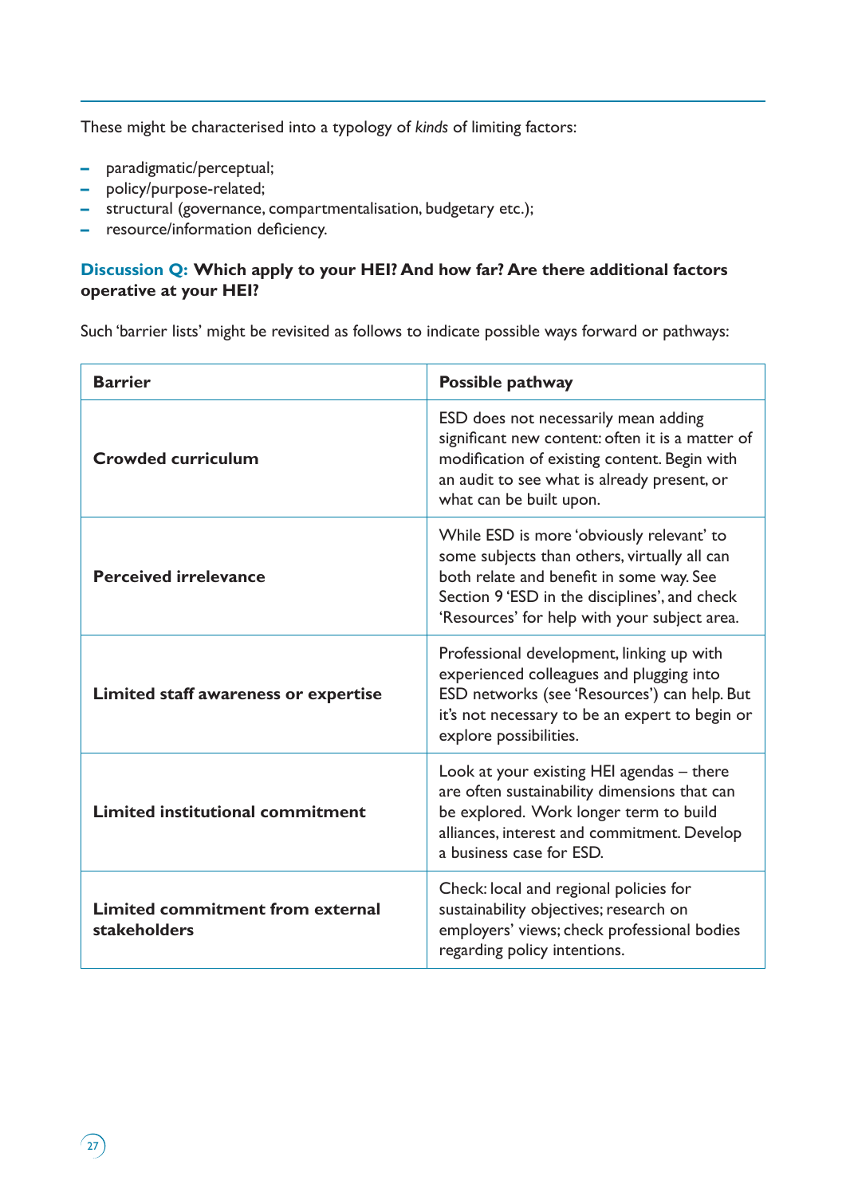These might be characterised into a typology of *kinds* of limiting factors:

- paradigmatic/perceptual;
- policy/purpose-related;
- structural (governance, compartmentalisation, budgetary etc.);
- resource/information deficiency.

**Discussion Q: Which apply to your HEI? And how far? Are there additional factors operative at your HEI?**

Such 'barrier lists' might be revisited as follows to indicate possible ways forward or pathways:

| Barrier | Possible pathway |
|---|---|
| **Crowded curriculum** | ESD does not necessarily mean adding significant new content: often it is a matter of modification of existing content. Begin with an audit to see what is already present, or what can be built upon. |
| **Perceived irrelevance** | While ESD is more 'obviously relevant' to some subjects than others, virtually all can both relate and benefit in some way. See Section 9 'ESD in the disciplines', and check 'Resources' for help with your subject area. |
| **Limited staff awareness or expertise** | Professional development, linking up with experienced colleagues and plugging into ESD networks (see 'Resources') can help. But it's not necessary to be an expert to begin or explore possibilities. |
| **Limited institutional commitment** | Look at your existing HEI agendas – there are often sustainability dimensions that can be explored. Work longer term to build alliances, interest and commitment. Develop a business case for ESD. |
| **Limited commitment from external stakeholders** | Check: local and regional policies for sustainability objectives; research on employers' views; check professional bodies regarding policy intentions. |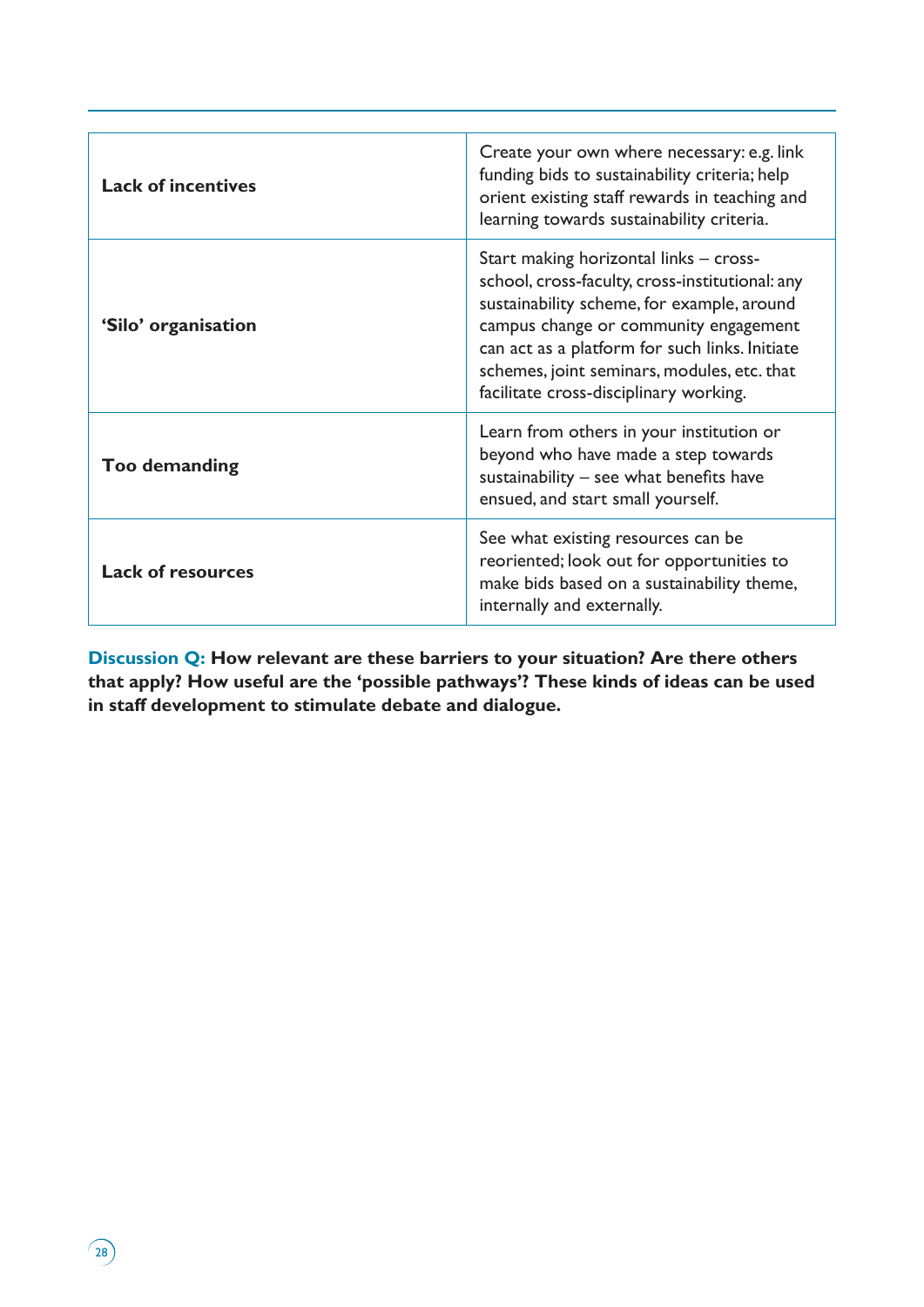| | |
|---|---|
| **Lack of incentives** | Create your own where necessary: e.g. link funding bids to sustainability criteria; help orient existing staff rewards in teaching and learning towards sustainability criteria. |
| **'Silo' organisation** | Start making horizontal links – cross-school, cross-faculty, cross-institutional: any sustainability scheme, for example, around campus change or community engagement can act as a platform for such links. Initiate schemes, joint seminars, modules, etc. that facilitate cross-disciplinary working. |
| **Too demanding** | Learn from others in your institution or beyond who have made a step towards sustainability – see what benefits have ensued, and start small yourself. |
| **Lack of resources** | See what existing resources can be reoriented; look out for opportunities to make bids based on a sustainability theme, internally and externally. |

**Discussion Q: How relevant are these barriers to your situation? Are there others that apply? How useful are the 'possible pathways'? These kinds of ideas can be used in staff development to stimulate debate and dialogue.**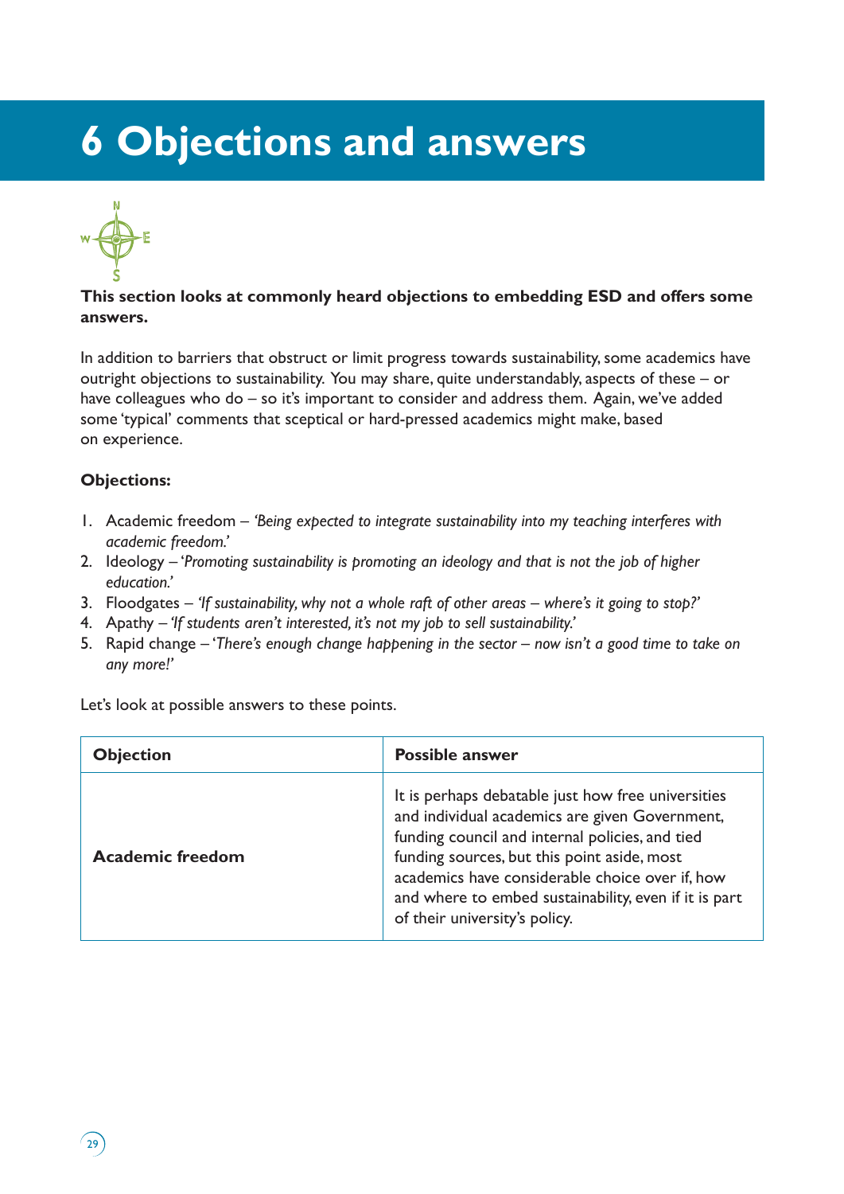# 6 Objections and answers

**This section looks at commonly heard objections to embedding ESD and offers some answers.**

In addition to barriers that obstruct or limit progress towards sustainability, some academics have outright objections to sustainability. You may share, quite understandably, aspects of these – or have colleagues who do – so it's important to consider and address them. Again, we've added some 'typical' comments that sceptical or hard-pressed academics might make, based on experience.

**Objections:**

1. Academic freedom – *'Being expected to integrate sustainability into my teaching interferes with academic freedom.'*
2. Ideology – *'Promoting sustainability is promoting an ideology and that is not the job of higher education.'*
3. Floodgates – *'If sustainability, why not a whole raft of other areas – where's it going to stop?'*
4. Apathy – *'If students aren't interested, it's not my job to sell sustainability.'*
5. Rapid change – *'There's enough change happening in the sector – now isn't a good time to take on any more!'*

Let's look at possible answers to these points.

| Objection | Possible answer |
|---|---|
| **Academic freedom** | It is perhaps debatable just how free universities and individual academics are given Government, funding council and internal policies, and tied funding sources, but this point aside, most academics have considerable choice over if, how and where to embed sustainability, even if it is part of their university's policy. |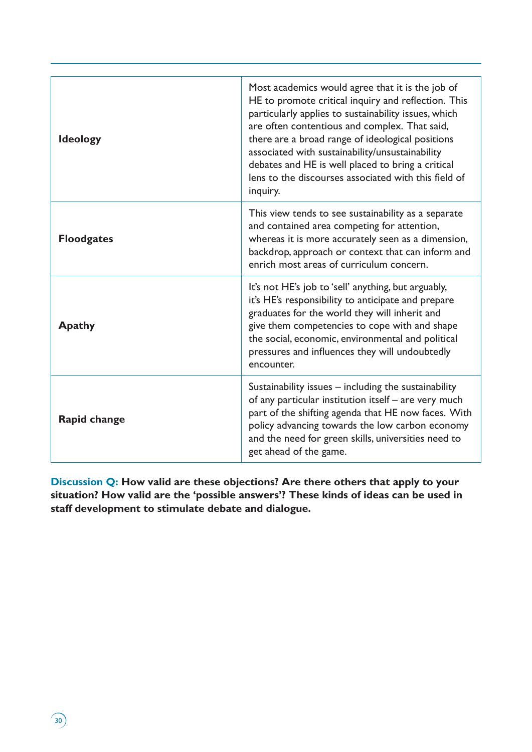| | |
|---|---|
| **Ideology** | Most academics would agree that it is the job of HE to promote critical inquiry and reflection. This particularly applies to sustainability issues, which are often contentious and complex. That said, there are a broad range of ideological positions associated with sustainability/unsustainability debates and HE is well placed to bring a critical lens to the discourses associated with this field of inquiry. |
| **Floodgates** | This view tends to see sustainability as a separate and contained area competing for attention, whereas it is more accurately seen as a dimension, backdrop, approach or context that can inform and enrich most areas of curriculum concern. |
| **Apathy** | It's not HE's job to 'sell' anything, but arguably, it's HE's responsibility to anticipate and prepare graduates for the world they will inherit and give them competencies to cope with and shape the social, economic, environmental and political pressures and influences they will undoubtedly encounter. |
| **Rapid change** | Sustainability issues – including the sustainability of any particular institution itself – are very much part of the shifting agenda that HE now faces. With policy advancing towards the low carbon economy and the need for green skills, universities need to get ahead of the game. |

**Discussion Q: How valid are these objections? Are there others that apply to your situation? How valid are the 'possible answers'? These kinds of ideas can be used in staff development to stimulate debate and dialogue.**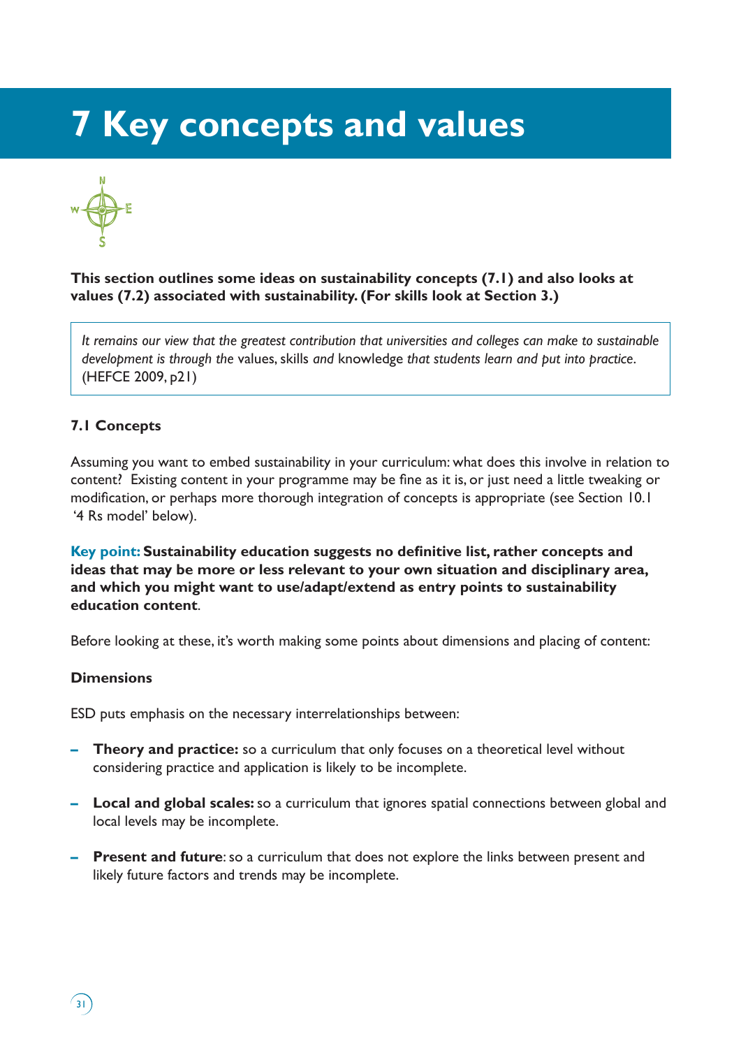# 7 Key concepts and values

**This section outlines some ideas on sustainability concepts (7.1) and also looks at values (7.2) associated with sustainability. (For skills look at Section 3.)**

> *It remains our view that the greatest contribution that universities and colleges can make to sustainable development is through the* values, skills *and* knowledge *that students learn and put into practice*. (HEFCE 2009, p21)

### 7.1 Concepts

Assuming you want to embed sustainability in your curriculum: what does this involve in relation to content? Existing content in your programme may be fine as it is, or just need a little tweaking or modification, or perhaps more thorough integration of concepts is appropriate (see Section 10.1 '4 Rs model' below).

**Key point: Sustainability education suggests no definitive list, rather concepts and ideas that may be more or less relevant to your own situation and disciplinary area, and which you might want to use/adapt/extend as entry points to sustainability education content**.

Before looking at these, it's worth making some points about dimensions and placing of content:

#### Dimensions

ESD puts emphasis on the necessary interrelationships between:

- **Theory and practice:** so a curriculum that only focuses on a theoretical level without considering practice and application is likely to be incomplete.
- **Local and global scales:** so a curriculum that ignores spatial connections between global and local levels may be incomplete.
- **Present and future**: so a curriculum that does not explore the links between present and likely future factors and trends may be incomplete.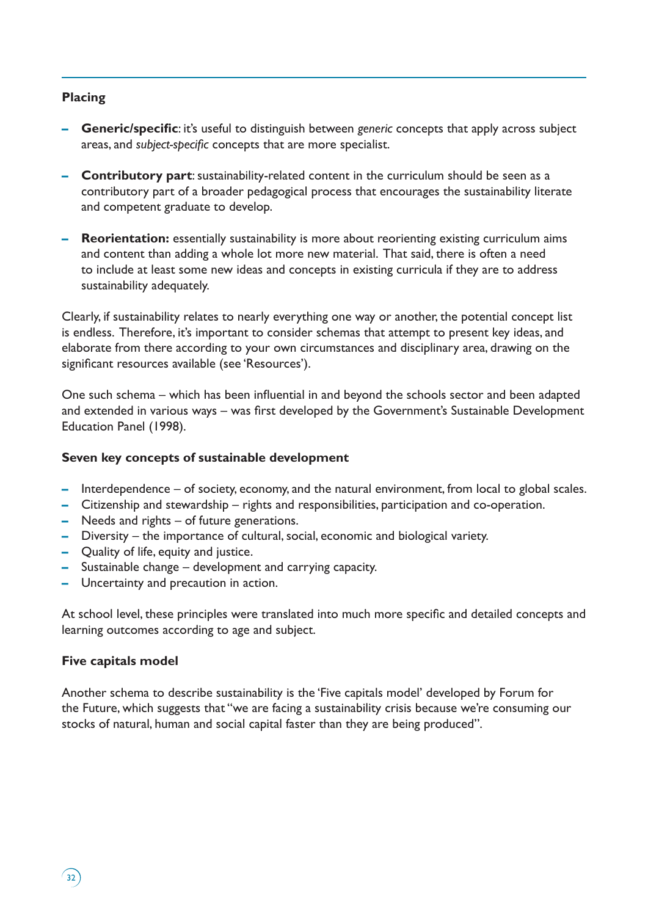### Placing

- **Generic/specific**: it's useful to distinguish between *generic* concepts that apply across subject areas, and *subject-specific* concepts that are more specialist.
- **Contributory part**: sustainability-related content in the curriculum should be seen as a contributory part of a broader pedagogical process that encourages the sustainability literate and competent graduate to develop.
- **Reorientation:** essentially sustainability is more about reorienting existing curriculum aims and content than adding a whole lot more new material. That said, there is often a need to include at least some new ideas and concepts in existing curricula if they are to address sustainability adequately.

Clearly, if sustainability relates to nearly everything one way or another, the potential concept list is endless. Therefore, it's important to consider schemas that attempt to present key ideas, and elaborate from there according to your own circumstances and disciplinary area, drawing on the significant resources available (see 'Resources').

One such schema – which has been influential in and beyond the schools sector and been adapted and extended in various ways – was first developed by the Government's Sustainable Development Education Panel (1998).

### Seven key concepts of sustainable development

- Interdependence – of society, economy, and the natural environment, from local to global scales.
- Citizenship and stewardship – rights and responsibilities, participation and co-operation.
- Needs and rights – of future generations.
- Diversity – the importance of cultural, social, economic and biological variety.
- Quality of life, equity and justice.
- Sustainable change – development and carrying capacity.
- Uncertainty and precaution in action.

At school level, these principles were translated into much more specific and detailed concepts and learning outcomes according to age and subject.

### Five capitals model

Another schema to describe sustainability is the 'Five capitals model' developed by Forum for the Future, which suggests that "we are facing a sustainability crisis because we're consuming our stocks of natural, human and social capital faster than they are being produced".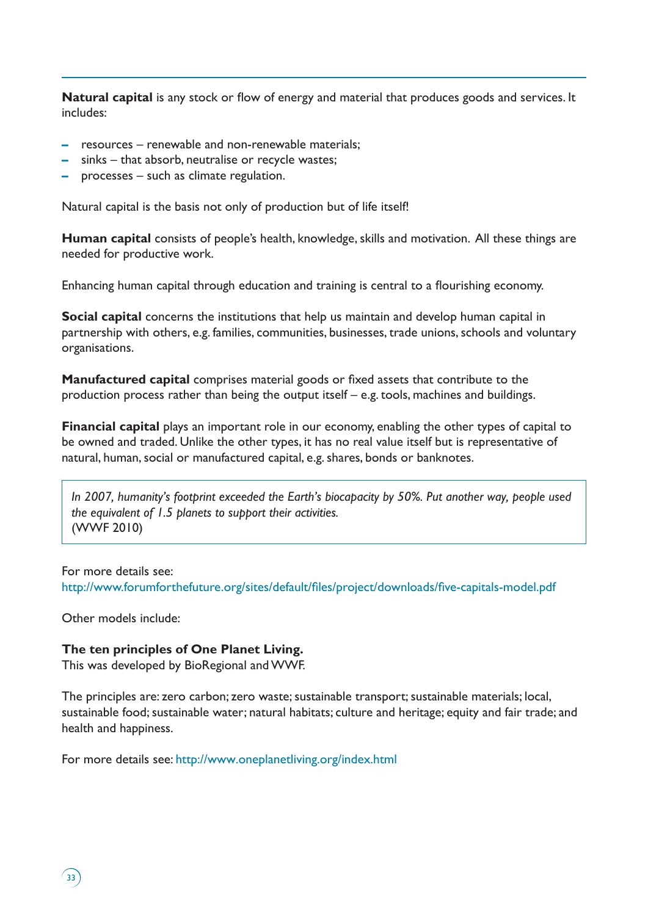**Natural capital** is any stock or flow of energy and material that produces goods and services. It includes:

- resources – renewable and non-renewable materials;
- sinks – that absorb, neutralise or recycle wastes;
- processes – such as climate regulation.

Natural capital is the basis not only of production but of life itself!

**Human capital** consists of people's health, knowledge, skills and motivation. All these things are needed for productive work.

Enhancing human capital through education and training is central to a flourishing economy.

**Social capital** concerns the institutions that help us maintain and develop human capital in partnership with others, e.g. families, communities, businesses, trade unions, schools and voluntary organisations.

**Manufactured capital** comprises material goods or fixed assets that contribute to the production process rather than being the output itself – e.g. tools, machines and buildings.

**Financial capital** plays an important role in our economy, enabling the other types of capital to be owned and traded. Unlike the other types, it has no real value itself but is representative of natural, human, social or manufactured capital, e.g. shares, bonds or banknotes.

> *In 2007, humanity's footprint exceeded the Earth's biocapacity by 50%. Put another way, people used the equivalent of 1.5 planets to support their activities.*
> (WWF 2010)

For more details see:
http://www.forumforthefuture.org/sites/default/files/project/downloads/five-capitals-model.pdf

Other models include:

**The ten principles of One Planet Living.**
This was developed by BioRegional and WWF.

The principles are: zero carbon; zero waste; sustainable transport; sustainable materials; local, sustainable food; sustainable water; natural habitats; culture and heritage; equity and fair trade; and health and happiness.

For more details see: http://www.oneplanetliving.org/index.html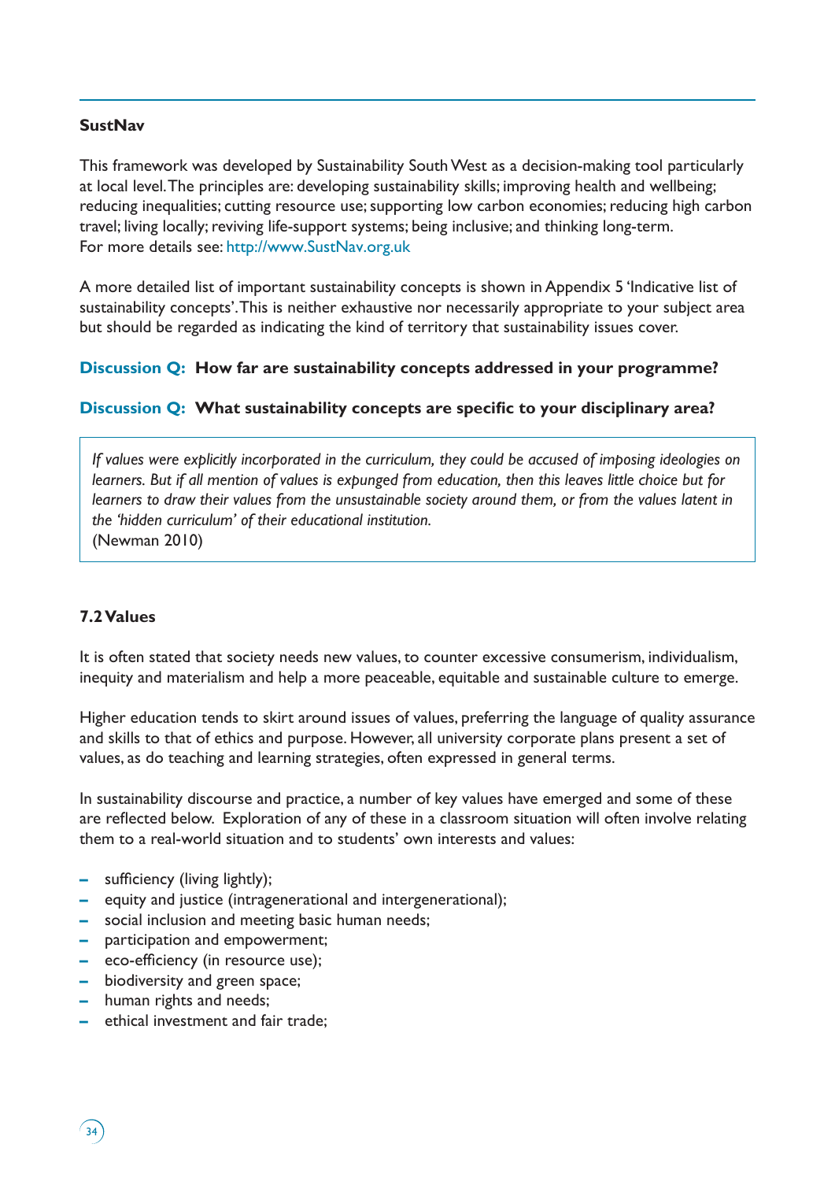### SustNav

This framework was developed by Sustainability South West as a decision-making tool particularly at local level. The principles are: developing sustainability skills; improving health and wellbeing; reducing inequalities; cutting resource use; supporting low carbon economies; reducing high carbon travel; living locally; reviving life-support systems; being inclusive; and thinking long-term.
For more details see: http://www.SustNav.org.uk

A more detailed list of important sustainability concepts is shown in Appendix 5 'Indicative list of sustainability concepts'. This is neither exhaustive nor necessarily appropriate to your subject area but should be regarded as indicating the kind of territory that sustainability issues cover.

**Discussion Q: How far are sustainability concepts addressed in your programme?**

**Discussion Q: What sustainability concepts are specific to your disciplinary area?**

> *If values were explicitly incorporated in the curriculum, they could be accused of imposing ideologies on learners. But if all mention of values is expunged from education, then this leaves little choice but for learners to draw their values from the unsustainable society around them, or from the values latent in the 'hidden curriculum' of their educational institution.*
> (Newman 2010)

### 7.2 Values

It is often stated that society needs new values, to counter excessive consumerism, individualism, inequity and materialism and help a more peaceable, equitable and sustainable culture to emerge.

Higher education tends to skirt around issues of values, preferring the language of quality assurance and skills to that of ethics and purpose. However, all university corporate plans present a set of values, as do teaching and learning strategies, often expressed in general terms.

In sustainability discourse and practice, a number of key values have emerged and some of these are reflected below. Exploration of any of these in a classroom situation will often involve relating them to a real-world situation and to students' own interests and values:

- sufficiency (living lightly);
- equity and justice (intragenerational and intergenerational);
- social inclusion and meeting basic human needs;
- participation and empowerment;
- eco-efficiency (in resource use);
- biodiversity and green space;
- human rights and needs;
- ethical investment and fair trade;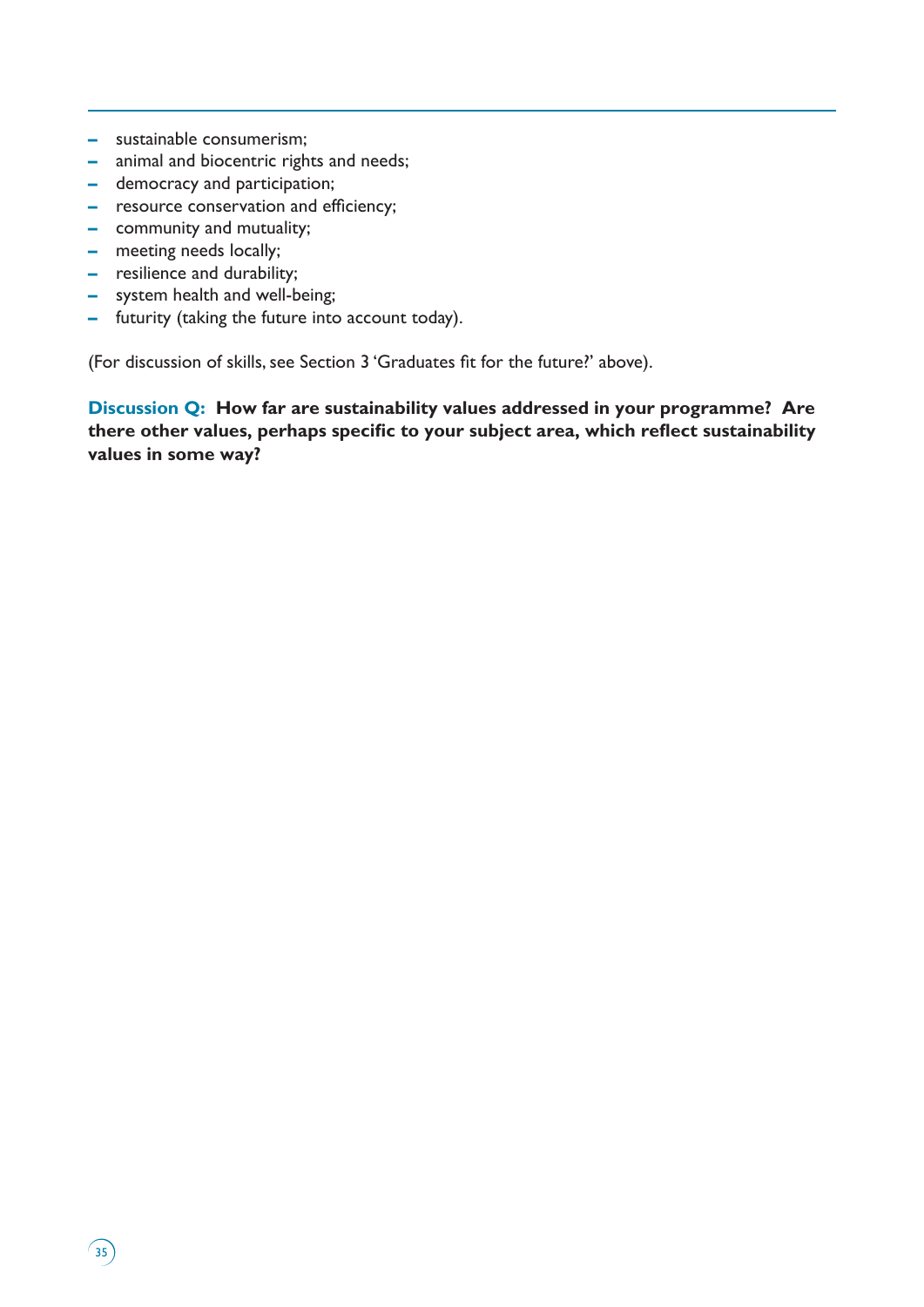- sustainable consumerism;
- animal and biocentric rights and needs;
- democracy and participation;
- resource conservation and efficiency;
- community and mutuality;
- meeting needs locally;
- resilience and durability;
- system health and well-being;
- futurity (taking the future into account today).

(For discussion of skills, see Section 3 'Graduates fit for the future?' above).

**Discussion Q: How far are sustainability values addressed in your programme? Are there other values, perhaps specific to your subject area, which reflect sustainability values in some way?**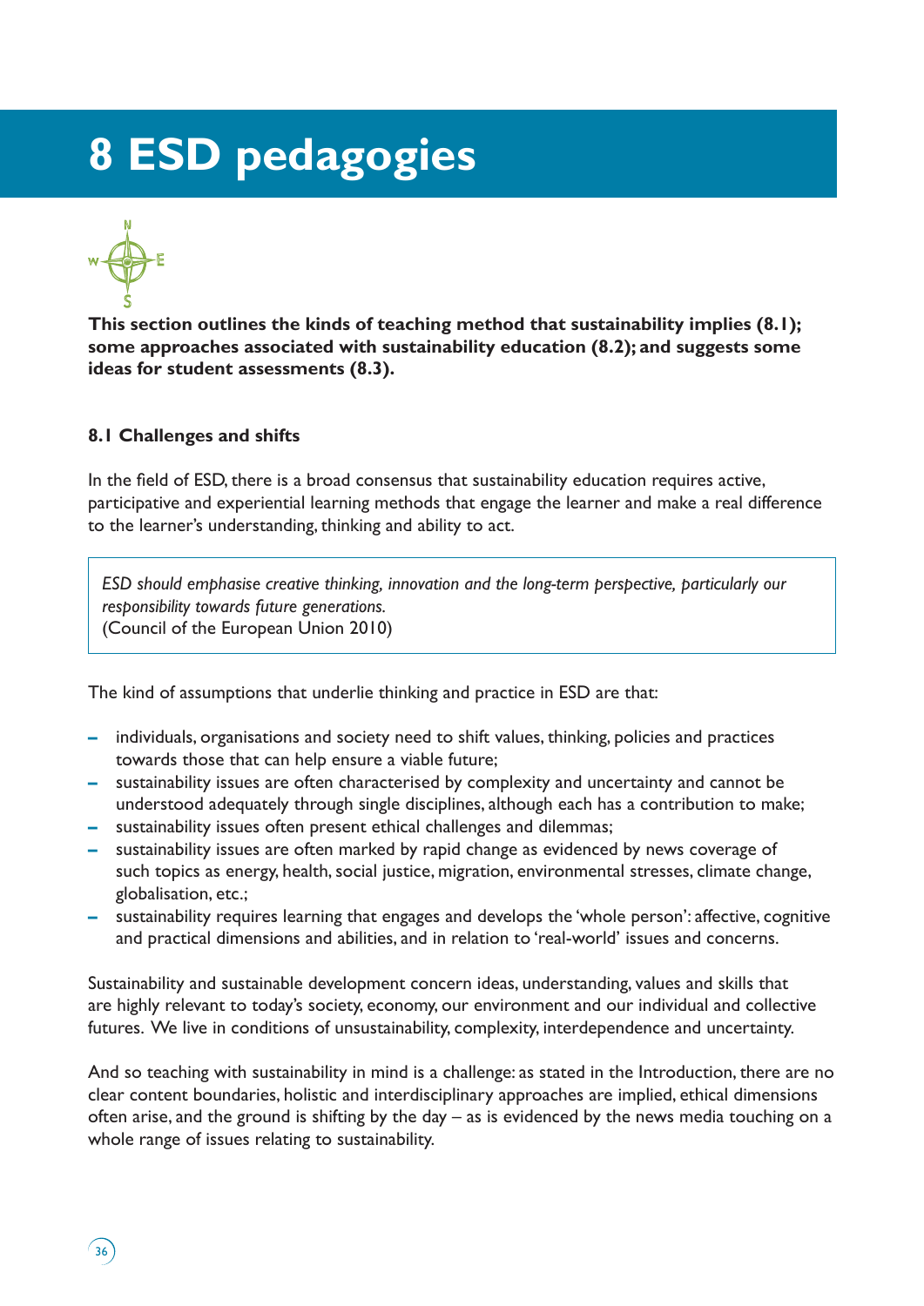# 8 ESD pedagogies

**This section outlines the kinds of teaching method that sustainability implies (8.1); some approaches associated with sustainability education (8.2); and suggests some ideas for student assessments (8.3).**

### 8.1 Challenges and shifts

In the field of ESD, there is a broad consensus that sustainability education requires active, participative and experiential learning methods that engage the learner and make a real difference to the learner's understanding, thinking and ability to act.

> *ESD should emphasise creative thinking, innovation and the long-term perspective, particularly our responsibility towards future generations.*
> (Council of the European Union 2010)

The kind of assumptions that underlie thinking and practice in ESD are that:

- individuals, organisations and society need to shift values, thinking, policies and practices towards those that can help ensure a viable future;
- sustainability issues are often characterised by complexity and uncertainty and cannot be understood adequately through single disciplines, although each has a contribution to make;
- sustainability issues often present ethical challenges and dilemmas;
- sustainability issues are often marked by rapid change as evidenced by news coverage of such topics as energy, health, social justice, migration, environmental stresses, climate change, globalisation, etc.;
- sustainability requires learning that engages and develops the 'whole person': affective, cognitive and practical dimensions and abilities, and in relation to 'real-world' issues and concerns.

Sustainability and sustainable development concern ideas, understanding, values and skills that are highly relevant to today's society, economy, our environment and our individual and collective futures. We live in conditions of unsustainability, complexity, interdependence and uncertainty.

And so teaching with sustainability in mind is a challenge: as stated in the Introduction, there are no clear content boundaries, holistic and interdisciplinary approaches are implied, ethical dimensions often arise, and the ground is shifting by the day – as is evidenced by the news media touching on a whole range of issues relating to sustainability.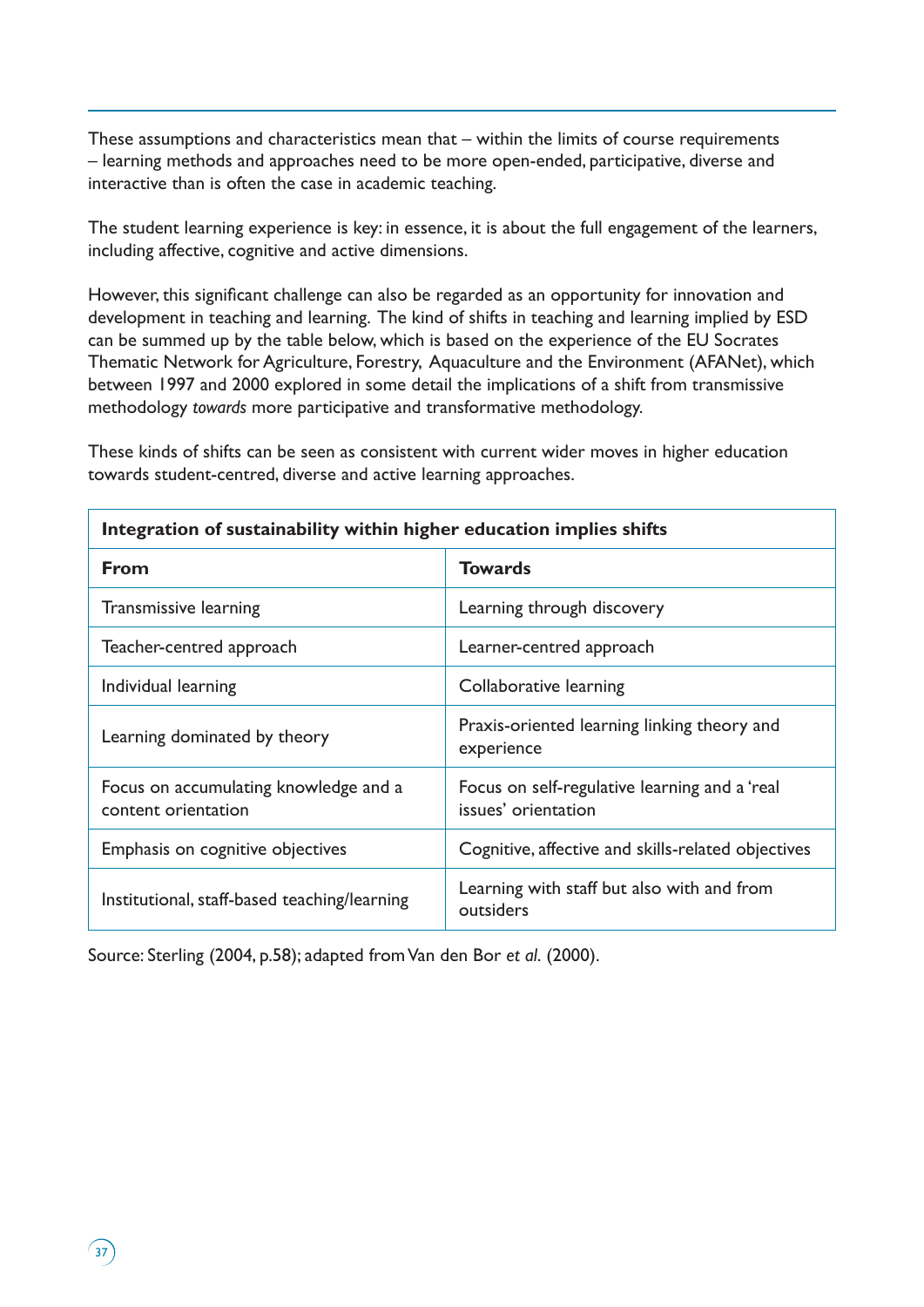These assumptions and characteristics mean that – within the limits of course requirements – learning methods and approaches need to be more open-ended, participative, diverse and interactive than is often the case in academic teaching.

The student learning experience is key: in essence, it is about the full engagement of the learners, including affective, cognitive and active dimensions.

However, this significant challenge can also be regarded as an opportunity for innovation and development in teaching and learning. The kind of shifts in teaching and learning implied by ESD can be summed up by the table below, which is based on the experience of the EU Socrates Thematic Network for Agriculture, Forestry, Aquaculture and the Environment (AFANet), which between 1997 and 2000 explored in some detail the implications of a shift from transmissive methodology *towards* more participative and transformative methodology.

These kinds of shifts can be seen as consistent with current wider moves in higher education towards student-centred, diverse and active learning approaches.

| **Integration of sustainability within higher education implies shifts** | |
|---|---|
| **From** | **Towards** |
| Transmissive learning | Learning through discovery |
| Teacher-centred approach | Learner-centred approach |
| Individual learning | Collaborative learning |
| Learning dominated by theory | Praxis-oriented learning linking theory and experience |
| Focus on accumulating knowledge and a content orientation | Focus on self-regulative learning and a 'real issues' orientation |
| Emphasis on cognitive objectives | Cognitive, affective and skills-related objectives |
| Institutional, staff-based teaching/learning | Learning with staff but also with and from outsiders |

Source: Sterling (2004, p.58); adapted from Van den Bor *et al.* (2000).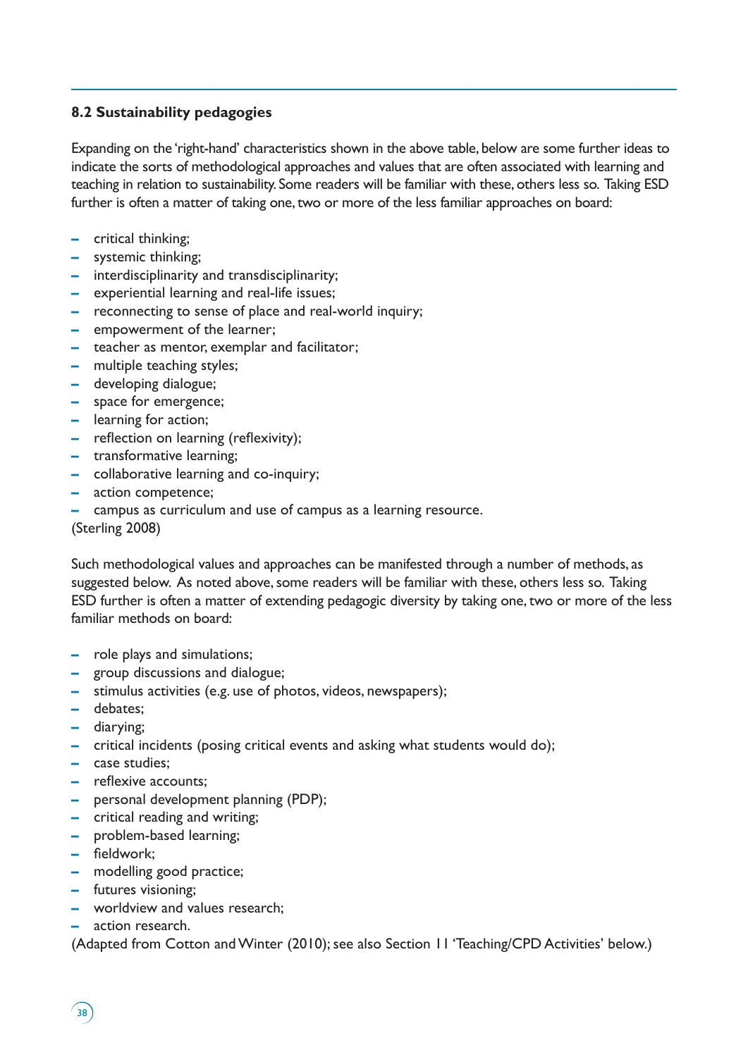### 8.2 Sustainability pedagogies

Expanding on the 'right-hand' characteristics shown in the above table, below are some further ideas to indicate the sorts of methodological approaches and values that are often associated with learning and teaching in relation to sustainability. Some readers will be familiar with these, others less so. Taking ESD further is often a matter of taking one, two or more of the less familiar approaches on board:

- critical thinking;
- systemic thinking;
- interdisciplinarity and transdisciplinarity;
- experiential learning and real-life issues;
- reconnecting to sense of place and real-world inquiry;
- empowerment of the learner;
- teacher as mentor, exemplar and facilitator;
- multiple teaching styles;
- developing dialogue;
- space for emergence;
- learning for action;
- reflection on learning (reflexivity);
- transformative learning;
- collaborative learning and co-inquiry;
- action competence;
- campus as curriculum and use of campus as a learning resource.

(Sterling 2008)

Such methodological values and approaches can be manifested through a number of methods, as suggested below. As noted above, some readers will be familiar with these, others less so. Taking ESD further is often a matter of extending pedagogic diversity by taking one, two or more of the less familiar methods on board:

- role plays and simulations;
- group discussions and dialogue;
- stimulus activities (e.g. use of photos, videos, newspapers);
- debates;
- diarying;
- critical incidents (posing critical events and asking what students would do);
- case studies;
- reflexive accounts;
- personal development planning (PDP);
- critical reading and writing;
- problem-based learning;
- fieldwork;
- modelling good practice;
- futures visioning;
- worldview and values research;
- action research.

(Adapted from Cotton and Winter (2010); see also Section 11 'Teaching/CPD Activities' below.)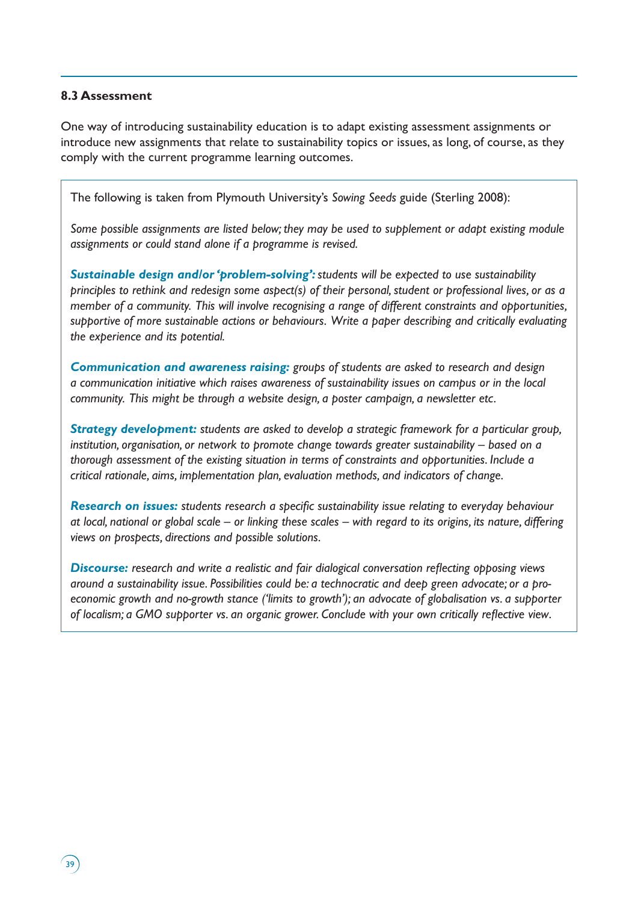### 8.3 Assessment

One way of introducing sustainability education is to adapt existing assessment assignments or introduce new assignments that relate to sustainability topics or issues, as long, of course, as they comply with the current programme learning outcomes.

> The following is taken from Plymouth University's *Sowing Seeds* guide (Sterling 2008):
>
> *Some possible assignments are listed below; they may be used to supplement or adapt existing module assignments or could stand alone if a programme is revised.*
>
> ***Sustainable design and/or 'problem-solving':*** *students will be expected to use sustainability principles to rethink and redesign some aspect(s) of their personal, student or professional lives, or as a member of a community. This will involve recognising a range of different constraints and opportunities, supportive of more sustainable actions or behaviours. Write a paper describing and critically evaluating the experience and its potential.*
>
> ***Communication and awareness raising:*** *groups of students are asked to research and design a communication initiative which raises awareness of sustainability issues on campus or in the local community. This might be through a website design, a poster campaign, a newsletter etc.*
>
> ***Strategy development:*** *students are asked to develop a strategic framework for a particular group, institution, organisation, or network to promote change towards greater sustainability – based on a thorough assessment of the existing situation in terms of constraints and opportunities. Include a critical rationale, aims, implementation plan, evaluation methods, and indicators of change.*
>
> ***Research on issues:*** *students research a specific sustainability issue relating to everyday behaviour at local, national or global scale – or linking these scales – with regard to its origins, its nature, differing views on prospects, directions and possible solutions.*
>
> ***Discourse:*** *research and write a realistic and fair dialogical conversation reflecting opposing views around a sustainability issue. Possibilities could be: a technocratic and deep green advocate; or a pro-economic growth and no-growth stance ('limits to growth'); an advocate of globalisation vs. a supporter of localism; a GMO supporter vs. an organic grower. Conclude with your own critically reflective view.*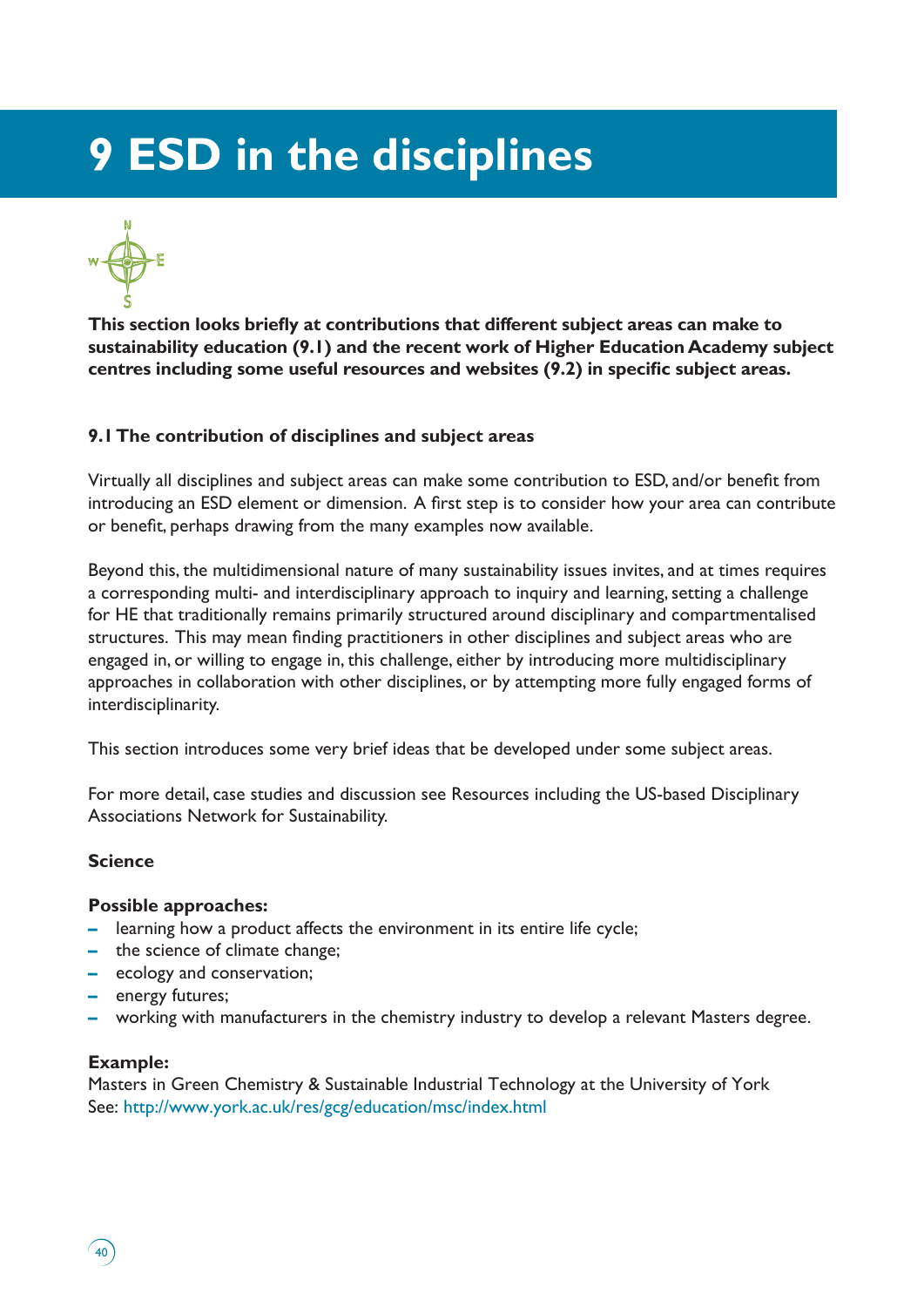# 9 ESD in the disciplines

**This section looks briefly at contributions that different subject areas can make to sustainability education (9.1) and the recent work of Higher Education Academy subject centres including some useful resources and websites (9.2) in specific subject areas.**

### 9.1 The contribution of disciplines and subject areas

Virtually all disciplines and subject areas can make some contribution to ESD, and/or benefit from introducing an ESD element or dimension. A first step is to consider how your area can contribute or benefit, perhaps drawing from the many examples now available.

Beyond this, the multidimensional nature of many sustainability issues invites, and at times requires a corresponding multi- and interdisciplinary approach to inquiry and learning, setting a challenge for HE that traditionally remains primarily structured around disciplinary and compartmentalised structures. This may mean finding practitioners in other disciplines and subject areas who are engaged in, or willing to engage in, this challenge, either by introducing more multidisciplinary approaches in collaboration with other disciplines, or by attempting more fully engaged forms of interdisciplinarity.

This section introduces some very brief ideas that be developed under some subject areas.

For more detail, case studies and discussion see Resources including the US-based Disciplinary Associations Network for Sustainability.

**Science**

**Possible approaches:**

- learning how a product affects the environment in its entire life cycle;
- the science of climate change;
- ecology and conservation;
- energy futures;
- working with manufacturers in the chemistry industry to develop a relevant Masters degree.

**Example:**
Masters in Green Chemistry & Sustainable Industrial Technology at the University of York
See: http://www.york.ac.uk/res/gcg/education/msc/index.html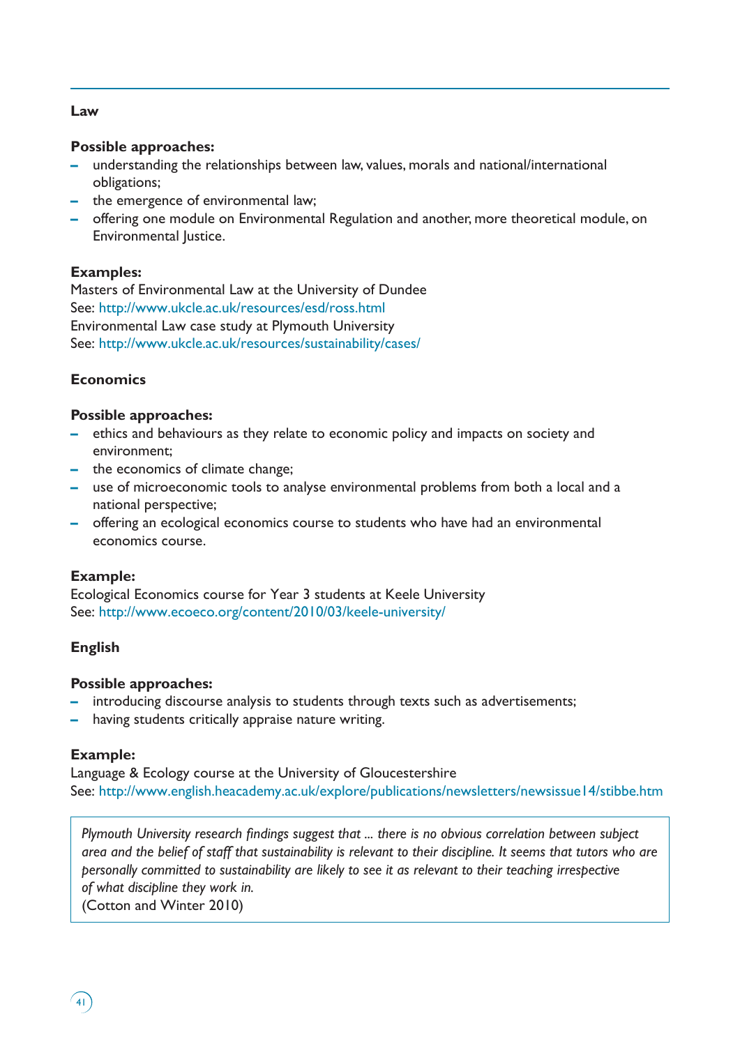### Law

**Possible approaches:**

- understanding the relationships between law, values, morals and national/international obligations;
- the emergence of environmental law;
- offering one module on Environmental Regulation and another, more theoretical module, on Environmental Justice.

**Examples:**

Masters of Environmental Law at the University of Dundee
See: http://www.ukcle.ac.uk/resources/esd/ross.html
Environmental Law case study at Plymouth University
See: http://www.ukcle.ac.uk/resources/sustainability/cases/

### Economics

**Possible approaches:**

- ethics and behaviours as they relate to economic policy and impacts on society and environment;
- the economics of climate change;
- use of microeconomic tools to analyse environmental problems from both a local and a national perspective;
- offering an ecological economics course to students who have had an environmental economics course.

**Example:**

Ecological Economics course for Year 3 students at Keele University
See: http://www.ecoeco.org/content/2010/03/keele-university/

### English

**Possible approaches:**

- introducing discourse analysis to students through texts such as advertisements;
- having students critically appraise nature writing.

**Example:**

Language & Ecology course at the University of Gloucestershire
See: http://www.english.heacademy.ac.uk/explore/publications/newsletters/newsissue14/stibbe.htm

> *Plymouth University research findings suggest that ... there is no obvious correlation between subject area and the belief of staff that sustainability is relevant to their discipline. It seems that tutors who are personally committed to sustainability are likely to see it as relevant to their teaching irrespective of what discipline they work in.*
> (Cotton and Winter 2010)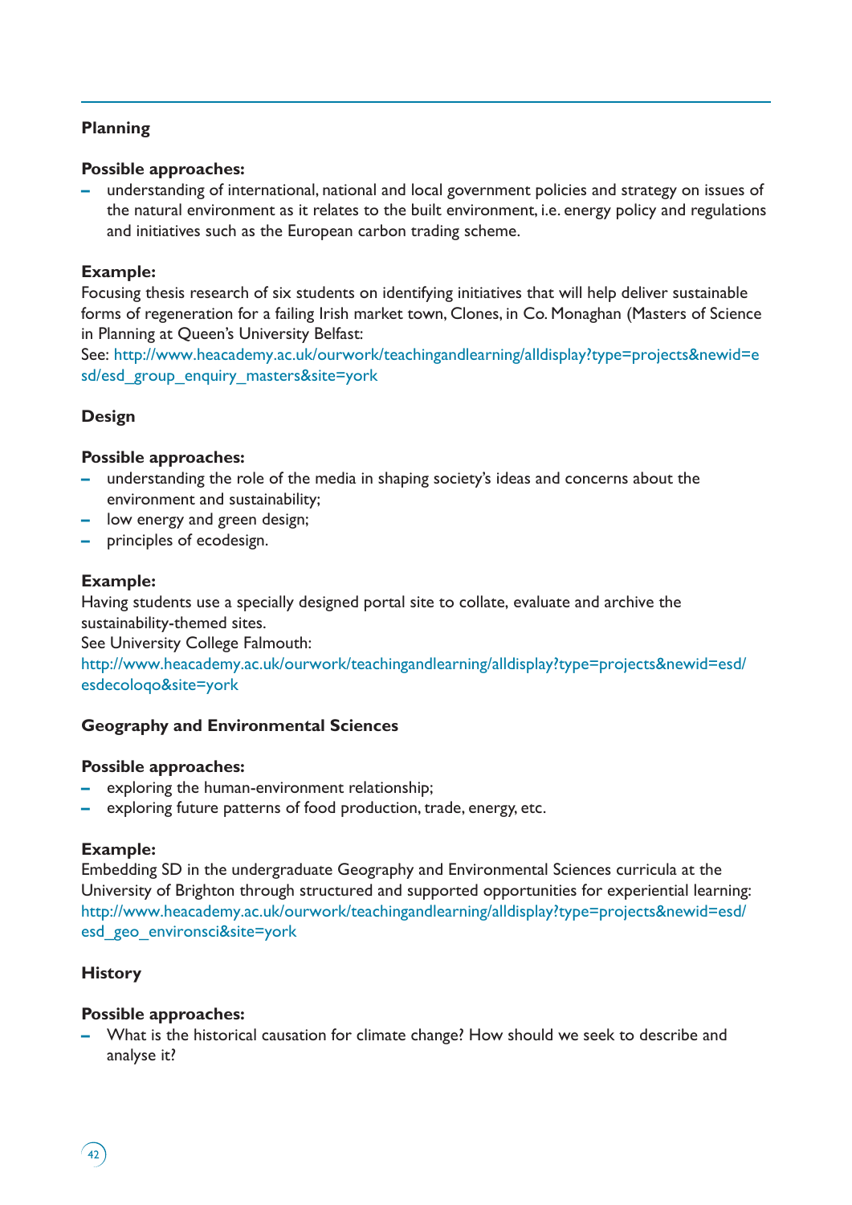### Planning

**Possible approaches:**

- understanding of international, national and local government policies and strategy on issues of the natural environment as it relates to the built environment, i.e. energy policy and regulations and initiatives such as the European carbon trading scheme.

**Example:**

Focusing thesis research of six students on identifying initiatives that will help deliver sustainable forms of regeneration for a failing Irish market town, Clones, in Co. Monaghan (Masters of Science in Planning at Queen's University Belfast:

See: http://www.heacademy.ac.uk/ourwork/teachingandlearning/alldisplay?type=projects&newid=esd/esd_group_enquiry_masters&site=york

### Design

**Possible approaches:**

- understanding the role of the media in shaping society's ideas and concerns about the environment and sustainability;
- low energy and green design;
- principles of ecodesign.

**Example:**

Having students use a specially designed portal site to collate, evaluate and archive the sustainability-themed sites.

See University College Falmouth:

http://www.heacademy.ac.uk/ourwork/teachingandlearning/alldisplay?type=projects&newid=esd/esdecoloqo&site=york

### Geography and Environmental Sciences

**Possible approaches:**

- exploring the human-environment relationship;
- exploring future patterns of food production, trade, energy, etc.

**Example:**

Embedding SD in the undergraduate Geography and Environmental Sciences curricula at the University of Brighton through structured and supported opportunities for experiential learning: http://www.heacademy.ac.uk/ourwork/teachingandlearning/alldisplay?type=projects&newid=esd/esd_geo_environsci&site=york

### History

**Possible approaches:**

- What is the historical causation for climate change? How should we seek to describe and analyse it?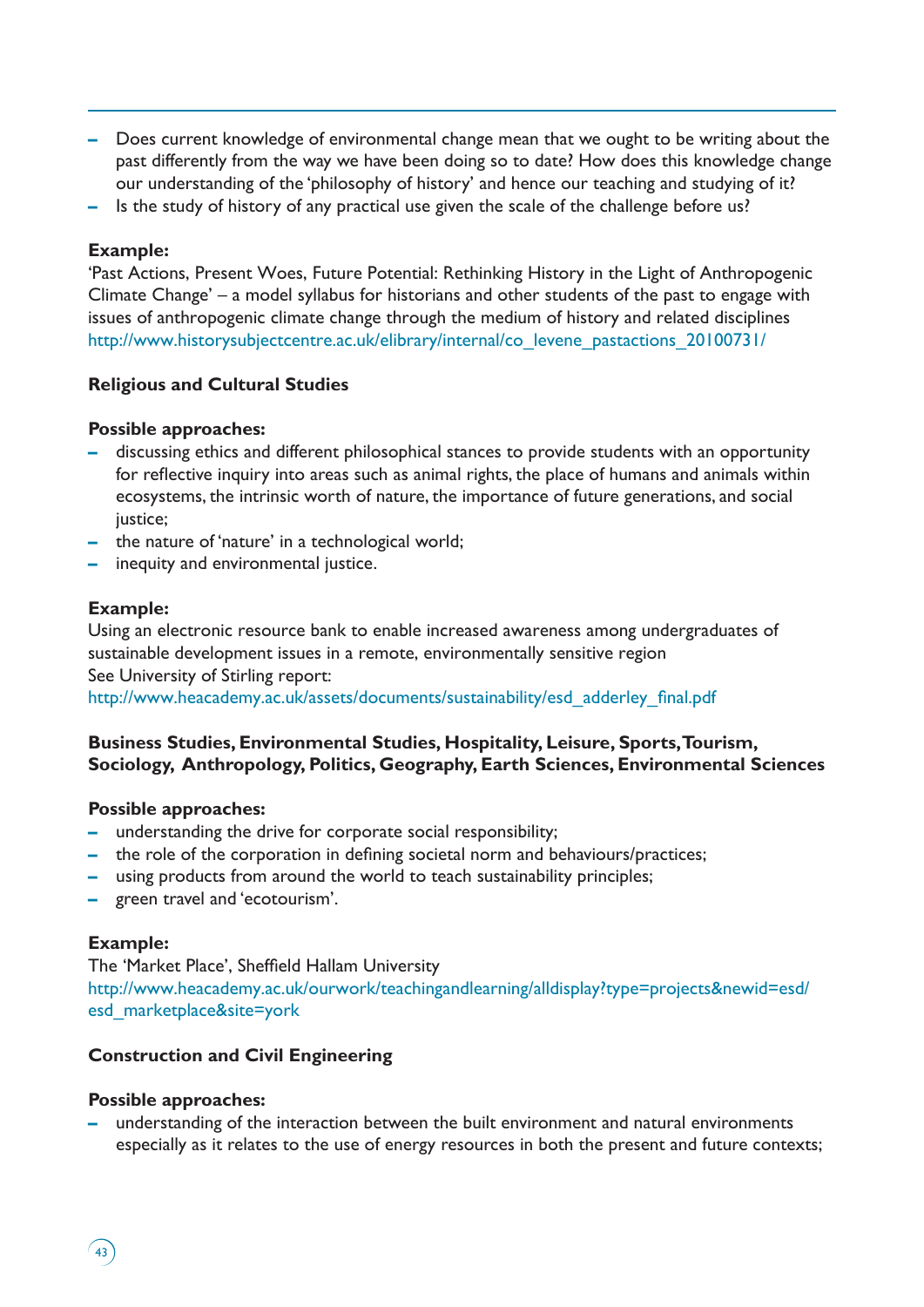- Does current knowledge of environmental change mean that we ought to be writing about the past differently from the way we have been doing so to date? How does this knowledge change our understanding of the 'philosophy of history' and hence our teaching and studying of it?
- Is the study of history of any practical use given the scale of the challenge before us?

**Example:**
'Past Actions, Present Woes, Future Potential: Rethinking History in the Light of Anthropogenic Climate Change' – a model syllabus for historians and other students of the past to engage with issues of anthropogenic climate change through the medium of history and related disciplines
http://www.historysubjectcentre.ac.uk/elibrary/internal/co_levene_pastactions_20100731/

**Religious and Cultural Studies**

**Possible approaches:**
- discussing ethics and different philosophical stances to provide students with an opportunity for reflective inquiry into areas such as animal rights, the place of humans and animals within ecosystems, the intrinsic worth of nature, the importance of future generations, and social justice;
- the nature of 'nature' in a technological world;
- inequity and environmental justice.

**Example:**
Using an electronic resource bank to enable increased awareness among undergraduates of sustainable development issues in a remote, environmentally sensitive region
See University of Stirling report:
http://www.heacademy.ac.uk/assets/documents/sustainability/esd_adderley_final.pdf

**Business Studies, Environmental Studies, Hospitality, Leisure, Sports, Tourism, Sociology, Anthropology, Politics, Geography, Earth Sciences, Environmental Sciences**

**Possible approaches:**
- understanding the drive for corporate social responsibility;
- the role of the corporation in defining societal norm and behaviours/practices;
- using products from around the world to teach sustainability principles;
- green travel and 'ecotourism'.

**Example:**
The 'Market Place', Sheffield Hallam University
http://www.heacademy.ac.uk/ourwork/teachingandlearning/alldisplay?type=projects&newid=esd/esd_marketplace&site=york

**Construction and Civil Engineering**

**Possible approaches:**
- understanding of the interaction between the built environment and natural environments especially as it relates to the use of energy resources in both the present and future contexts;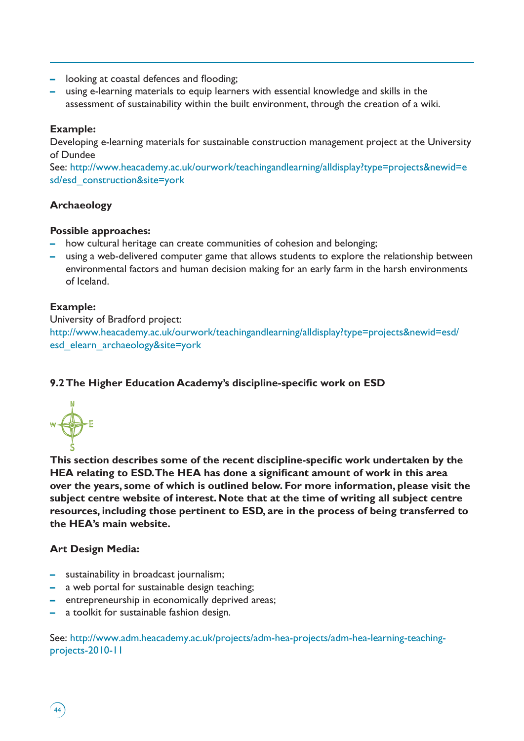- looking at coastal defences and flooding;
- using e-learning materials to equip learners with essential knowledge and skills in the assessment of sustainability within the built environment, through the creation of a wiki.

**Example:**
Developing e-learning materials for sustainable construction management project at the University of Dundee
See: http://www.heacademy.ac.uk/ourwork/teachingandlearning/alldisplay?type=projects&newid=esd/esd_construction&site=york

**Archaeology**

**Possible approaches:**
- how cultural heritage can create communities of cohesion and belonging;
- using a web-delivered computer game that allows students to explore the relationship between environmental factors and human decision making for an early farm in the harsh environments of Iceland.

**Example:**
University of Bradford project:
http://www.heacademy.ac.uk/ourwork/teachingandlearning/alldisplay?type=projects&newid=esd/esd_elearn_archaeology&site=york

### 9.2 The Higher Education Academy's discipline-specific work on ESD

**This section describes some of the recent discipline-specific work undertaken by the HEA relating to ESD. The HEA has done a significant amount of work in this area over the years, some of which is outlined below. For more information, please visit the subject centre website of interest. Note that at the time of writing all subject centre resources, including those pertinent to ESD, are in the process of being transferred to the HEA's main website.**

**Art Design Media:**

- sustainability in broadcast journalism;
- a web portal for sustainable design teaching;
- entrepreneurship in economically deprived areas;
- a toolkit for sustainable fashion design.

See: http://www.adm.heacademy.ac.uk/projects/adm-hea-projects/adm-hea-learning-teaching-projects-2010-11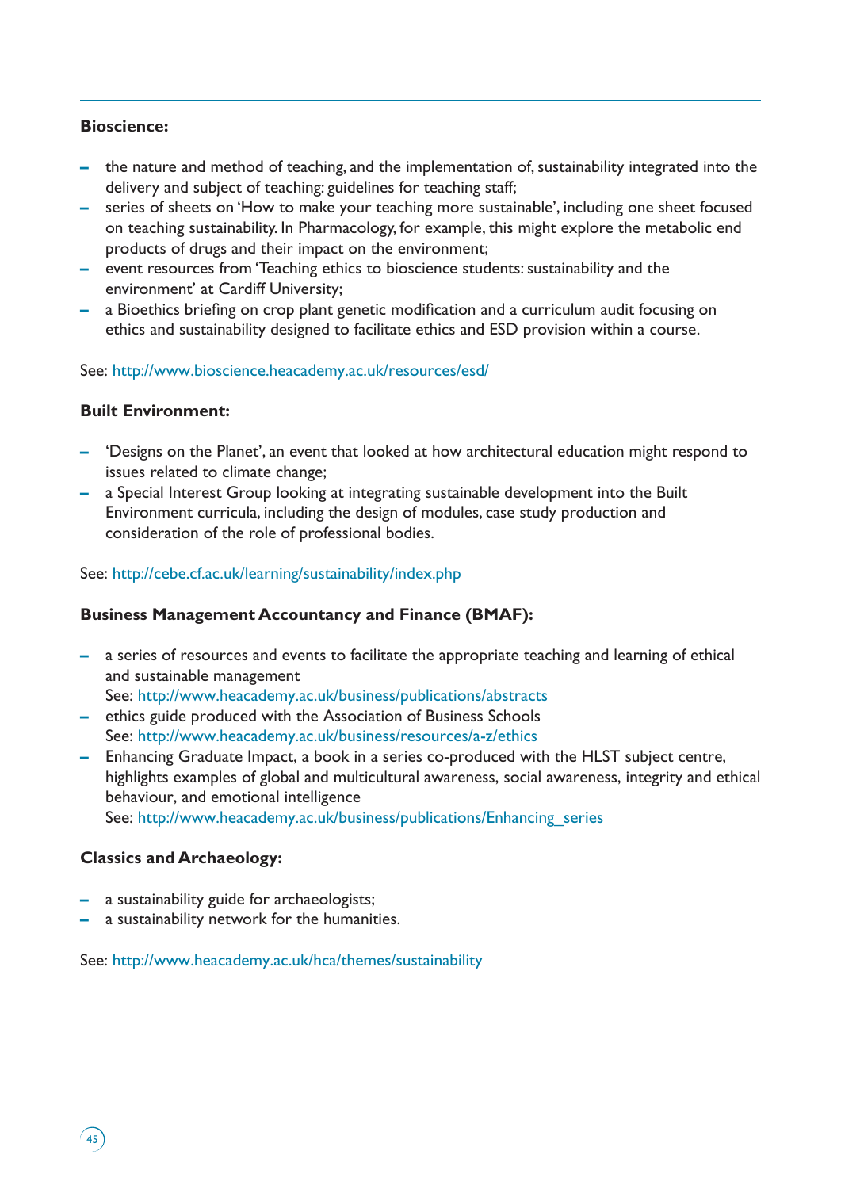**Bioscience:**

- the nature and method of teaching, and the implementation of, sustainability integrated into the delivery and subject of teaching: guidelines for teaching staff;
- series of sheets on 'How to make your teaching more sustainable', including one sheet focused on teaching sustainability. In Pharmacology, for example, this might explore the metabolic end products of drugs and their impact on the environment;
- event resources from 'Teaching ethics to bioscience students: sustainability and the environment' at Cardiff University;
- a Bioethics briefing on crop plant genetic modification and a curriculum audit focusing on ethics and sustainability designed to facilitate ethics and ESD provision within a course.

See: http://www.bioscience.heacademy.ac.uk/resources/esd/

**Built Environment:**

- 'Designs on the Planet', an event that looked at how architectural education might respond to issues related to climate change;
- a Special Interest Group looking at integrating sustainable development into the Built Environment curricula, including the design of modules, case study production and consideration of the role of professional bodies.

See: http://cebe.cf.ac.uk/learning/sustainability/index.php

**Business Management Accountancy and Finance (BMAF):**

- a series of resources and events to facilitate the appropriate teaching and learning of ethical and sustainable management
  See: http://www.heacademy.ac.uk/business/publications/abstracts
- ethics guide produced with the Association of Business Schools
  See: http://www.heacademy.ac.uk/business/resources/a-z/ethics
- Enhancing Graduate Impact, a book in a series co-produced with the HLST subject centre, highlights examples of global and multicultural awareness, social awareness, integrity and ethical behaviour, and emotional intelligence
  See: http://www.heacademy.ac.uk/business/publications/Enhancing_series

**Classics and Archaeology:**

- a sustainability guide for archaeologists;
- a sustainability network for the humanities.

See: http://www.heacademy.ac.uk/hca/themes/sustainability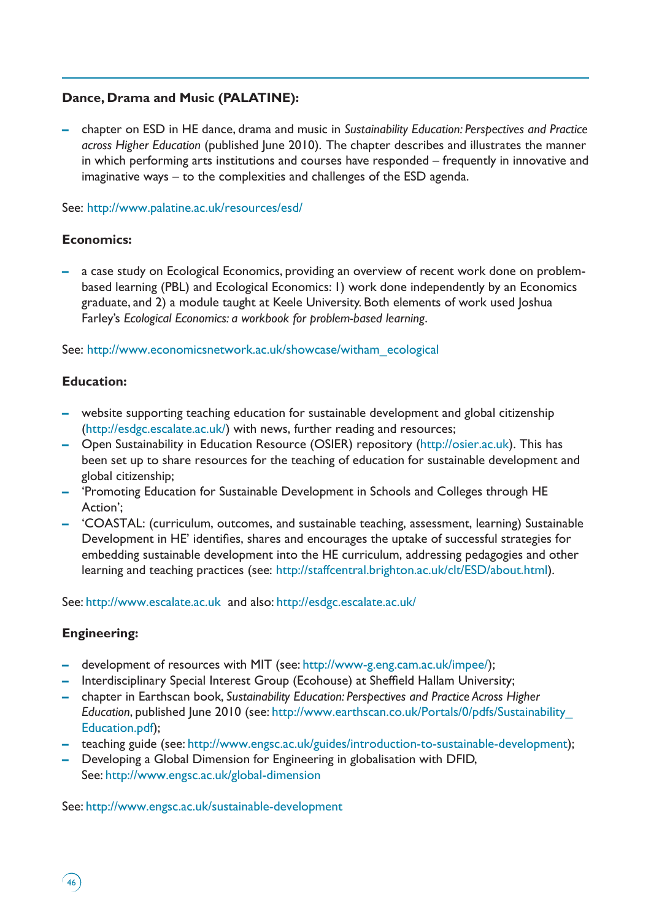**Dance, Drama and Music (PALATINE):**

- chapter on ESD in HE dance, drama and music in *Sustainability Education: Perspectives and Practice across Higher Education* (published June 2010). The chapter describes and illustrates the manner in which performing arts institutions and courses have responded – frequently in innovative and imaginative ways – to the complexities and challenges of the ESD agenda.

See: http://www.palatine.ac.uk/resources/esd/

**Economics:**

- a case study on Ecological Economics, providing an overview of recent work done on problem-based learning (PBL) and Ecological Economics: 1) work done independently by an Economics graduate, and 2) a module taught at Keele University. Both elements of work used Joshua Farley's *Ecological Economics: a workbook for problem-based learning*.

See: http://www.economicsnetwork.ac.uk/showcase/witham_ecological

**Education:**

- website supporting teaching education for sustainable development and global citizenship (http://esdgc.escalate.ac.uk/) with news, further reading and resources;
- Open Sustainability in Education Resource (OSIER) repository (http://osier.ac.uk). This has been set up to share resources for the teaching of education for sustainable development and global citizenship;
- 'Promoting Education for Sustainable Development in Schools and Colleges through HE Action';
- 'COASTAL: (curriculum, outcomes, and sustainable teaching, assessment, learning) Sustainable Development in HE' identifies, shares and encourages the uptake of successful strategies for embedding sustainable development into the HE curriculum, addressing pedagogies and other learning and teaching practices (see: http://staffcentral.brighton.ac.uk/clt/ESD/about.html).

See: http://www.escalate.ac.uk and also: http://esdgc.escalate.ac.uk/

**Engineering:**

- development of resources with MIT (see: http://www-g.eng.cam.ac.uk/impee/);
- Interdisciplinary Special Interest Group (Ecohouse) at Sheffield Hallam University;
- chapter in Earthscan book, *Sustainability Education: Perspectives and Practice Across Higher Education*, published June 2010 (see: http://www.earthscan.co.uk/Portals/0/pdfs/Sustainability_Education.pdf);
- teaching guide (see: http://www.engsc.ac.uk/guides/introduction-to-sustainable-development);
- Developing a Global Dimension for Engineering in globalisation with DFID, See: http://www.engsc.ac.uk/global-dimension

See: http://www.engsc.ac.uk/sustainable-development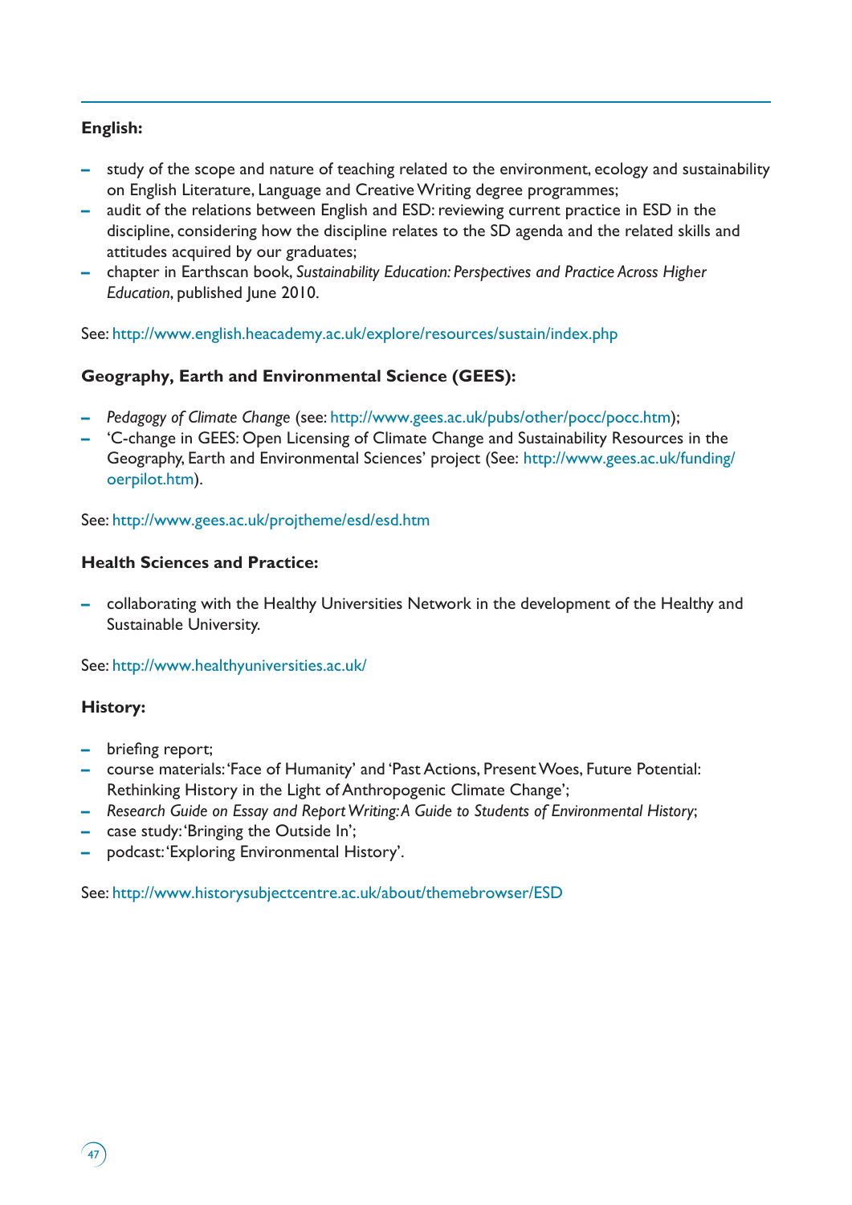**English:**

- study of the scope and nature of teaching related to the environment, ecology and sustainability on English Literature, Language and Creative Writing degree programmes;
- audit of the relations between English and ESD: reviewing current practice in ESD in the discipline, considering how the discipline relates to the SD agenda and the related skills and attitudes acquired by our graduates;
- chapter in Earthscan book, *Sustainability Education: Perspectives and Practice Across Higher Education*, published June 2010.

See: http://www.english.heacademy.ac.uk/explore/resources/sustain/index.php

**Geography, Earth and Environmental Science (GEES):**

- *Pedagogy of Climate Change* (see: http://www.gees.ac.uk/pubs/other/pocc/pocc.htm);
- 'C-change in GEES: Open Licensing of Climate Change and Sustainability Resources in the Geography, Earth and Environmental Sciences' project (See: http://www.gees.ac.uk/funding/oerpilot.htm).

See: http://www.gees.ac.uk/projtheme/esd/esd.htm

**Health Sciences and Practice:**

- collaborating with the Healthy Universities Network in the development of the Healthy and Sustainable University.

See: http://www.healthyuniversities.ac.uk/

**History:**

- briefing report;
- course materials: 'Face of Humanity' and 'Past Actions, Present Woes, Future Potential: Rethinking History in the Light of Anthropogenic Climate Change';
- *Research Guide on Essay and Report Writing: A Guide to Students of Environmental History*;
- case study: 'Bringing the Outside In';
- podcast: 'Exploring Environmental History'.

See: http://www.historysubjectcentre.ac.uk/about/themebrowser/ESD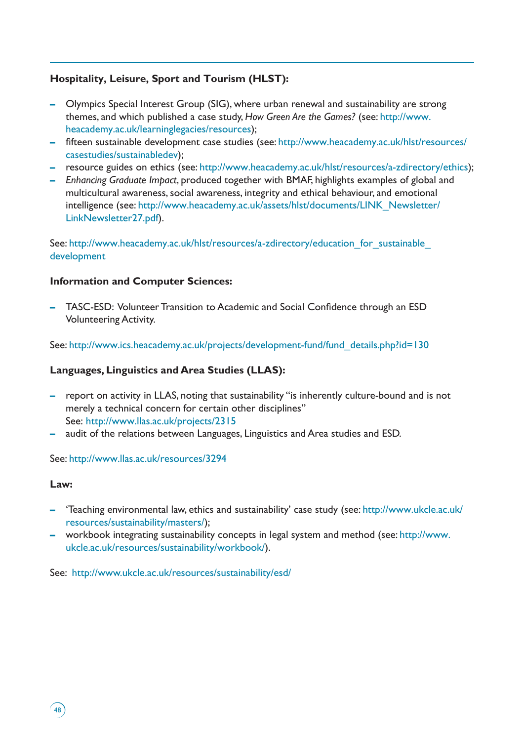**Hospitality, Leisure, Sport and Tourism (HLST):**

- Olympics Special Interest Group (SIG), where urban renewal and sustainability are strong themes, and which published a case study, *How Green Are the Games?* (see: http://www.heacademy.ac.uk/learninglegacies/resources);
- fifteen sustainable development case studies (see: http://www.heacademy.ac.uk/hlst/resources/casestudies/sustainabledev);
- resource guides on ethics (see: http://www.heacademy.ac.uk/hlst/resources/a-zdirectory/ethics);
- *Enhancing Graduate Impact*, produced together with BMAF, highlights examples of global and multicultural awareness, social awareness, integrity and ethical behaviour, and emotional intelligence (see: http://www.heacademy.ac.uk/assets/hlst/documents/LINK_Newsletter/LinkNewsletter27.pdf).

See: http://www.heacademy.ac.uk/hlst/resources/a-zdirectory/education_for_sustainable_development

**Information and Computer Sciences:**

- TASC-ESD: Volunteer Transition to Academic and Social Confidence through an ESD Volunteering Activity.

See: http://www.ics.heacademy.ac.uk/projects/development-fund/fund_details.php?id=130

**Languages, Linguistics and Area Studies (LLAS):**

- report on activity in LLAS, noting that sustainability "is inherently culture-bound and is not merely a technical concern for certain other disciplines"
  See: http://www.llas.ac.uk/projects/2315
- audit of the relations between Languages, Linguistics and Area studies and ESD.

See: http://www.llas.ac.uk/resources/3294

**Law:**

- 'Teaching environmental law, ethics and sustainability' case study (see: http://www.ukcle.ac.uk/resources/sustainability/masters/);
- workbook integrating sustainability concepts in legal system and method (see: http://www.ukcle.ac.uk/resources/sustainability/workbook/).

See: http://www.ukcle.ac.uk/resources/sustainability/esd/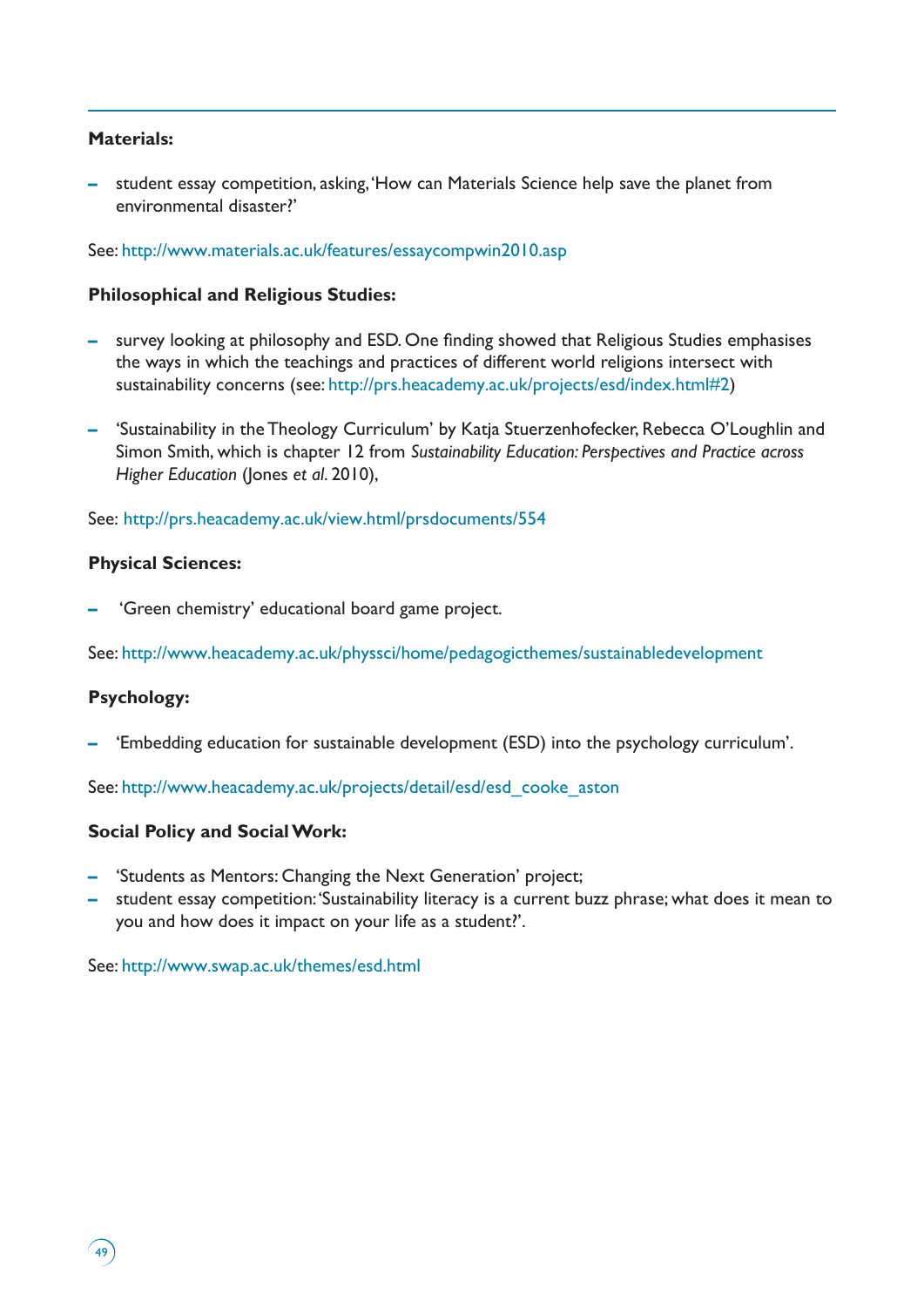**Materials:**

- student essay competition, asking, 'How can Materials Science help save the planet from environmental disaster?'

See: http://www.materials.ac.uk/features/essaycompwin2010.asp

**Philosophical and Religious Studies:**

- survey looking at philosophy and ESD. One finding showed that Religious Studies emphasises the ways in which the teachings and practices of different world religions intersect with sustainability concerns (see: http://prs.heacademy.ac.uk/projects/esd/index.html#2)
- 'Sustainability in the Theology Curriculum' by Katja Stuerzenhofecker, Rebecca O'Loughlin and Simon Smith, which is chapter 12 from *Sustainability Education: Perspectives and Practice across Higher Education* (Jones *et al*. 2010),

See: http://prs.heacademy.ac.uk/view.html/prsdocuments/554

**Physical Sciences:**

- 'Green chemistry' educational board game project.

See: http://www.heacademy.ac.uk/physsci/home/pedagogicthemes/sustainabledevelopment

**Psychology:**

- 'Embedding education for sustainable development (ESD) into the psychology curriculum'.

See: http://www.heacademy.ac.uk/projects/detail/esd/esd_cooke_aston

**Social Policy and Social Work:**

- 'Students as Mentors: Changing the Next Generation' project;
- student essay competition: 'Sustainability literacy is a current buzz phrase; what does it mean to you and how does it impact on your life as a student?'.

See: http://www.swap.ac.uk/themes/esd.html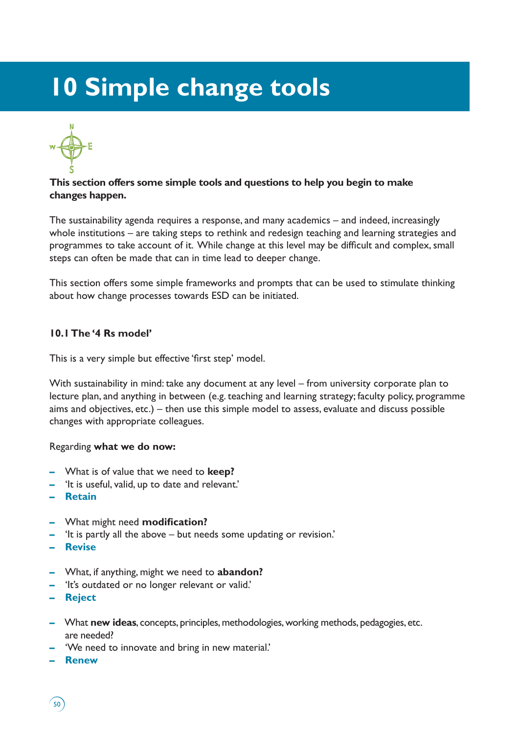# 10 Simple change tools

**This section offers some simple tools and questions to help you begin to make changes happen.**

The sustainability agenda requires a response, and many academics – and indeed, increasingly whole institutions – are taking steps to rethink and redesign teaching and learning strategies and programmes to take account of it. While change at this level may be difficult and complex, small steps can often be made that can in time lead to deeper change.

This section offers some simple frameworks and prompts that can be used to stimulate thinking about how change processes towards ESD can be initiated.

### 10.1 The '4 Rs model'

This is a very simple but effective 'first step' model.

With sustainability in mind: take any document at any level – from university corporate plan to lecture plan, and anything in between (e.g. teaching and learning strategy; faculty policy, programme aims and objectives, etc.) – then use this simple model to assess, evaluate and discuss possible changes with appropriate colleagues.

Regarding **what we do now:**

- What is of value that we need to **keep?**
- 'It is useful, valid, up to date and relevant.'
- **Retain**

- What might need **modification?**
- 'It is partly all the above – but needs some updating or revision.'
- **Revise**

- What, if anything, might we need to **abandon?**
- 'It's outdated or no longer relevant or valid.'
- **Reject**

- What **new ideas**, concepts, principles, methodologies, working methods, pedagogies, etc. are needed?
- 'We need to innovate and bring in new material.'
- **Renew**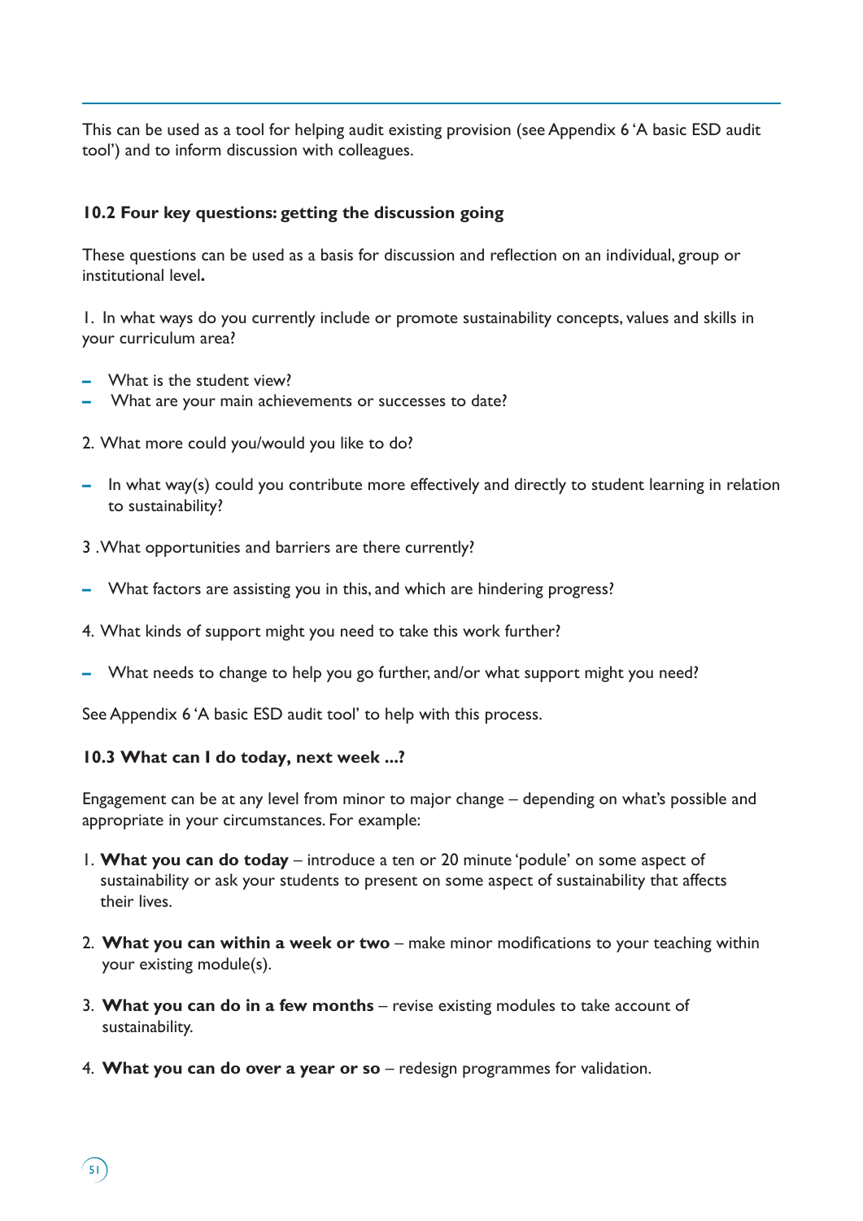This can be used as a tool for helping audit existing provision (see Appendix 6 'A basic ESD audit tool') and to inform discussion with colleagues.

### 10.2 Four key questions: getting the discussion going

These questions can be used as a basis for discussion and reflection on an individual, group or institutional level**.**

1. In what ways do you currently include or promote sustainability concepts, values and skills in your curriculum area?

- What is the student view?
- What are your main achievements or successes to date?

2. What more could you/would you like to do?

- In what way(s) could you contribute more effectively and directly to student learning in relation to sustainability?

3 .What opportunities and barriers are there currently?

- What factors are assisting you in this, and which are hindering progress?

4. What kinds of support might you need to take this work further?

- What needs to change to help you go further, and/or what support might you need?

See Appendix 6 'A basic ESD audit tool' to help with this process.

### 10.3 What can I do today, next week ...?

Engagement can be at any level from minor to major change – depending on what's possible and appropriate in your circumstances. For example:

1. **What you can do today** – introduce a ten or 20 minute 'podule' on some aspect of sustainability or ask your students to present on some aspect of sustainability that affects their lives.
2. **What you can within a week or two** – make minor modifications to your teaching within your existing module(s).
3. **What you can do in a few months** – revise existing modules to take account of sustainability.
4. **What you can do over a year or so** – redesign programmes for validation.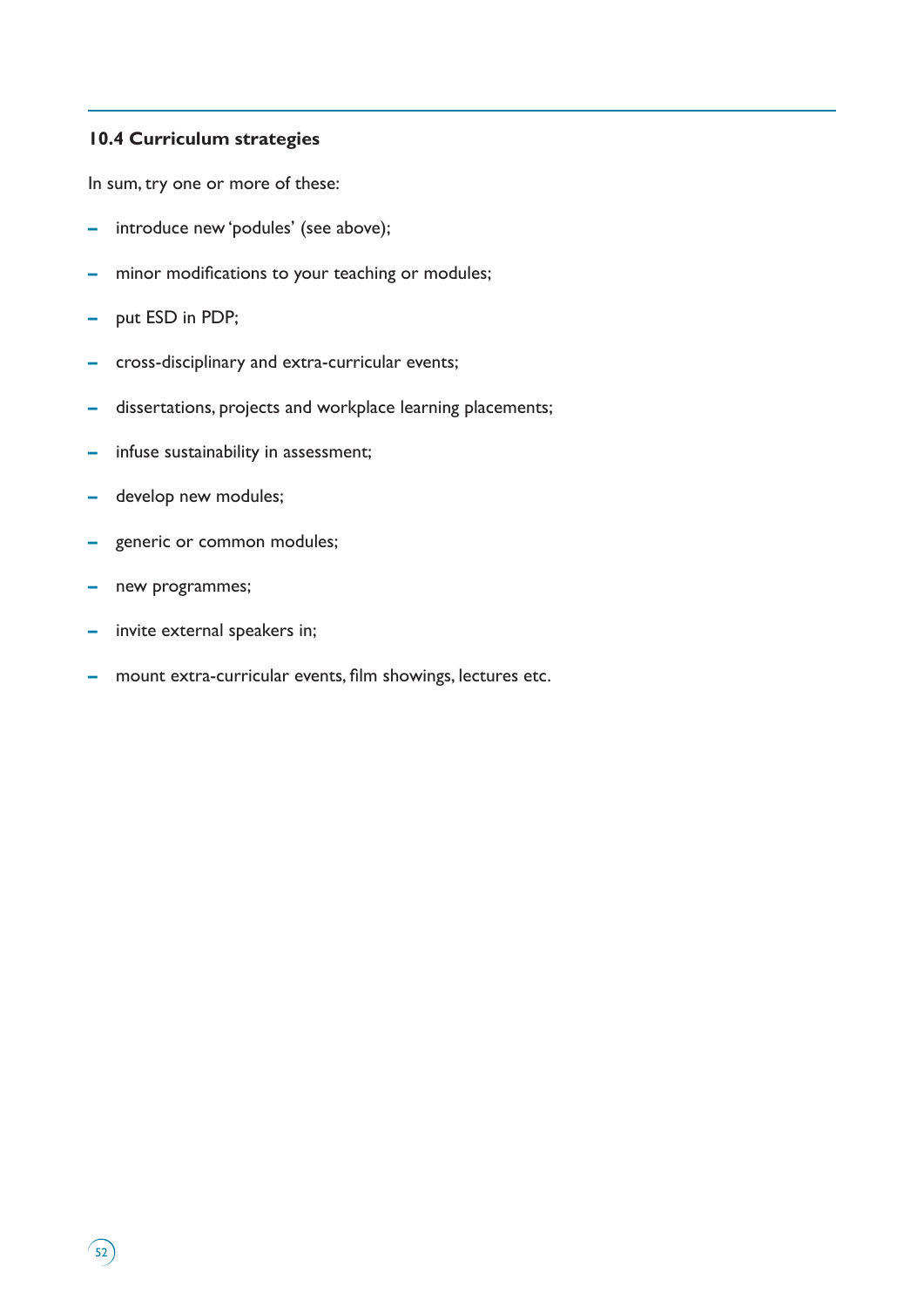### 10.4 Curriculum strategies

In sum, try one or more of these:

- introduce new 'podules' (see above);
- minor modifications to your teaching or modules;
- put ESD in PDP;
- cross-disciplinary and extra-curricular events;
- dissertations, projects and workplace learning placements;
- infuse sustainability in assessment;
- develop new modules;
- generic or common modules;
- new programmes;
- invite external speakers in;
- mount extra-curricular events, film showings, lectures etc.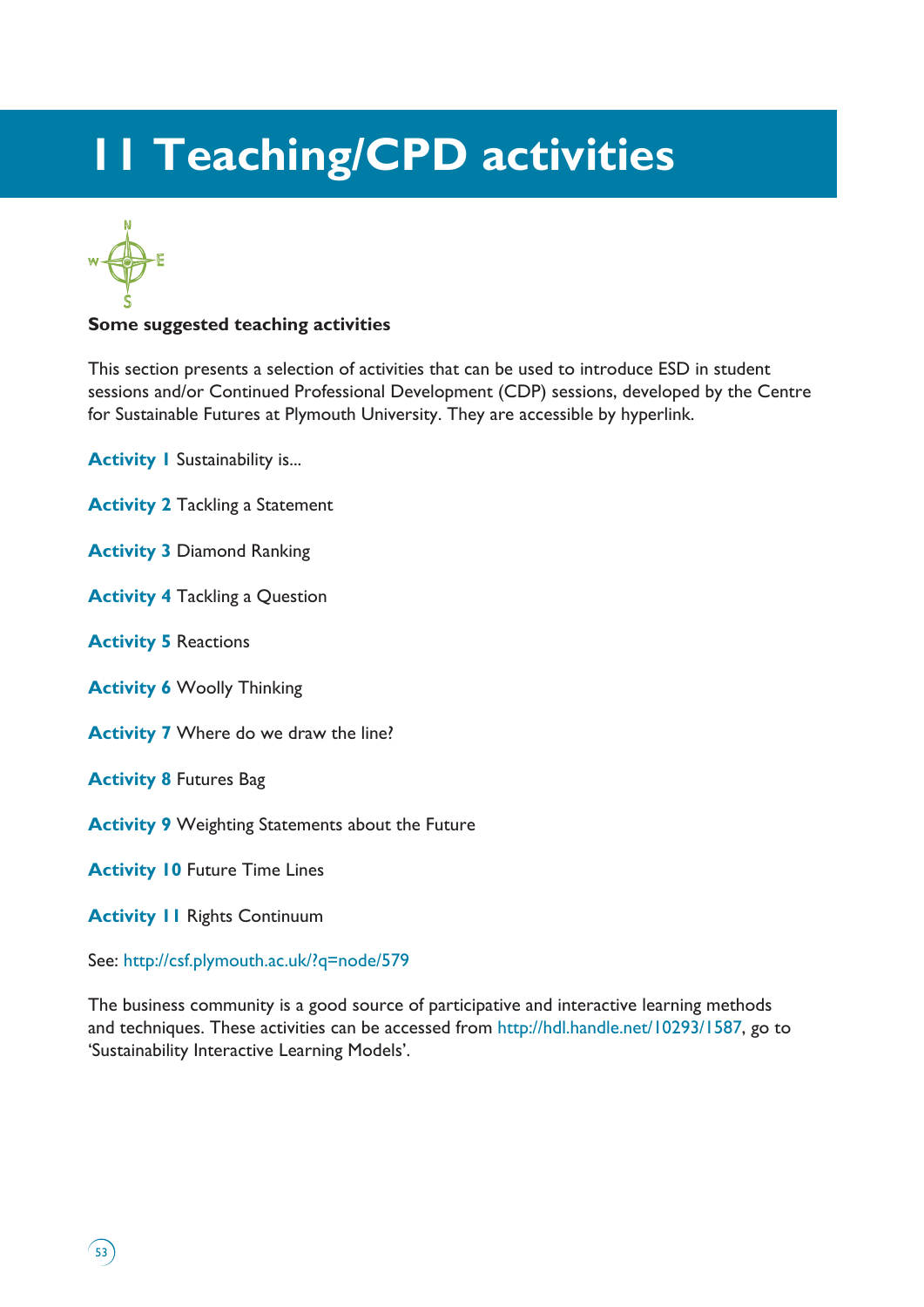# 11 Teaching/CPD activities

**Some suggested teaching activities**

This section presents a selection of activities that can be used to introduce ESD in student sessions and/or Continued Professional Development (CDP) sessions, developed by the Centre for Sustainable Futures at Plymouth University. They are accessible by hyperlink.

**Activity 1** Sustainability is...

**Activity 2** Tackling a Statement

**Activity 3** Diamond Ranking

**Activity 4** Tackling a Question

**Activity 5** Reactions

**Activity 6** Woolly Thinking

**Activity 7** Where do we draw the line?

**Activity 8** Futures Bag

**Activity 9** Weighting Statements about the Future

**Activity 10** Future Time Lines

**Activity 11** Rights Continuum

See: http://csf.plymouth.ac.uk/?q=node/579

The business community is a good source of participative and interactive learning methods and techniques. These activities can be accessed from http://hdl.handle.net/10293/1587, go to 'Sustainability Interactive Learning Models'.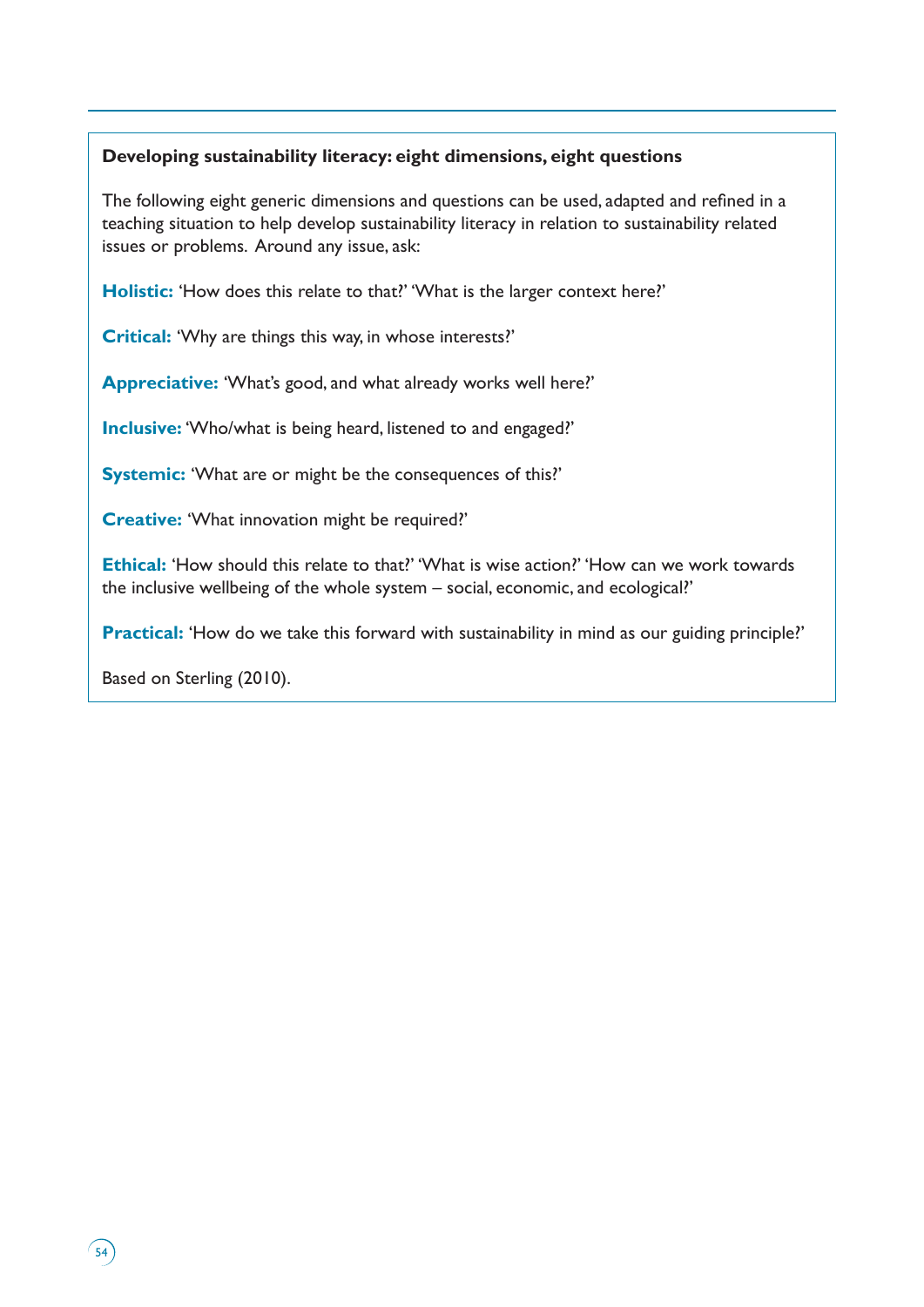**Developing sustainability literacy: eight dimensions, eight questions**

The following eight generic dimensions and questions can be used, adapted and refined in a teaching situation to help develop sustainability literacy in relation to sustainability related issues or problems. Around any issue, ask:

**Holistic:** 'How does this relate to that?' 'What is the larger context here?'

**Critical:** 'Why are things this way, in whose interests?'

**Appreciative:** 'What's good, and what already works well here?'

**Inclusive:** 'Who/what is being heard, listened to and engaged?'

**Systemic:** 'What are or might be the consequences of this?'

**Creative:** 'What innovation might be required?'

**Ethical:** 'How should this relate to that?' 'What is wise action?' 'How can we work towards the inclusive wellbeing of the whole system – social, economic, and ecological?'

**Practical:** 'How do we take this forward with sustainability in mind as our guiding principle?'

Based on Sterling (2010).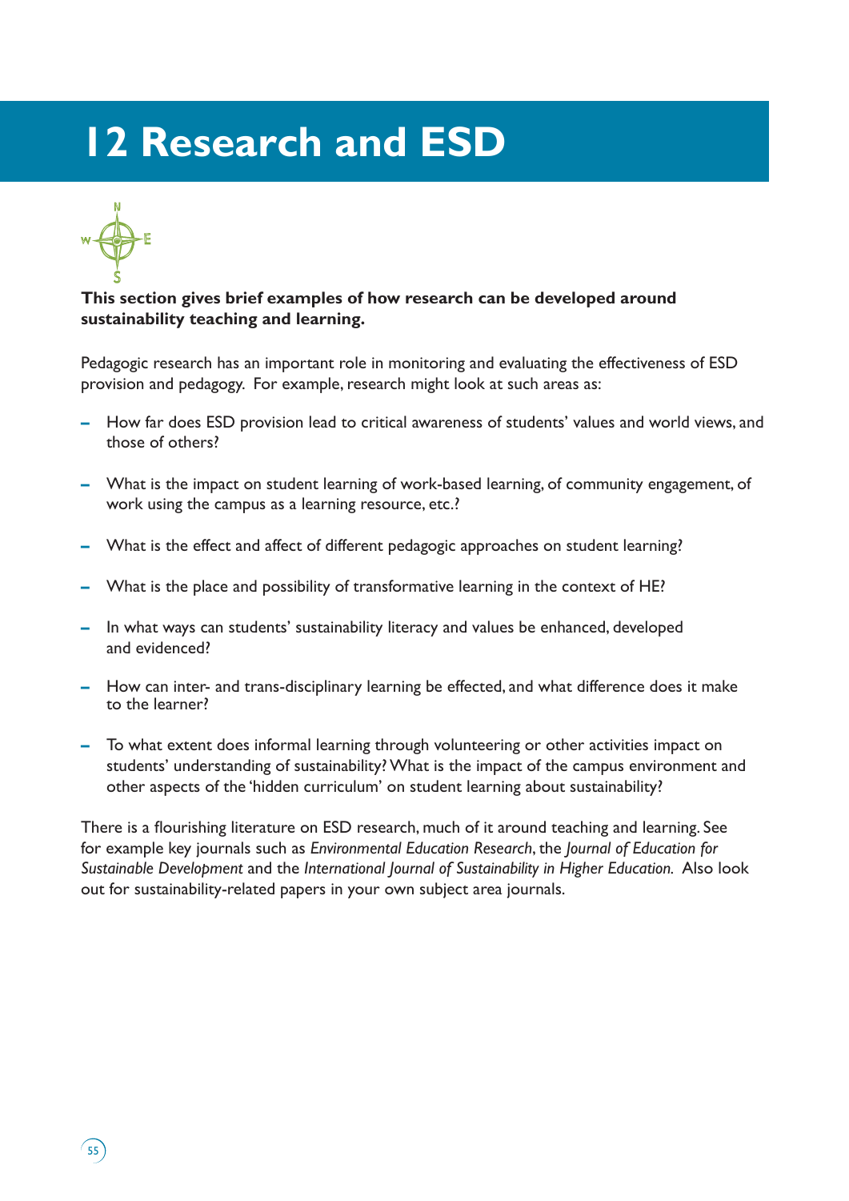# 12 Research and ESD

**This section gives brief examples of how research can be developed around sustainability teaching and learning.**

Pedagogic research has an important role in monitoring and evaluating the effectiveness of ESD provision and pedagogy. For example, research might look at such areas as:

- How far does ESD provision lead to critical awareness of students' values and world views, and those of others?
- What is the impact on student learning of work-based learning, of community engagement, of work using the campus as a learning resource, etc.?
- What is the effect and affect of different pedagogic approaches on student learning?
- What is the place and possibility of transformative learning in the context of HE?
- In what ways can students' sustainability literacy and values be enhanced, developed and evidenced?
- How can inter- and trans-disciplinary learning be effected, and what difference does it make to the learner?
- To what extent does informal learning through volunteering or other activities impact on students' understanding of sustainability? What is the impact of the campus environment and other aspects of the 'hidden curriculum' on student learning about sustainability?

There is a flourishing literature on ESD research, much of it around teaching and learning. See for example key journals such as *Environmental Education Research*, the *Journal of Education for Sustainable Development* and the *International Journal of Sustainability in Higher Education.* Also look out for sustainability-related papers in your own subject area journals.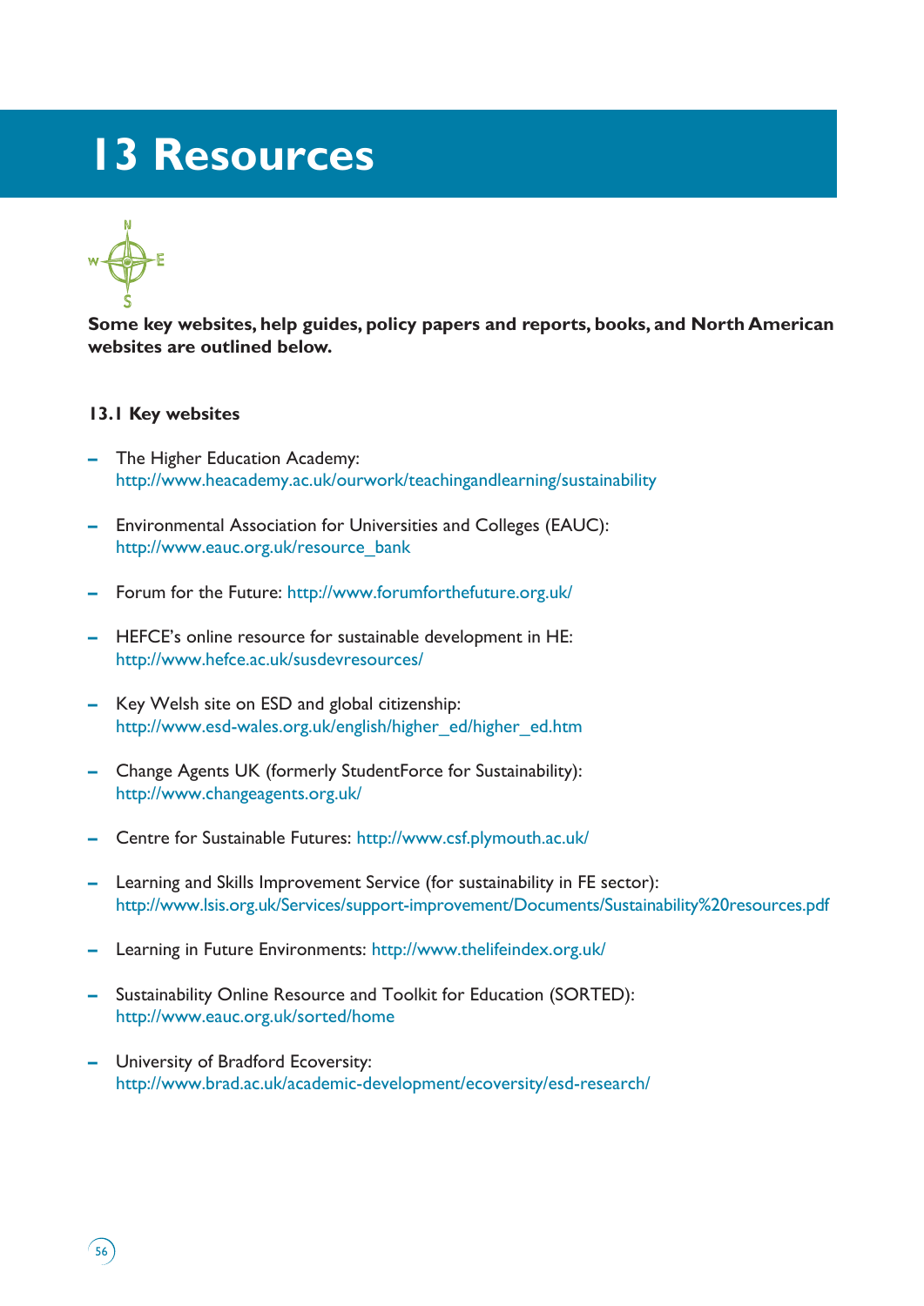# 13 Resources

**Some key websites, help guides, policy papers and reports, books, and North American websites are outlined below.**

### 13.1 Key websites

- The Higher Education Academy: http://www.heacademy.ac.uk/ourwork/teachingandlearning/sustainability
- Environmental Association for Universities and Colleges (EAUC): http://www.eauc.org.uk/resource_bank
- Forum for the Future: http://www.forumforthefuture.org.uk/
- HEFCE's online resource for sustainable development in HE: http://www.hefce.ac.uk/susdevresources/
- Key Welsh site on ESD and global citizenship: http://www.esd-wales.org.uk/english/higher_ed/higher_ed.htm
- Change Agents UK (formerly StudentForce for Sustainability): http://www.changeagents.org.uk/
- Centre for Sustainable Futures: http://www.csf.plymouth.ac.uk/
- Learning and Skills Improvement Service (for sustainability in FE sector): http://www.lsis.org.uk/Services/support-improvement/Documents/Sustainability%20resources.pdf
- Learning in Future Environments: http://www.thelifeindex.org.uk/
- Sustainability Online Resource and Toolkit for Education (SORTED): http://www.eauc.org.uk/sorted/home
- University of Bradford Ecoversity: http://www.brad.ac.uk/academic-development/ecoversity/esd-research/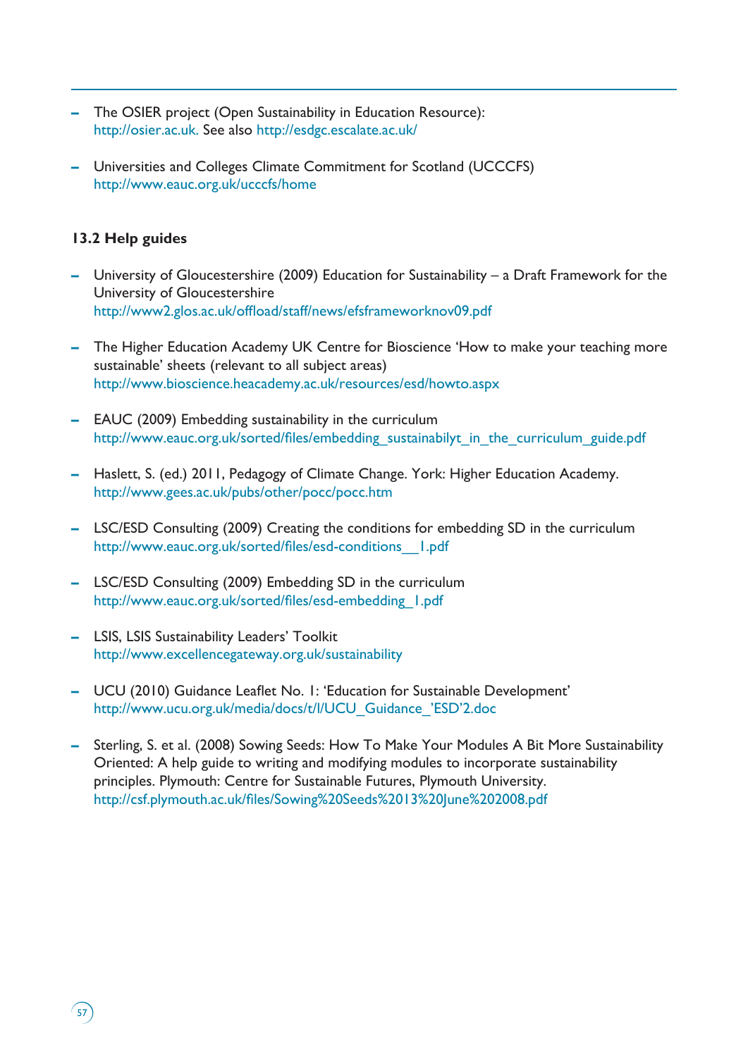- The OSIER project (Open Sustainability in Education Resource): http://osier.ac.uk. See also http://esdgc.escalate.ac.uk/

- Universities and Colleges Climate Commitment for Scotland (UCCCFS) http://www.eauc.org.uk/ucccfs/home

### 13.2 Help guides

- University of Gloucestershire (2009) Education for Sustainability – a Draft Framework for the University of Gloucestershire http://www2.glos.ac.uk/offload/staff/news/efsframeworknov09.pdf

- The Higher Education Academy UK Centre for Bioscience 'How to make your teaching more sustainable' sheets (relevant to all subject areas) http://www.bioscience.heacademy.ac.uk/resources/esd/howto.aspx

- EAUC (2009) Embedding sustainability in the curriculum http://www.eauc.org.uk/sorted/files/embedding_sustainabilyt_in_the_curriculum_guide.pdf

- Haslett, S. (ed.) 2011, Pedagogy of Climate Change. York: Higher Education Academy. http://www.gees.ac.uk/pubs/other/pocc/pocc.htm

- LSC/ESD Consulting (2009) Creating the conditions for embedding SD in the curriculum http://www.eauc.org.uk/sorted/files/esd-conditions__1.pdf

- LSC/ESD Consulting (2009) Embedding SD in the curriculum http://www.eauc.org.uk/sorted/files/esd-embedding_1.pdf

- LSIS, LSIS Sustainability Leaders' Toolkit http://www.excellencegateway.org.uk/sustainability

- UCU (2010) Guidance Leaflet No. 1: 'Education for Sustainable Development' http://www.ucu.org.uk/media/docs/t/l/UCU_Guidance_'ESD'2.doc

- Sterling, S. et al. (2008) Sowing Seeds: How To Make Your Modules A Bit More Sustainability Oriented: A help guide to writing and modifying modules to incorporate sustainability principles. Plymouth: Centre for Sustainable Futures, Plymouth University. http://csf.plymouth.ac.uk/files/Sowing%20Seeds%2013%20June%202008.pdf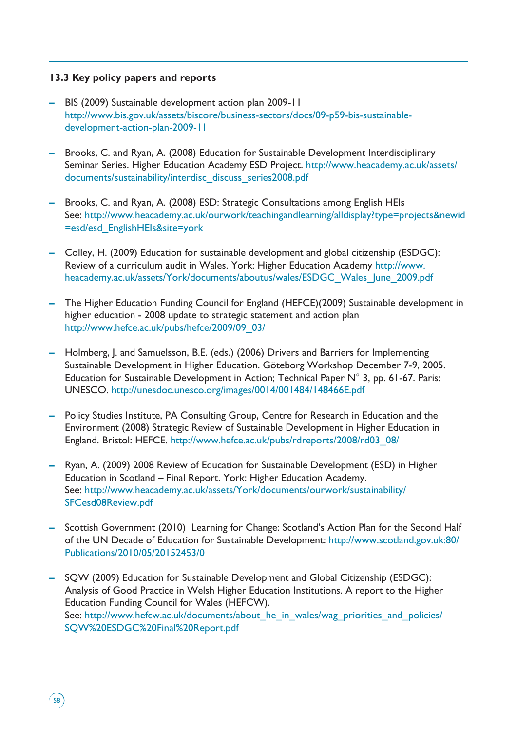### 13.3 Key policy papers and reports

- BIS (2009) Sustainable development action plan 2009-11 http://www.bis.gov.uk/assets/biscore/business-sectors/docs/09-p59-bis-sustainable-development-action-plan-2009-11

- Brooks, C. and Ryan, A. (2008) Education for Sustainable Development Interdisciplinary Seminar Series. Higher Education Academy ESD Project. http://www.heacademy.ac.uk/assets/documents/sustainability/interdisc_discuss_series2008.pdf

- Brooks, C. and Ryan, A. (2008) ESD: Strategic Consultations among English HEIs See: http://www.heacademy.ac.uk/ourwork/teachingandlearning/alldisplay?type=projects&newid=esd/esd_EnglishHEIs&site=york

- Colley, H. (2009) Education for sustainable development and global citizenship (ESDGC): Review of a curriculum audit in Wales. York: Higher Education Academy http://www.heacademy.ac.uk/assets/York/documents/aboutus/wales/ESDGC_Wales_June_2009.pdf

- The Higher Education Funding Council for England (HEFCE)(2009) Sustainable development in higher education - 2008 update to strategic statement and action plan http://www.hefce.ac.uk/pubs/hefce/2009/09_03/

- Holmberg, J. and Samuelsson, B.E. (eds.) (2006) Drivers and Barriers for Implementing Sustainable Development in Higher Education. Göteborg Workshop December 7-9, 2005. Education for Sustainable Development in Action; Technical Paper N° 3, pp. 61-67. Paris: UNESCO. http://unesdoc.unesco.org/images/0014/001484/148466E.pdf

- Policy Studies Institute, PA Consulting Group, Centre for Research in Education and the Environment (2008) Strategic Review of Sustainable Development in Higher Education in England. Bristol: HEFCE. http://www.hefce.ac.uk/pubs/rdreports/2008/rd03_08/

- Ryan, A. (2009) 2008 Review of Education for Sustainable Development (ESD) in Higher Education in Scotland – Final Report. York: Higher Education Academy. See: http://www.heacademy.ac.uk/assets/York/documents/ourwork/sustainability/SFCesd08Review.pdf

- Scottish Government (2010) Learning for Change: Scotland's Action Plan for the Second Half of the UN Decade of Education for Sustainable Development: http://www.scotland.gov.uk:80/Publications/2010/05/20152453/0

- SQW (2009) Education for Sustainable Development and Global Citizenship (ESDGC): Analysis of Good Practice in Welsh Higher Education Institutions. A report to the Higher Education Funding Council for Wales (HEFCW). See: http://www.hefcw.ac.uk/documents/about_he_in_wales/wag_priorities_and_policies/SQW%20ESDGC%20Final%20Report.pdf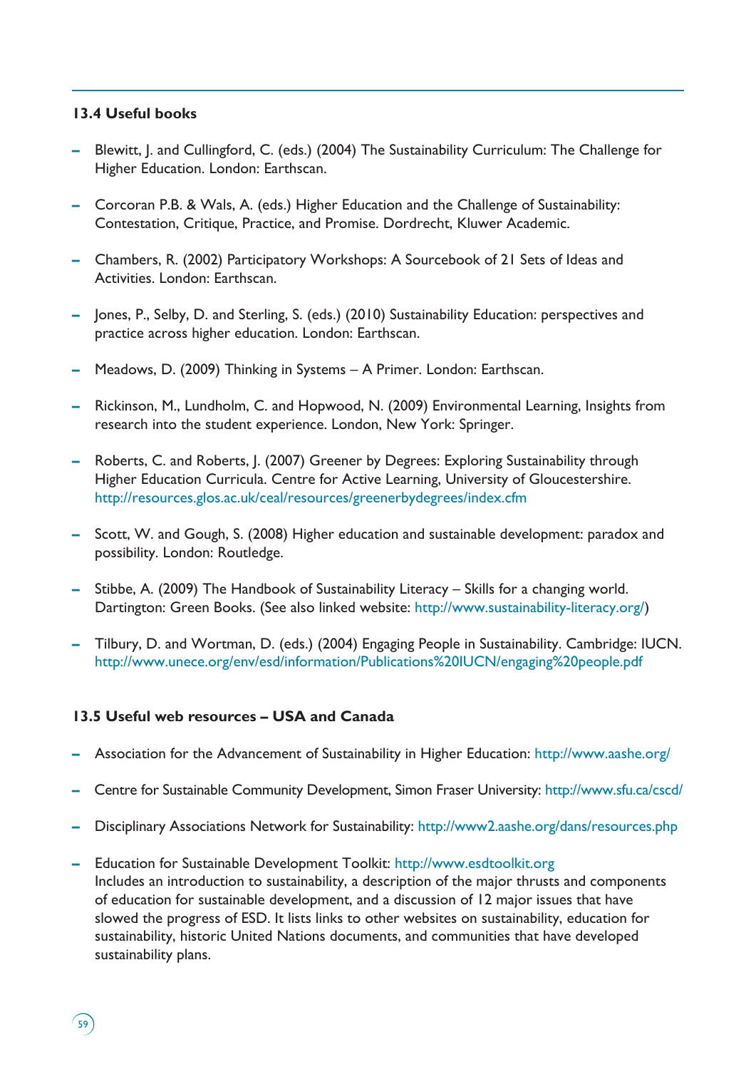### 13.4 Useful books

- Blewitt, J. and Cullingford, C. (eds.) (2004) The Sustainability Curriculum: The Challenge for Higher Education. London: Earthscan.
- Corcoran P.B. & Wals, A. (eds.) Higher Education and the Challenge of Sustainability: Contestation, Critique, Practice, and Promise. Dordrecht, Kluwer Academic.
- Chambers, R. (2002) Participatory Workshops: A Sourcebook of 21 Sets of Ideas and Activities. London: Earthscan.
- Jones, P., Selby, D. and Sterling, S. (eds.) (2010) Sustainability Education: perspectives and practice across higher education. London: Earthscan.
- Meadows, D. (2009) Thinking in Systems – A Primer. London: Earthscan.
- Rickinson, M., Lundholm, C. and Hopwood, N. (2009) Environmental Learning, Insights from research into the student experience. London, New York: Springer.
- Roberts, C. and Roberts, J. (2007) Greener by Degrees: Exploring Sustainability through Higher Education Curricula. Centre for Active Learning, University of Gloucestershire. http://resources.glos.ac.uk/ceal/resources/greenerbydegrees/index.cfm
- Scott, W. and Gough, S. (2008) Higher education and sustainable development: paradox and possibility. London: Routledge.
- Stibbe, A. (2009) The Handbook of Sustainability Literacy – Skills for a changing world. Dartington: Green Books. (See also linked website: http://www.sustainability-literacy.org/)
- Tilbury, D. and Wortman, D. (eds.) (2004) Engaging People in Sustainability. Cambridge: IUCN. http://www.unece.org/env/esd/information/Publications%20IUCN/engaging%20people.pdf

### 13.5 Useful web resources – USA and Canada

- Association for the Advancement of Sustainability in Higher Education: http://www.aashe.org/
- Centre for Sustainable Community Development, Simon Fraser University: http://www.sfu.ca/cscd/
- Disciplinary Associations Network for Sustainability: http://www2.aashe.org/dans/resources.php
- Education for Sustainable Development Toolkit: http://www.esdtoolkit.org
  Includes an introduction to sustainability, a description of the major thrusts and components of education for sustainable development, and a discussion of 12 major issues that have slowed the progress of ESD. It lists links to other websites on sustainability, education for sustainability, historic United Nations documents, and communities that have developed sustainability plans.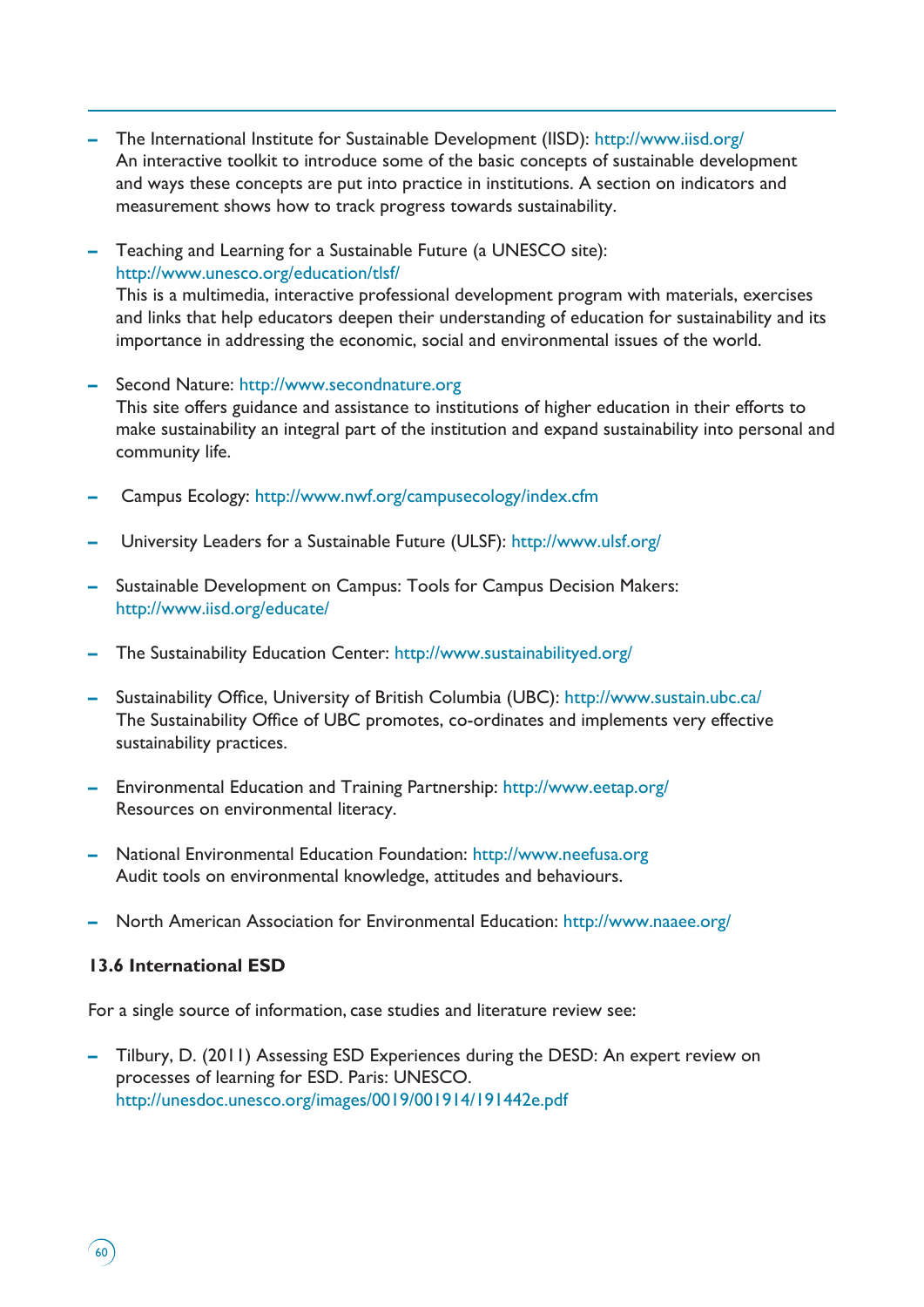- The International Institute for Sustainable Development (IISD): http://www.iisd.org/
  An interactive toolkit to introduce some of the basic concepts of sustainable development and ways these concepts are put into practice in institutions. A section on indicators and measurement shows how to track progress towards sustainability.

- Teaching and Learning for a Sustainable Future (a UNESCO site): http://www.unesco.org/education/tlsf/
  This is a multimedia, interactive professional development program with materials, exercises and links that help educators deepen their understanding of education for sustainability and its importance in addressing the economic, social and environmental issues of the world.

- Second Nature: http://www.secondnature.org
  This site offers guidance and assistance to institutions of higher education in their efforts to make sustainability an integral part of the institution and expand sustainability into personal and community life.

- Campus Ecology: http://www.nwf.org/campusecology/index.cfm

- University Leaders for a Sustainable Future (ULSF): http://www.ulsf.org/

- Sustainable Development on Campus: Tools for Campus Decision Makers: http://www.iisd.org/educate/

- The Sustainability Education Center: http://www.sustainabilityed.org/

- Sustainability Office, University of British Columbia (UBC): http://www.sustain.ubc.ca/
  The Sustainability Office of UBC promotes, co-ordinates and implements very effective sustainability practices.

- Environmental Education and Training Partnership: http://www.eetap.org/
  Resources on environmental literacy.

- National Environmental Education Foundation: http://www.neefusa.org
  Audit tools on environmental knowledge, attitudes and behaviours.

- North American Association for Environmental Education: http://www.naaee.org/

### 13.6 International ESD

For a single source of information, case studies and literature review see:

- Tilbury, D. (2011) Assessing ESD Experiences during the DESD: An expert review on processes of learning for ESD. Paris: UNESCO. http://unesdoc.unesco.org/images/0019/001914/191442e.pdf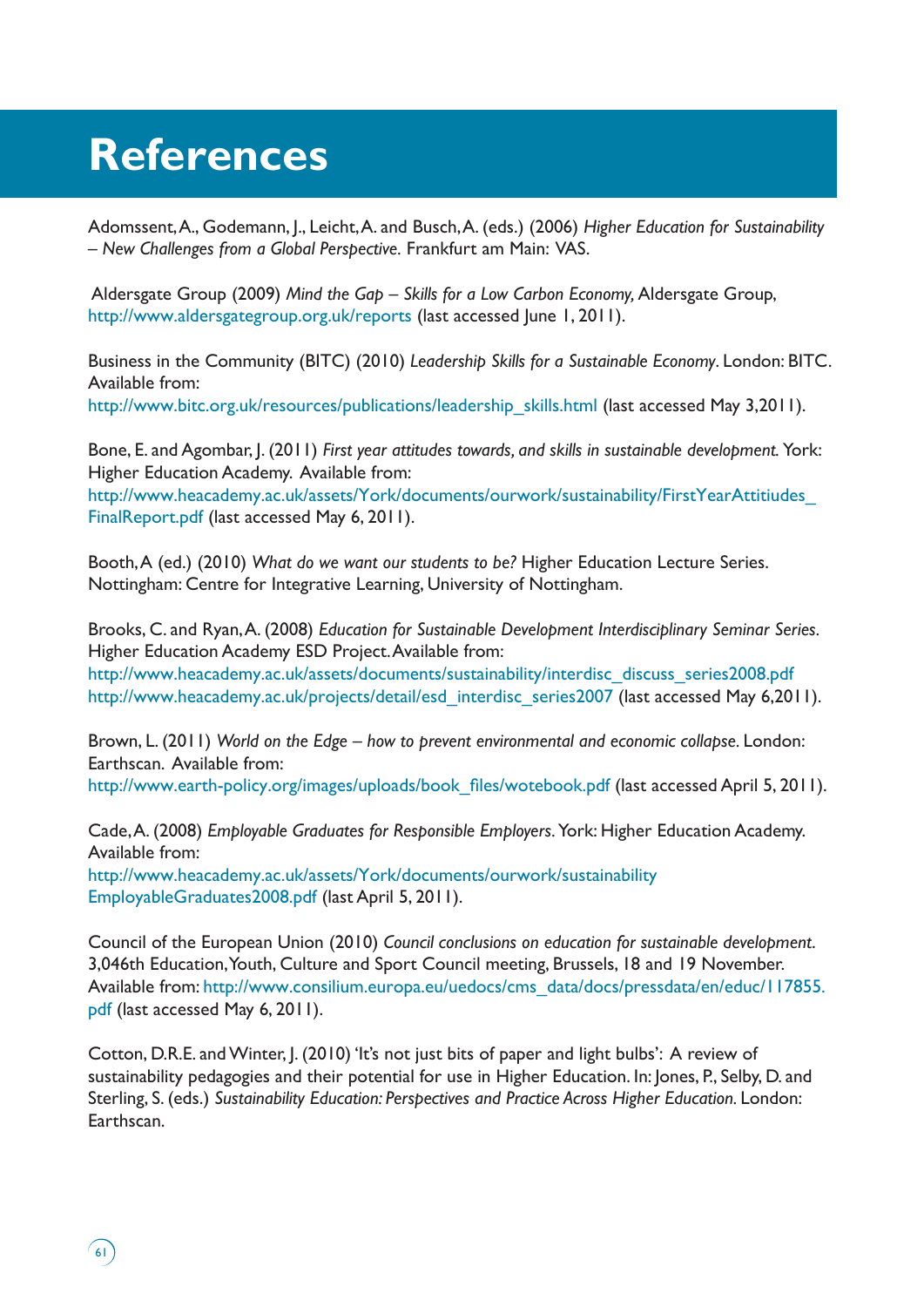# References

Adomssent, A., Godemann, J., Leicht, A. and Busch, A. (eds.) (2006) *Higher Education for Sustainability – New Challenges from a Global Perspective.* Frankfurt am Main: VAS.

Aldersgate Group (2009) *Mind the Gap – Skills for a Low Carbon Economy,* Aldersgate Group, http://www.aldersgategroup.org.uk/reports (last accessed June 1, 2011).

Business in the Community (BITC) (2010) *Leadership Skills for a Sustainable Economy*. London: BITC. Available from:
http://www.bitc.org.uk/resources/publications/leadership_skills.html (last accessed May 3,2011).

Bone, E. and Agombar, J. (2011) *First year attitudes towards, and skills in sustainable development.* York: Higher Education Academy. Available from:
http://www.heacademy.ac.uk/assets/York/documents/ourwork/sustainability/FirstYearAttitiudes_FinalReport.pdf (last accessed May 6, 2011).

Booth, A (ed.) (2010) *What do we want our students to be?* Higher Education Lecture Series. Nottingham: Centre for Integrative Learning, University of Nottingham.

Brooks, C. and Ryan, A. (2008) *Education for Sustainable Development Interdisciplinary Seminar Series.* Higher Education Academy ESD Project. Available from:
http://www.heacademy.ac.uk/assets/documents/sustainability/interdisc_discuss_series2008.pdf
http://www.heacademy.ac.uk/projects/detail/esd_interdisc_series2007 (last accessed May 6,2011).

Brown, L. (2011) *World on the Edge – how to prevent environmental and economic collapse.* London: Earthscan. Available from:
http://www.earth-policy.org/images/uploads/book_files/wotebook.pdf (last accessed April 5, 2011).

Cade, A. (2008) *Employable Graduates for Responsible Employers.* York: Higher Education Academy. Available from:
http://www.heacademy.ac.uk/assets/York/documents/ourwork/sustainability EmployableGraduates2008.pdf (last April 5, 2011).

Council of the European Union (2010) *Council conclusions on education for sustainable development.* 3,046th Education, Youth, Culture and Sport Council meeting, Brussels, 18 and 19 November. Available from: http://www.consilium.europa.eu/uedocs/cms_data/docs/pressdata/en/educ/117855.pdf (last accessed May 6, 2011).

Cotton, D.R.E. and Winter, J. (2010) 'It's not just bits of paper and light bulbs': A review of sustainability pedagogies and their potential for use in Higher Education. In: Jones, P., Selby, D. and Sterling, S. (eds.) *Sustainability Education: Perspectives and Practice Across Higher Education.* London: Earthscan.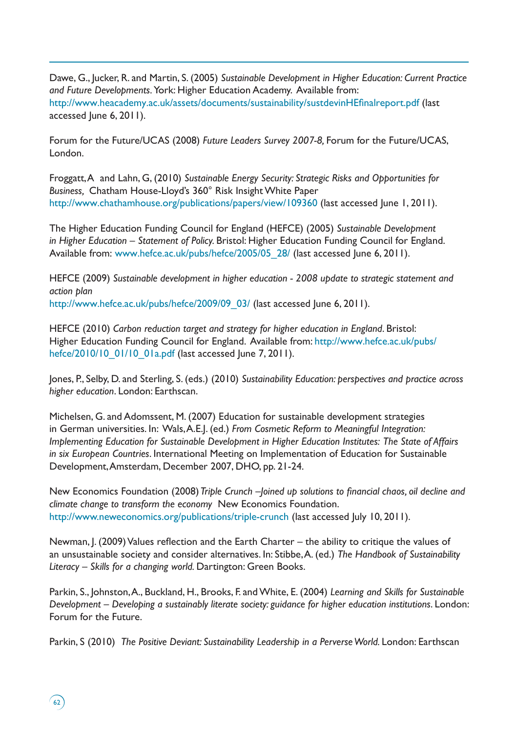Dawe, G., Jucker, R. and Martin, S. (2005) *Sustainable Development in Higher Education: Current Practice and Future Developments*. York: Higher Education Academy. Available from: http://www.heacademy.ac.uk/assets/documents/sustainability/sustdevinHEfinalreport.pdf (last accessed June 6, 2011).

Forum for the Future/UCAS (2008) *Future Leaders Survey 2007-8,* Forum for the Future/UCAS, London.

Froggatt, A and Lahn, G, (2010) *Sustainable Energy Security: Strategic Risks and Opportunities for Business,* Chatham House-Lloyd's 360° Risk Insight White Paper http://www.chathamhouse.org/publications/papers/view/109360 (last accessed June 1, 2011).

The Higher Education Funding Council for England (HEFCE) (2005) *Sustainable Development in Higher Education – Statement of Policy*. Bristol: Higher Education Funding Council for England. Available from: www.hefce.ac.uk/pubs/hefce/2005/05_28/ (last accessed June 6, 2011).

HEFCE (2009) *Sustainable development in higher education - 2008 update to strategic statement and action plan*
http://www.hefce.ac.uk/pubs/hefce/2009/09_03/ (last accessed June 6, 2011).

HEFCE (2010) *Carbon reduction target and strategy for higher education in England*. Bristol: Higher Education Funding Council for England. Available from: http://www.hefce.ac.uk/pubs/hefce/2010/10_01/10_01a.pdf (last accessed June 7, 2011).

Jones, P., Selby, D. and Sterling, S. (eds.) (2010) *Sustainability Education: perspectives and practice across higher education*. London: Earthscan.

Michelsen, G. and Adomssent, M. (2007) Education for sustainable development strategies in German universities. In: Wals, A.E.J. (ed.) *From Cosmetic Reform to Meaningful Integration: Implementing Education for Sustainable Development in Higher Education Institutes: The State of Affairs in six European Countries*. International Meeting on Implementation of Education for Sustainable Development, Amsterdam, December 2007, DHO, pp. 21-24.

New Economics Foundation (2008) *Triple Crunch –Joined up solutions to financial chaos, oil decline and climate change to transform the economy* New Economics Foundation. http://www.neweconomics.org/publications/triple-crunch (last accessed July 10, 2011).

Newman, J. (2009) Values reflection and the Earth Charter – the ability to critique the values of an unsustainable society and consider alternatives. In: Stibbe, A. (ed.) *The Handbook of Sustainability Literacy – Skills for a changing world.* Dartington: Green Books.

Parkin, S., Johnston, A., Buckland, H., Brooks, F. and White, E. (2004) *Learning and Skills for Sustainable Development – Developing a sustainably literate society: guidance for higher education institutions*. London: Forum for the Future.

Parkin, S (2010) *The Positive Deviant: Sustainability Leadership in a Perverse World.* London: Earthscan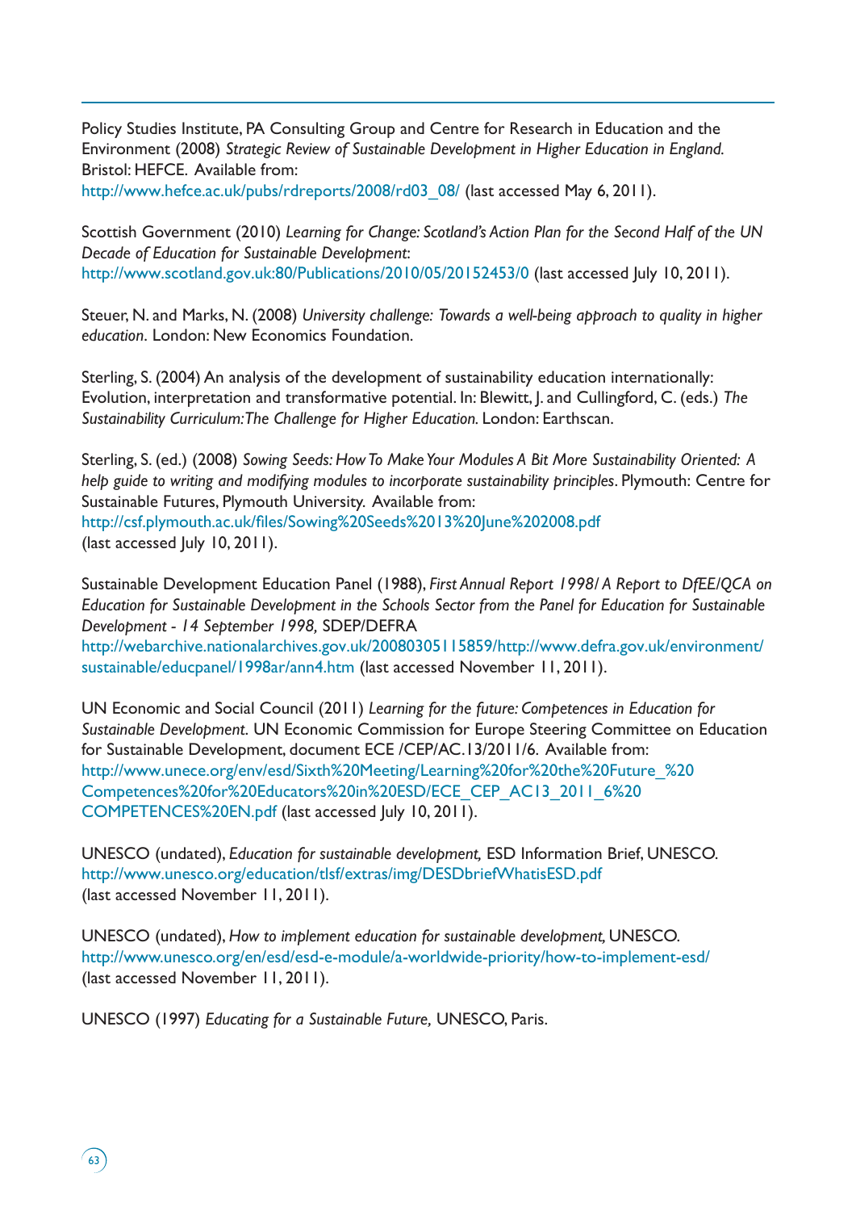Policy Studies Institute, PA Consulting Group and Centre for Research in Education and the Environment (2008) *Strategic Review of Sustainable Development in Higher Education in England.* Bristol: HEFCE. Available from: http://www.hefce.ac.uk/pubs/rdreports/2008/rd03_08/ (last accessed May 6, 2011).

Scottish Government (2010) *Learning for Change: Scotland's Action Plan for the Second Half of the UN Decade of Education for Sustainable Development*: http://www.scotland.gov.uk:80/Publications/2010/05/20152453/0 (last accessed July 10, 2011).

Steuer, N. and Marks, N. (2008) *University challenge: Towards a well-being approach to quality in higher education*. London: New Economics Foundation.

Sterling, S. (2004) An analysis of the development of sustainability education internationally: Evolution, interpretation and transformative potential. In: Blewitt, J. and Cullingford, C. (eds.) *The Sustainability Curriculum: The Challenge for Higher Education.* London: Earthscan.

Sterling, S. (ed.) (2008) *Sowing Seeds: How To Make Your Modules A Bit More Sustainability Oriented: A help guide to writing and modifying modules to incorporate sustainability principles*. Plymouth: Centre for Sustainable Futures, Plymouth University. Available from: http://csf.plymouth.ac.uk/files/Sowing%20Seeds%2013%20June%202008.pdf (last accessed July 10, 2011).

Sustainable Development Education Panel (1988), *First Annual Report 1998/ A Report to DfEE/QCA on Education for Sustainable Development in the Schools Sector from the Panel for Education for Sustainable Development - 14 September 1998,* SDEP/DEFRA http://webarchive.nationalarchives.gov.uk/20080305115859/http://www.defra.gov.uk/environment/sustainable/educpanel/1998ar/ann4.htm (last accessed November 11, 2011).

UN Economic and Social Council (2011) *Learning for the future: Competences in Education for Sustainable Development*. UN Economic Commission for Europe Steering Committee on Education for Sustainable Development, document ECE /CEP/AC.13/2011/6. Available from: http://www.unece.org/env/esd/Sixth%20Meeting/Learning%20for%20the%20Future_%20Competences%20for%20Educators%20in%20ESD/ECE_CEP_AC13_2011_6%20COMPETENCES%20EN.pdf (last accessed July 10, 2011).

UNESCO (undated), *Education for sustainable development,* ESD Information Brief, UNESCO. http://www.unesco.org/education/tlsf/extras/img/DESDbriefWhatisESD.pdf (last accessed November 11, 2011).

UNESCO (undated), *How to implement education for sustainable development,* UNESCO. http://www.unesco.org/en/esd/esd-e-module/a-worldwide-priority/how-to-implement-esd/ (last accessed November 11, 2011).

UNESCO (1997) *Educating for a Sustainable Future,* UNESCO, Paris.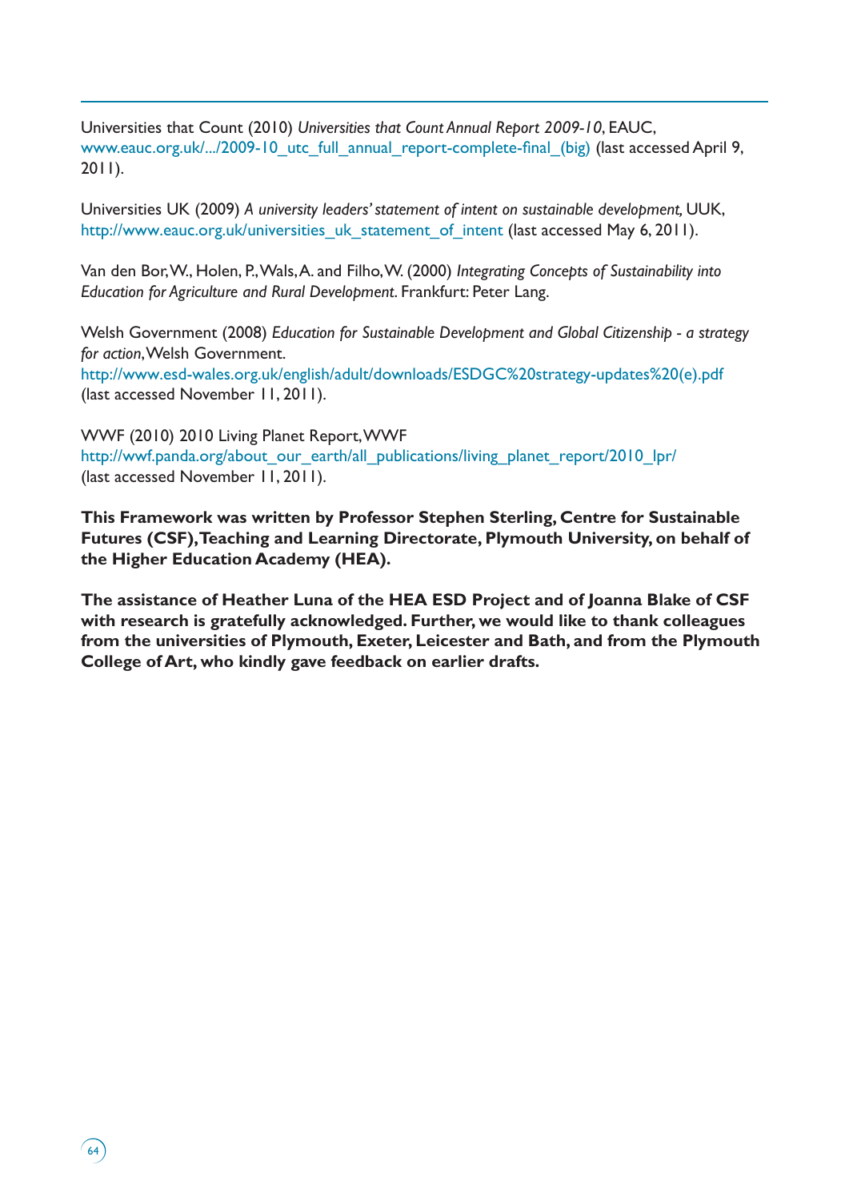Universities that Count (2010) *Universities that Count Annual Report 2009-10*, EAUC, www.eauc.org.uk/.../2009-10_utc_full_annual_report-complete-final_(big) (last accessed April 9, 2011).

Universities UK (2009) *A university leaders' statement of intent on sustainable development,* UUK, http://www.eauc.org.uk/universities_uk_statement_of_intent (last accessed May 6, 2011).

Van den Bor, W., Holen, P., Wals, A. and Filho, W. (2000) *Integrating Concepts of Sustainability into Education for Agriculture and Rural Development*. Frankfurt: Peter Lang.

Welsh Government (2008) *Education for Sustainable Development and Global Citizenship - a strategy for action*, Welsh Government.
http://www.esd-wales.org.uk/english/adult/downloads/ESDGC%20strategy-updates%20(e).pdf (last accessed November 11, 2011).

WWF (2010) 2010 Living Planet Report, WWF
http://wwf.panda.org/about_our_earth/all_publications/living_planet_report/2010_lpr/ (last accessed November 11, 2011).

**This Framework was written by Professor Stephen Sterling, Centre for Sustainable Futures (CSF), Teaching and Learning Directorate, Plymouth University, on behalf of the Higher Education Academy (HEA).**

**The assistance of Heather Luna of the HEA ESD Project and of Joanna Blake of CSF with research is gratefully acknowledged. Further, we would like to thank colleagues from the universities of Plymouth, Exeter, Leicester and Bath, and from the Plymouth College of Art, who kindly gave feedback on earlier drafts.**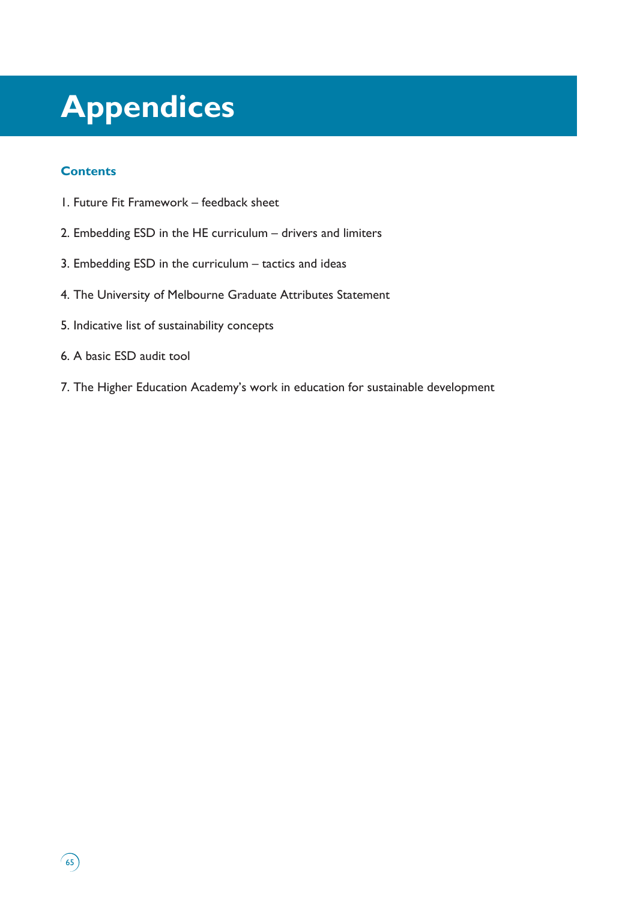# Appendices

## Contents

1. Future Fit Framework – feedback sheet
2. Embedding ESD in the HE curriculum – drivers and limiters
3. Embedding ESD in the curriculum – tactics and ideas
4. The University of Melbourne Graduate Attributes Statement
5. Indicative list of sustainability concepts
6. A basic ESD audit tool
7. The Higher Education Academy's work in education for sustainable development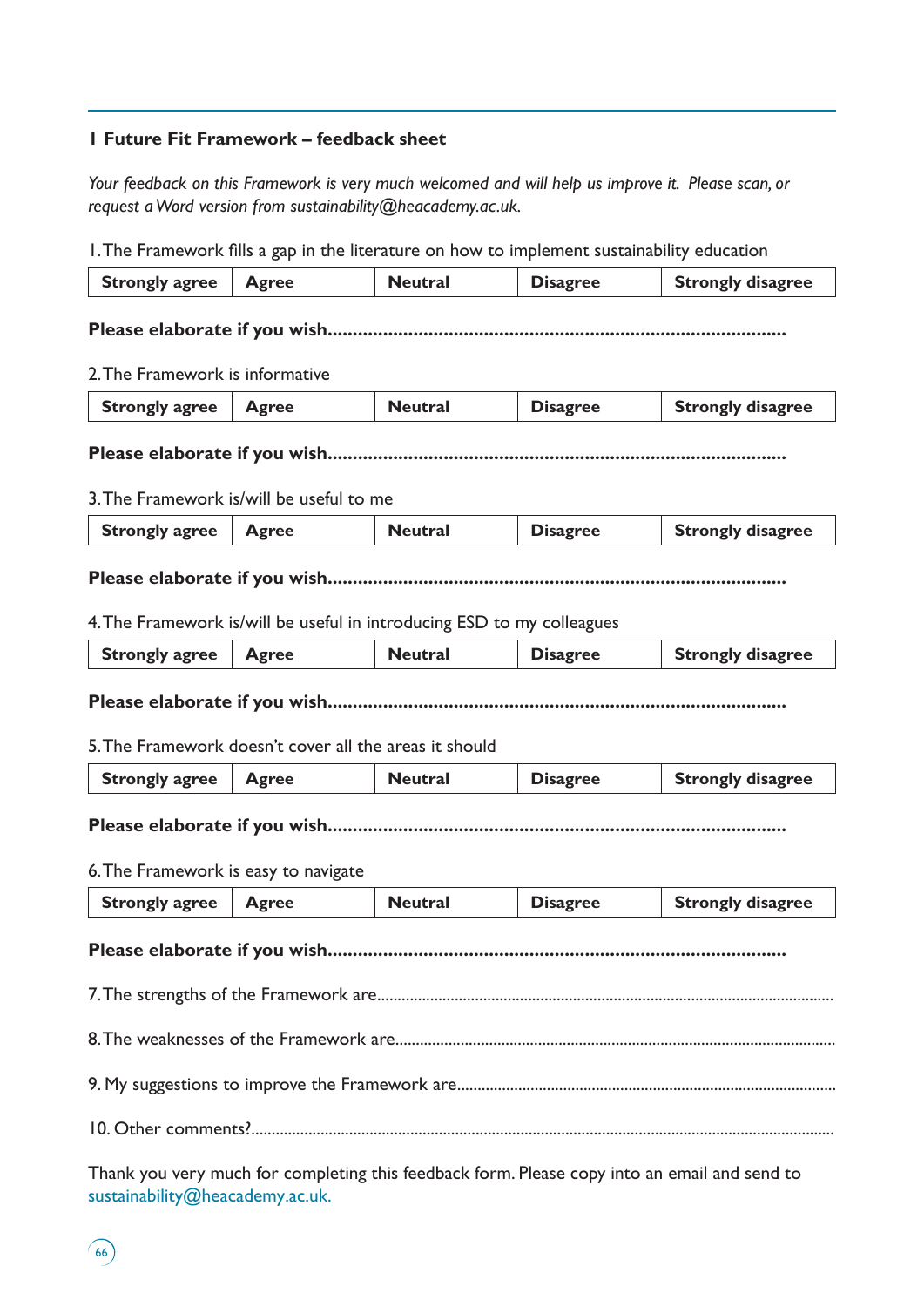## 1 Future Fit Framework – feedback sheet

*Your feedback on this Framework is very much welcomed and will help us improve it. Please scan, or request a Word version from sustainability@heacademy.ac.uk.*

1. The Framework fills a gap in the literature on how to implement sustainability education

| Strongly agree | Agree | Neutral | Disagree | Strongly disagree |
|---|---|---|---|---|

**Please elaborate if you wish..........................................................................................**

2. The Framework is informative

| Strongly agree | Agree | Neutral | Disagree | Strongly disagree |
|---|---|---|---|---|

**Please elaborate if you wish..........................................................................................**

3. The Framework is/will be useful to me

| Strongly agree | Agree | Neutral | Disagree | Strongly disagree |
|---|---|---|---|---|

**Please elaborate if you wish..........................................................................................**

4. The Framework is/will be useful in introducing ESD to my colleagues

| Strongly agree | Agree | Neutral | Disagree | Strongly disagree |
|---|---|---|---|---|

**Please elaborate if you wish..........................................................................................**

5. The Framework doesn't cover all the areas it should

| Strongly agree | Agree | Neutral | Disagree | Strongly disagree |
|---|---|---|---|---|

**Please elaborate if you wish..........................................................................................**

6. The Framework is easy to navigate

| Strongly agree | Agree | Neutral | Disagree | Strongly disagree |
|---|---|---|---|---|

**Please elaborate if you wish..........................................................................................**

7. The strengths of the Framework are..............................................................................................................

8. The weaknesses of the Framework are..........................................................................................................

9. My suggestions to improve the Framework are............................................................................................

10. Other comments?............................................................................................................................................

Thank you very much for completing this feedback form. Please copy into an email and send to sustainability@heacademy.ac.uk.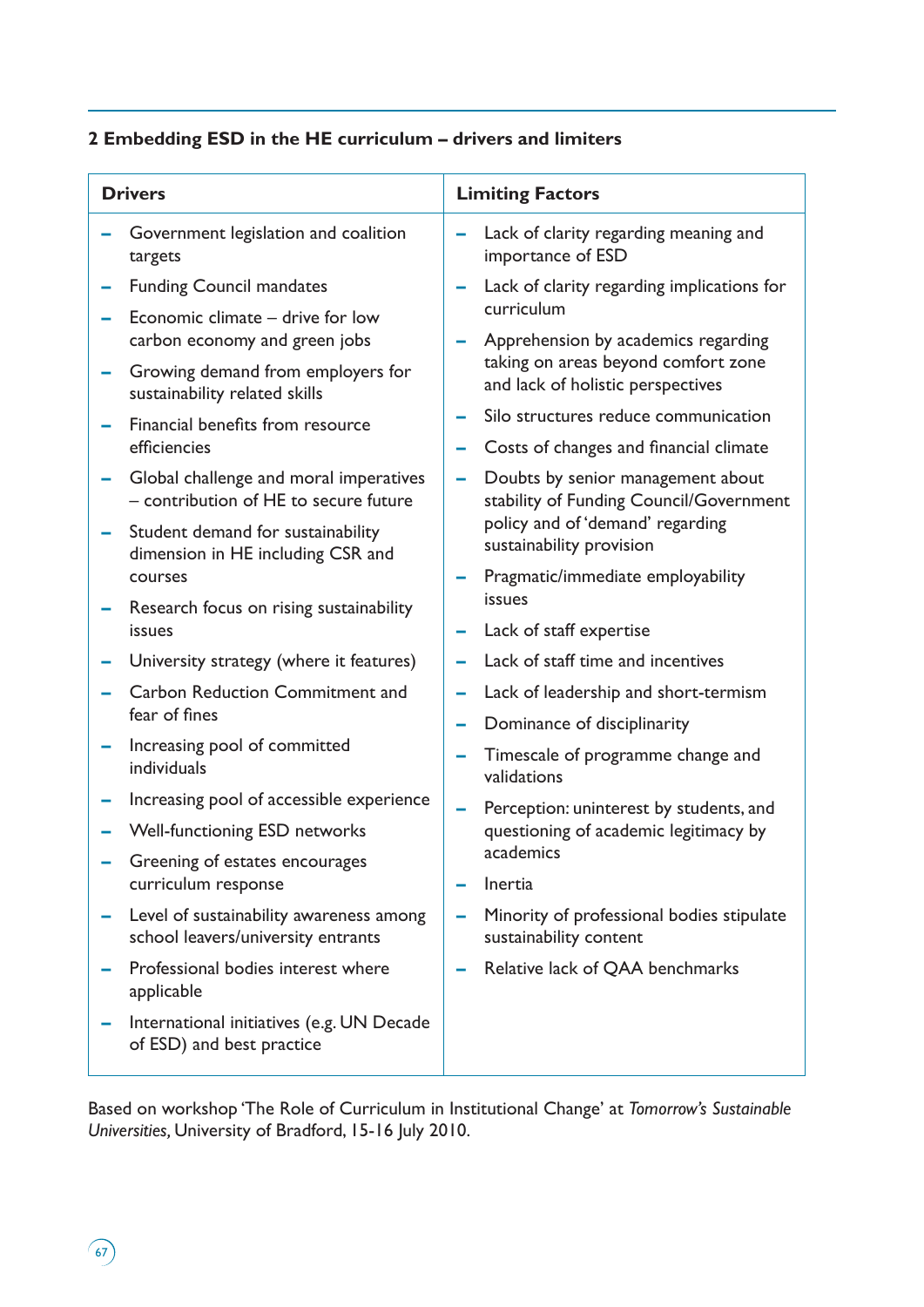### 2 Embedding ESD in the HE curriculum – drivers and limiters

| Drivers | Limiting Factors |
|---|---|
| – Government legislation and coalition targets | – Lack of clarity regarding meaning and importance of ESD |
| – Funding Council mandates | – Lack of clarity regarding implications for curriculum |
| – Economic climate – drive for low carbon economy and green jobs | – Apprehension by academics regarding taking on areas beyond comfort zone and lack of holistic perspectives |
| – Growing demand from employers for sustainability related skills | – Silo structures reduce communication |
| – Financial benefits from resource efficiencies | – Costs of changes and financial climate |
| – Global challenge and moral imperatives – contribution of HE to secure future | – Doubts by senior management about stability of Funding Council/Government policy and of 'demand' regarding sustainability provision |
| – Student demand for sustainability dimension in HE including CSR and courses | – Pragmatic/immediate employability issues |
| – Research focus on rising sustainability issues | – Lack of staff expertise |
| – University strategy (where it features) | – Lack of staff time and incentives |
| – Carbon Reduction Commitment and fear of fines | – Lack of leadership and short-termism |
| – Increasing pool of committed individuals | – Dominance of disciplinarity |
| – Increasing pool of accessible experience | – Timescale of programme change and validations |
| – Well-functioning ESD networks | – Perception: uninterest by students, and questioning of academic legitimacy by academics |
| – Greening of estates encourages curriculum response | – Inertia |
| – Level of sustainability awareness among school leavers/university entrants | – Minority of professional bodies stipulate sustainability content |
| – Professional bodies interest where applicable | – Relative lack of QAA benchmarks |
| – International initiatives (e.g. UN Decade of ESD) and best practice | |

Based on workshop 'The Role of Curriculum in Institutional Change' at *Tomorrow's Sustainable Universities,* University of Bradford, 15-16 July 2010.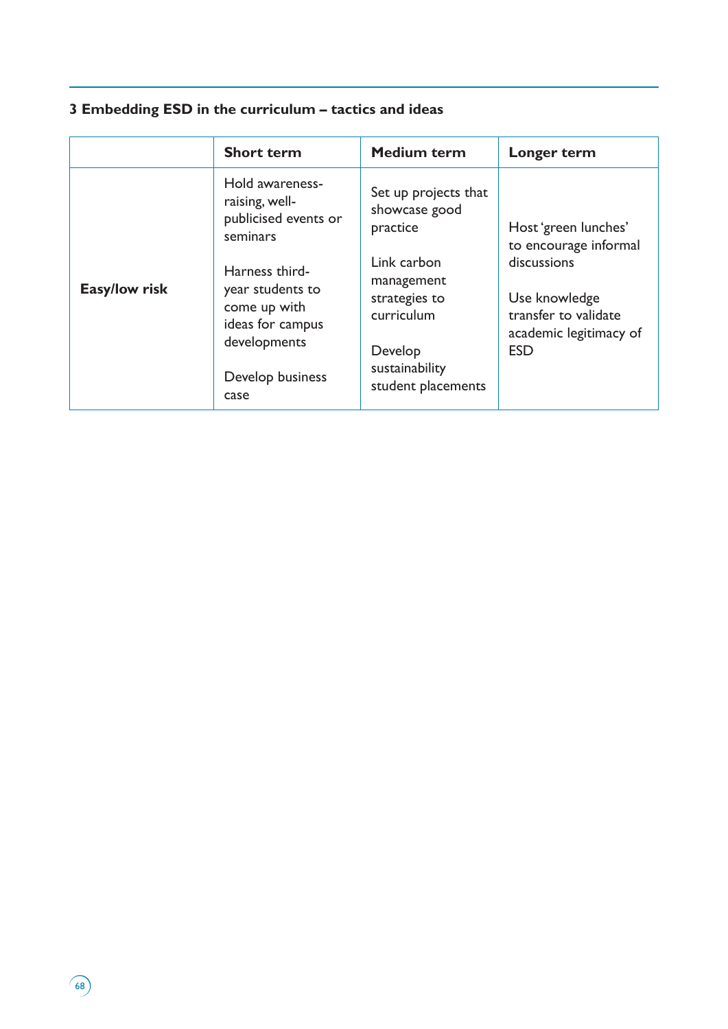### 3 Embedding ESD in the curriculum – tactics and ideas

| | Short term | Medium term | Longer term |
|---|---|---|---|
| **Easy/low risk** | Hold awareness-raising, well-publicised events or seminars<br><br>Harness third-year students to come up with ideas for campus developments<br><br>Develop business case | Set up projects that showcase good practice<br><br>Link carbon management strategies to curriculum<br><br>Develop sustainability student placements | Host 'green lunches' to encourage informal discussions<br><br>Use knowledge transfer to validate academic legitimacy of ESD |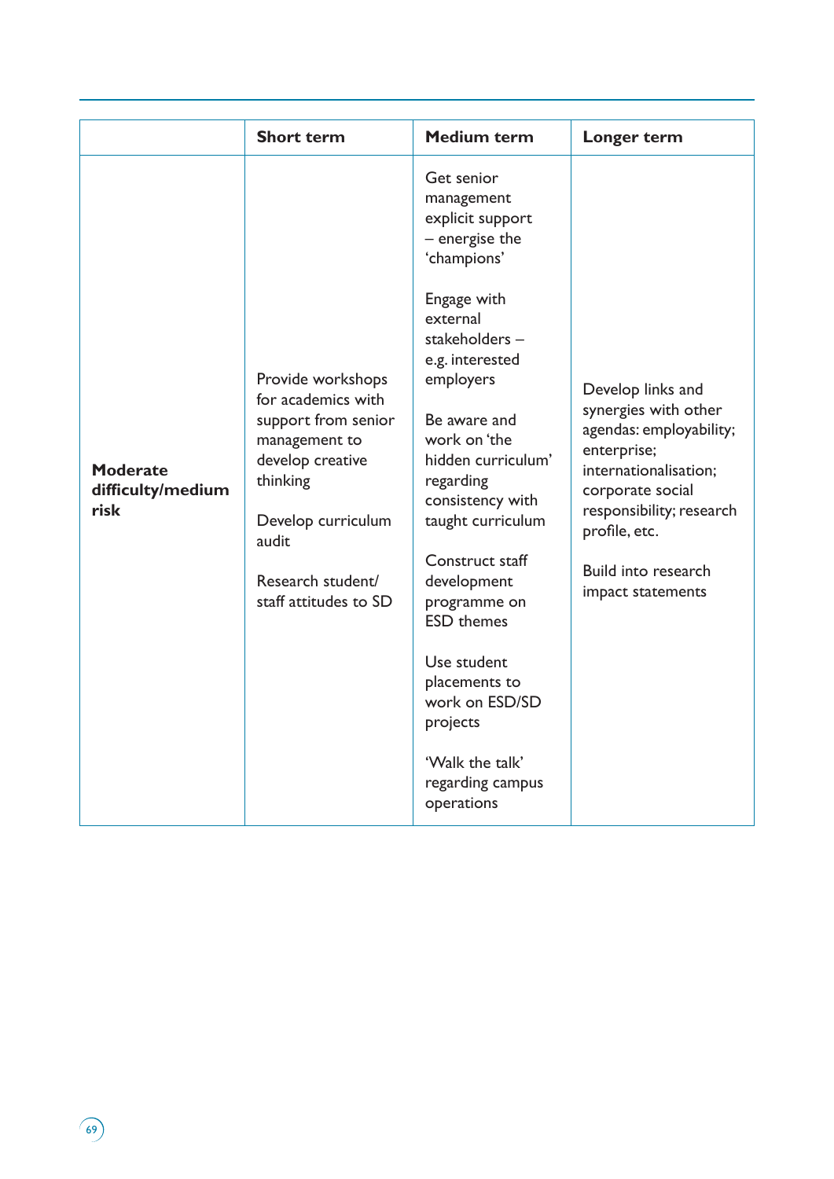|  | **Short term** | **Medium term** | **Longer term** |
|---|---|---|---|
| **Moderate difficulty/medium risk** | Provide workshops for academics with support from senior management to develop creative thinking<br><br>Develop curriculum audit<br><br>Research student/ staff attitudes to SD | Get senior management explicit support – energise the 'champions'<br><br>Engage with external stakeholders – e.g. interested employers<br><br>Be aware and work on 'the hidden curriculum' regarding consistency with taught curriculum<br><br>Construct staff development programme on ESD themes<br><br>Use student placements to work on ESD/SD projects<br><br>'Walk the talk' regarding campus operations | Develop links and synergies with other agendas: employability; enterprise; internationalisation; corporate social responsibility; research profile, etc.<br><br>Build into research impact statements |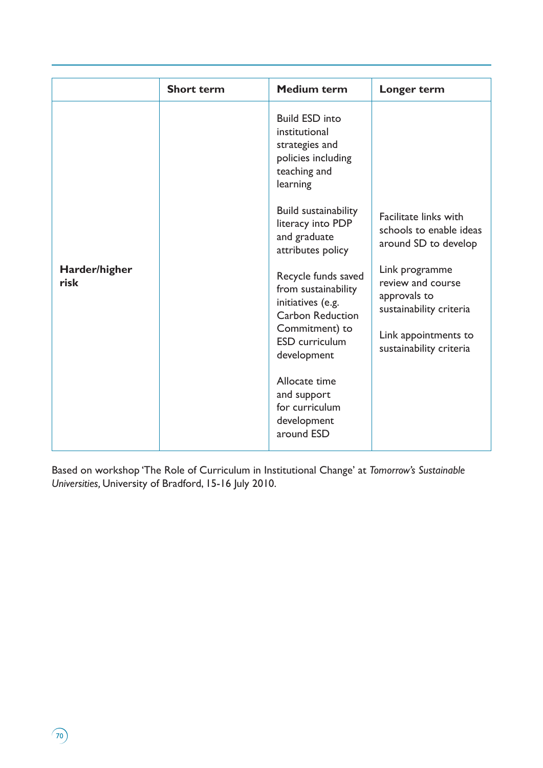| | Short term | Medium term | Longer term |
|---|---|---|---|
| **Harder/higher risk** | | Build ESD into institutional strategies and policies including teaching and learning<br><br>Build sustainability literacy into PDP and graduate attributes policy<br><br>Recycle funds saved from sustainability initiatives (e.g. Carbon Reduction Commitment) to ESD curriculum development<br><br>Allocate time and support for curriculum development around ESD | Facilitate links with schools to enable ideas around SD to develop<br><br>Link programme review and course approvals to sustainability criteria<br><br>Link appointments to sustainability criteria |

Based on workshop 'The Role of Curriculum in Institutional Change' at *Tomorrow's Sustainable Universities,* University of Bradford, 15-16 July 2010.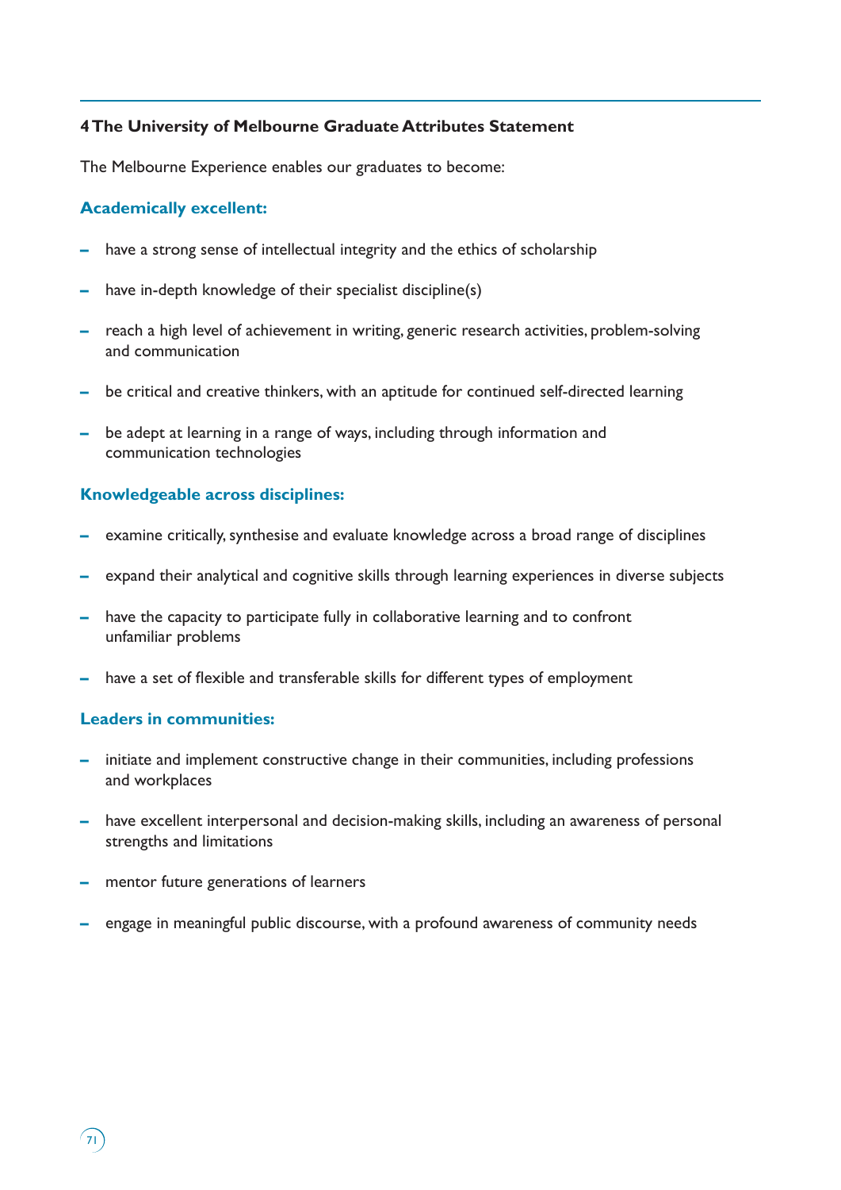## 4 The University of Melbourne Graduate Attributes Statement

The Melbourne Experience enables our graduates to become:

### Academically excellent:

- have a strong sense of intellectual integrity and the ethics of scholarship
- have in-depth knowledge of their specialist discipline(s)
- reach a high level of achievement in writing, generic research activities, problem-solving and communication
- be critical and creative thinkers, with an aptitude for continued self-directed learning
- be adept at learning in a range of ways, including through information and communication technologies

### Knowledgeable across disciplines:

- examine critically, synthesise and evaluate knowledge across a broad range of disciplines
- expand their analytical and cognitive skills through learning experiences in diverse subjects
- have the capacity to participate fully in collaborative learning and to confront unfamiliar problems
- have a set of flexible and transferable skills for different types of employment

### Leaders in communities:

- initiate and implement constructive change in their communities, including professions and workplaces
- have excellent interpersonal and decision-making skills, including an awareness of personal strengths and limitations
- mentor future generations of learners
- engage in meaningful public discourse, with a profound awareness of community needs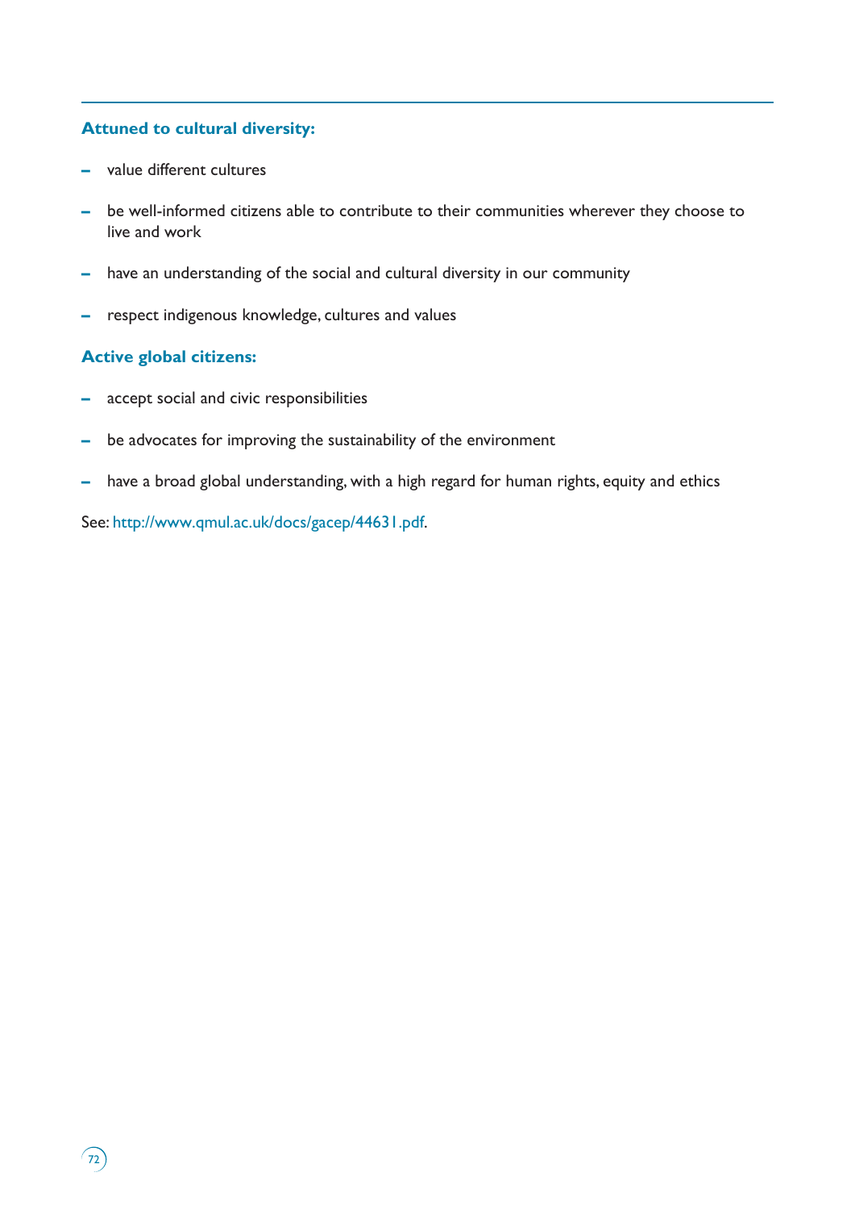**Attuned to cultural diversity:**

- value different cultures
- be well-informed citizens able to contribute to their communities wherever they choose to live and work
- have an understanding of the social and cultural diversity in our community
- respect indigenous knowledge, cultures and values

**Active global citizens:**

- accept social and civic responsibilities
- be advocates for improving the sustainability of the environment
- have a broad global understanding, with a high regard for human rights, equity and ethics

See: http://www.qmul.ac.uk/docs/gacep/44631.pdf.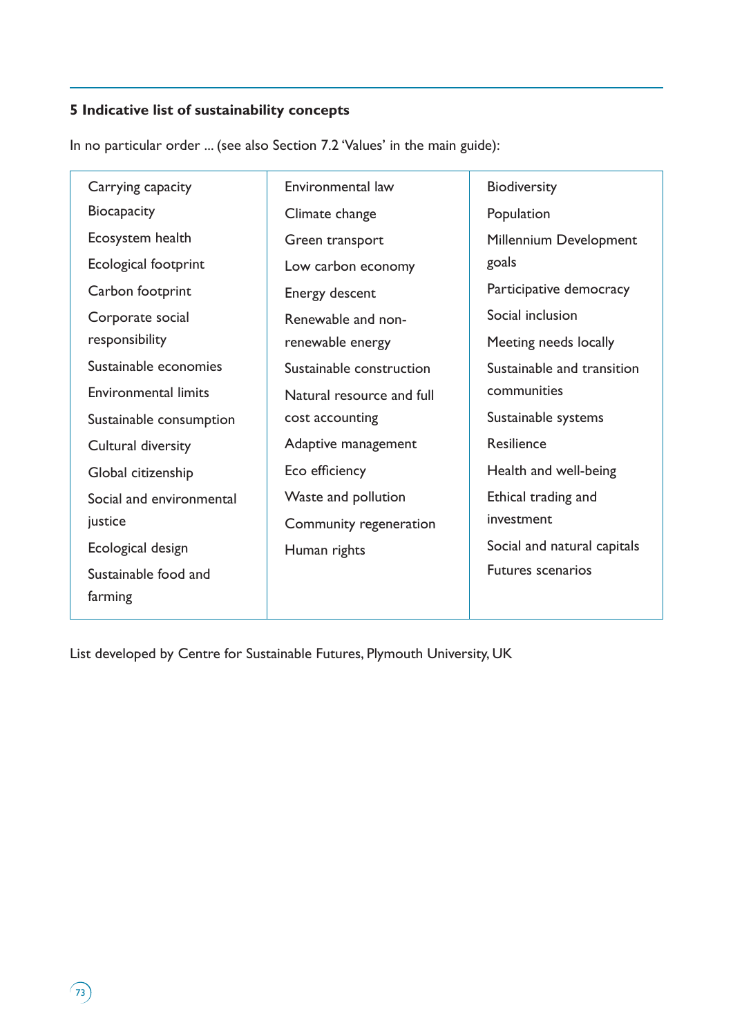## 5 Indicative list of sustainability concepts

In no particular order ... (see also Section 7.2 'Values' in the main guide):

| | | |
|---|---|---|
| Carrying capacity | Environmental law | Biodiversity |
| Biocapacity | Climate change | Population |
| Ecosystem health | Green transport | Millennium Development goals |
| Ecological footprint | Low carbon economy | Participative democracy |
| Carbon footprint | Energy descent | Social inclusion |
| Corporate social responsibility | Renewable and non-renewable energy | Meeting needs locally |
| Sustainable economies | Sustainable construction | Sustainable and transition communities |
| Environmental limits | Natural resource and full cost accounting | Sustainable systems |
| Sustainable consumption | Adaptive management | Resilience |
| Cultural diversity | Eco efficiency | Health and well-being |
| Global citizenship | Waste and pollution | Ethical trading and investment |
| Social and environmental justice | Community regeneration | Social and natural capitals |
| Ecological design | Human rights | Futures scenarios |
| Sustainable food and farming | | |

List developed by Centre for Sustainable Futures, Plymouth University, UK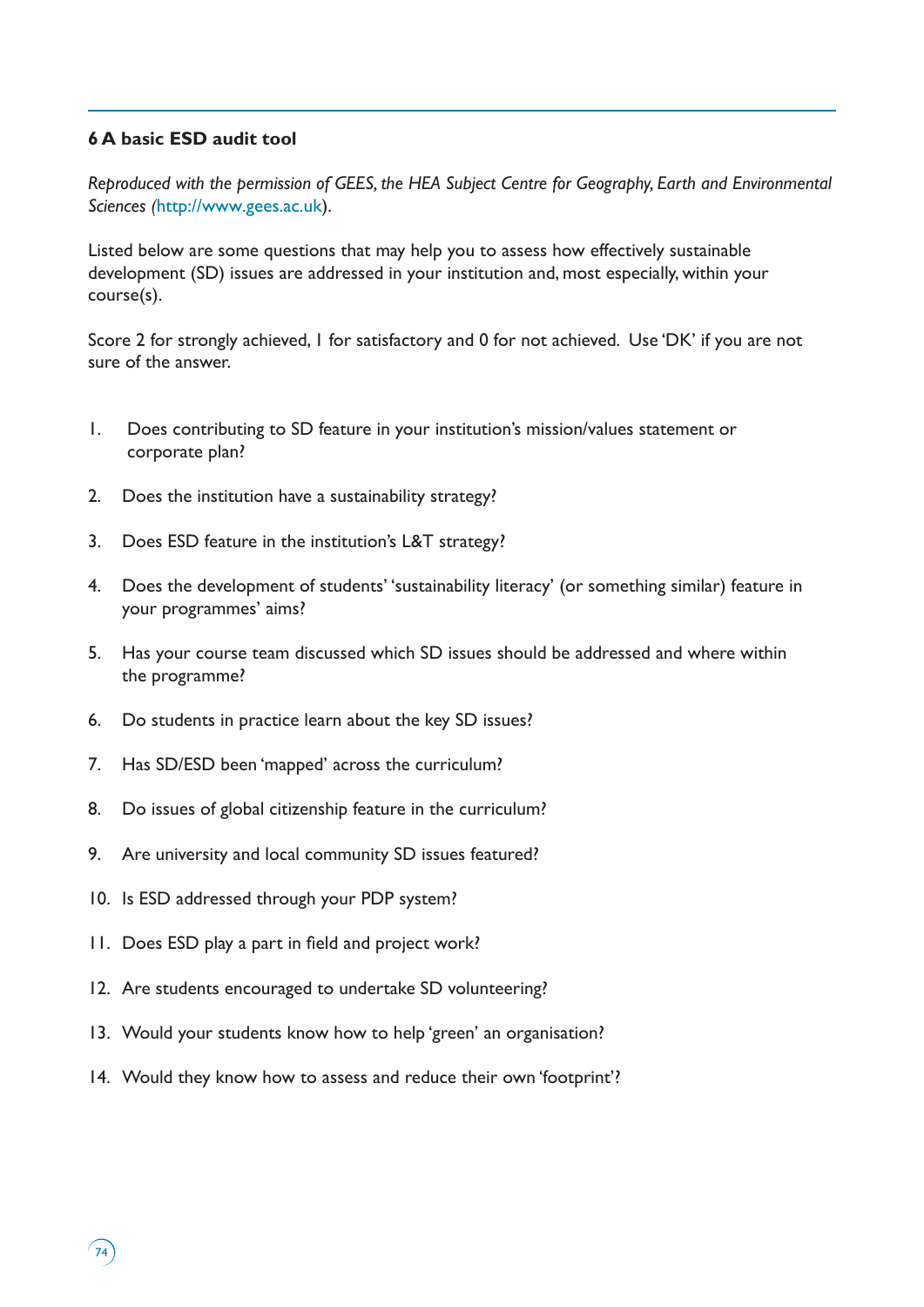## 6 A basic ESD audit tool

*Reproduced with the permission of GEES, the HEA Subject Centre for Geography, Earth and Environmental Sciences (http://www.gees.ac.uk).*

Listed below are some questions that may help you to assess how effectively sustainable development (SD) issues are addressed in your institution and, most especially, within your course(s).

Score 2 for strongly achieved, 1 for satisfactory and 0 for not achieved. Use 'DK' if you are not sure of the answer.

1. Does contributing to SD feature in your institution's mission/values statement or corporate plan?
2. Does the institution have a sustainability strategy?
3. Does ESD feature in the institution's L&T strategy?
4. Does the development of students' 'sustainability literacy' (or something similar) feature in your programmes' aims?
5. Has your course team discussed which SD issues should be addressed and where within the programme?
6. Do students in practice learn about the key SD issues?
7. Has SD/ESD been 'mapped' across the curriculum?
8. Do issues of global citizenship feature in the curriculum?
9. Are university and local community SD issues featured?
10. Is ESD addressed through your PDP system?
11. Does ESD play a part in field and project work?
12. Are students encouraged to undertake SD volunteering?
13. Would your students know how to help 'green' an organisation?
14. Would they know how to assess and reduce their own 'footprint'?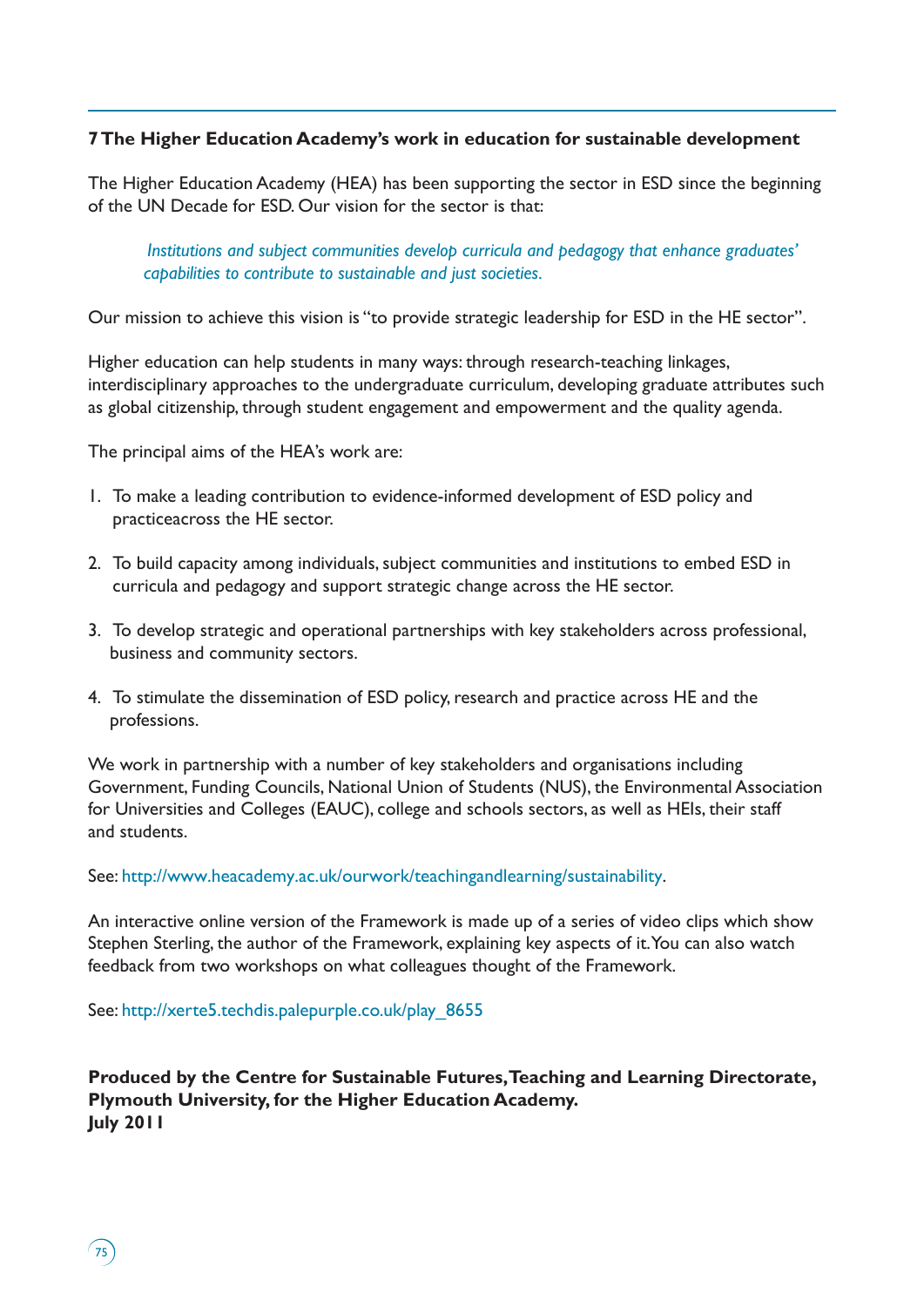## 7 The Higher Education Academy's work in education for sustainable development

The Higher Education Academy (HEA) has been supporting the sector in ESD since the beginning of the UN Decade for ESD. Our vision for the sector is that:

> *Institutions and subject communities develop curricula and pedagogy that enhance graduates' capabilities to contribute to sustainable and just societies.*

Our mission to achieve this vision is "to provide strategic leadership for ESD in the HE sector".

Higher education can help students in many ways: through research-teaching linkages, interdisciplinary approaches to the undergraduate curriculum, developing graduate attributes such as global citizenship, through student engagement and empowerment and the quality agenda.

The principal aims of the HEA's work are:

1. To make a leading contribution to evidence-informed development of ESD policy and practiceacross the HE sector.
2. To build capacity among individuals, subject communities and institutions to embed ESD in curricula and pedagogy and support strategic change across the HE sector.
3. To develop strategic and operational partnerships with key stakeholders across professional, business and community sectors.
4. To stimulate the dissemination of ESD policy, research and practice across HE and the professions.

We work in partnership with a number of key stakeholders and organisations including Government, Funding Councils, National Union of Students (NUS), the Environmental Association for Universities and Colleges (EAUC), college and schools sectors, as well as HEIs, their staff and students.

See: http://www.heacademy.ac.uk/ourwork/teachingandlearning/sustainability.

An interactive online version of the Framework is made up of a series of video clips which show Stephen Sterling, the author of the Framework, explaining key aspects of it. You can also watch feedback from two workshops on what colleagues thought of the Framework.

See: http://xerte5.techdis.palepurple.co.uk/play_8655

**Produced by the Centre for Sustainable Futures, Teaching and Learning Directorate, Plymouth University, for the Higher Education Academy.**
**July 2011**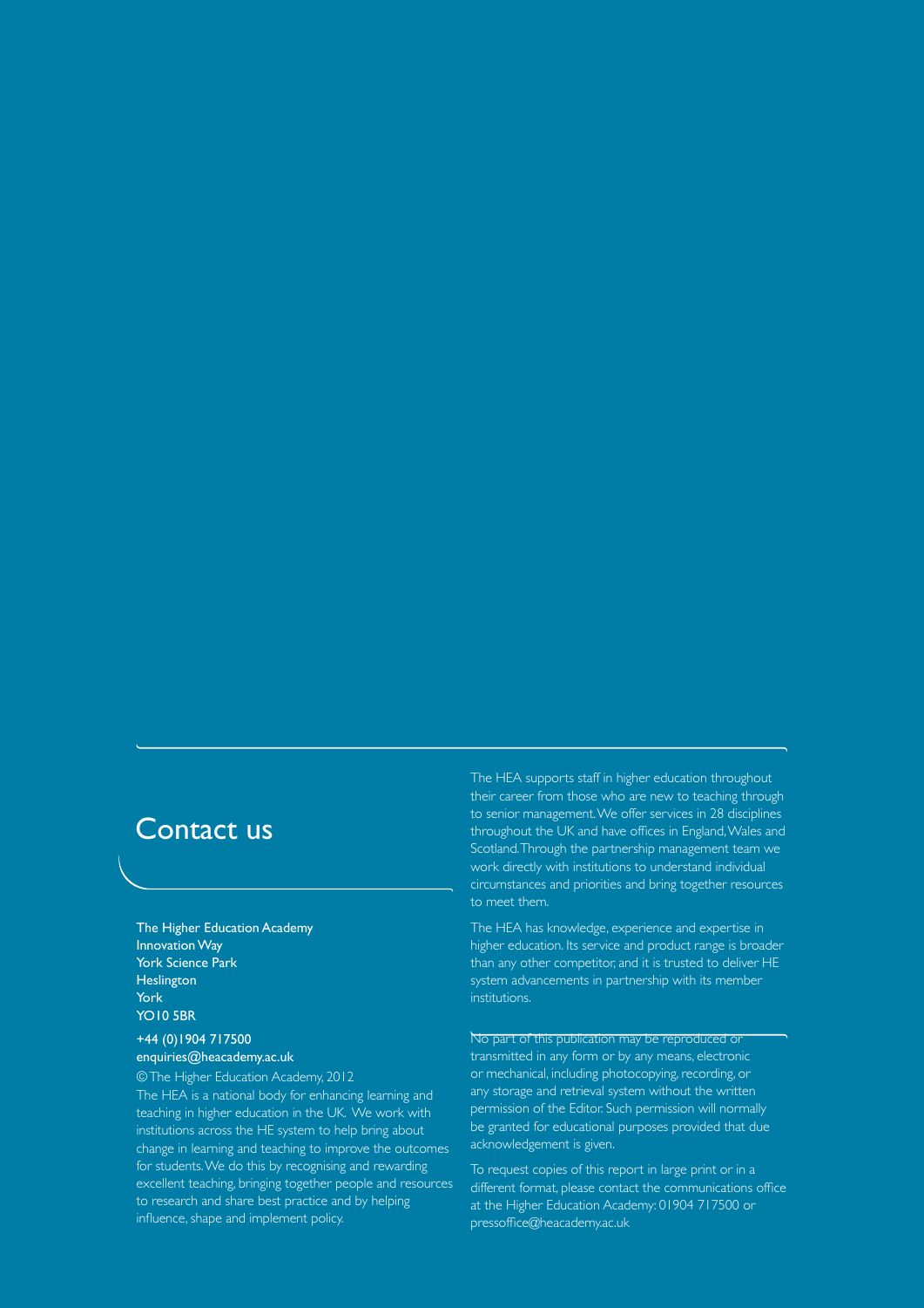# Contact us

The Higher Education Academy
Innovation Way
York Science Park
Heslington
York
YO10 5BR

+44 (0)1904 717500
enquiries@heacademy.ac.uk

© The Higher Education Academy, 2012

The HEA is a national body for enhancing learning and teaching in higher education in the UK. We work with institutions across the HE system to help bring about change in learning and teaching to improve the outcomes for students. We do this by recognising and rewarding excellent teaching, bringing together people and resources to research and share best practice and by helping influence, shape and implement policy.

The HEA supports staff in higher education throughout their career from those who are new to teaching through to senior management. We offer services in 28 disciplines throughout the UK and have offices in England, Wales and Scotland. Through the partnership management team we work directly with institutions to understand individual circumstances and priorities and bring together resources to meet them.

The HEA has knowledge, experience and expertise in higher education. Its service and product range is broader than any other competitor, and it is trusted to deliver HE system advancements in partnership with its member institutions.

No part of this publication may be reproduced or transmitted in any form or by any means, electronic or mechanical, including photocopying, recording, or any storage and retrieval system without the written permission of the Editor. Such permission will normally be granted for educational purposes provided that due acknowledgement is given.

To request copies of this report in large print or in a different format, please contact the communications office at the Higher Education Academy: 01904 717500 or pressoffice@heacademy.ac.uk